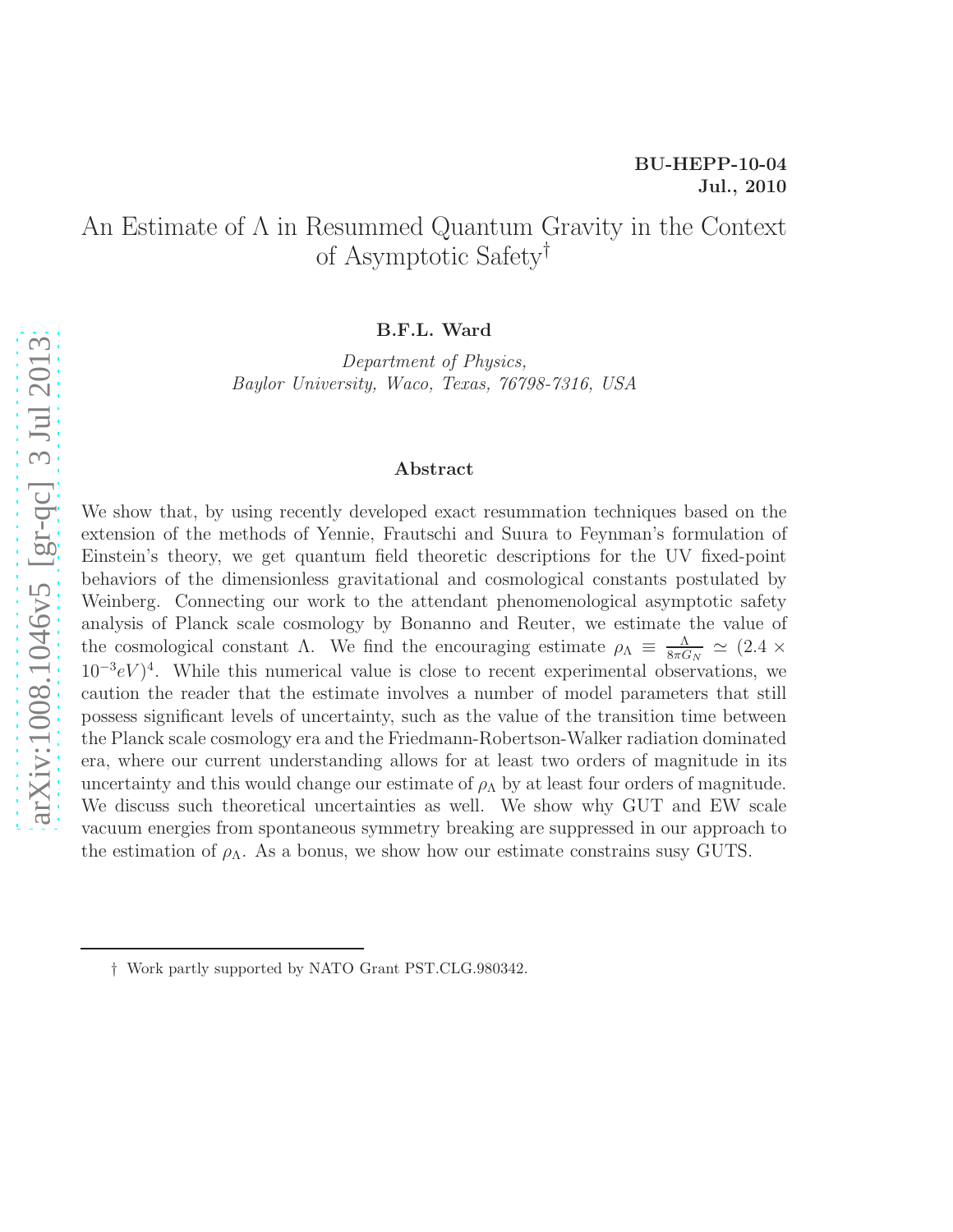**BU-HEPP-10-04**
**Jul., 2010**

# An Estimate of Λ in Resummed Quantum Gravity in the Context of Asymptotic Safety†

**B.F.L. Ward**

*Department of Physics,*
*Baylor University, Waco, Texas, 76798-7316, USA*

## Abstract

We show that, by using recently developed exact resummation techniques based on the extension of the methods of Yennie, Frautschi and Suura to Feynman's formulation of Einstein's theory, we get quantum field theoretic descriptions for the UV fixed-point behaviors of the dimensionless gravitational and cosmological constants postulated by Weinberg. Connecting our work to the attendant phenomenological asymptotic safety analysis of Planck scale cosmology by Bonanno and Reuter, we estimate the value of the cosmological constant $\Lambda$. We find the encouraging estimate $\rho_\Lambda \equiv \frac{\Lambda}{8\pi G_N} \simeq (2.4 \times 10^{-3} eV)^4$. While this numerical value is close to recent experimental observations, we caution the reader that the estimate involves a number of model parameters that still possess significant levels of uncertainty, such as the value of the transition time between the Planck scale cosmology era and the Friedmann-Robertson-Walker radiation dominated era, where our current understanding allows for at least two orders of magnitude in its uncertainty and this would change our estimate of $\rho_\Lambda$ by at least four orders of magnitude. We discuss such theoretical uncertainties as well. We show why GUT and EW scale vacuum energies from spontaneous symmetry breaking are suppressed in our approach to the estimation of $\rho_\Lambda$. As a bonus, we show how our estimate constrains susy GUTS.

† Work partly supported by NATO Grant PST.CLG.980342.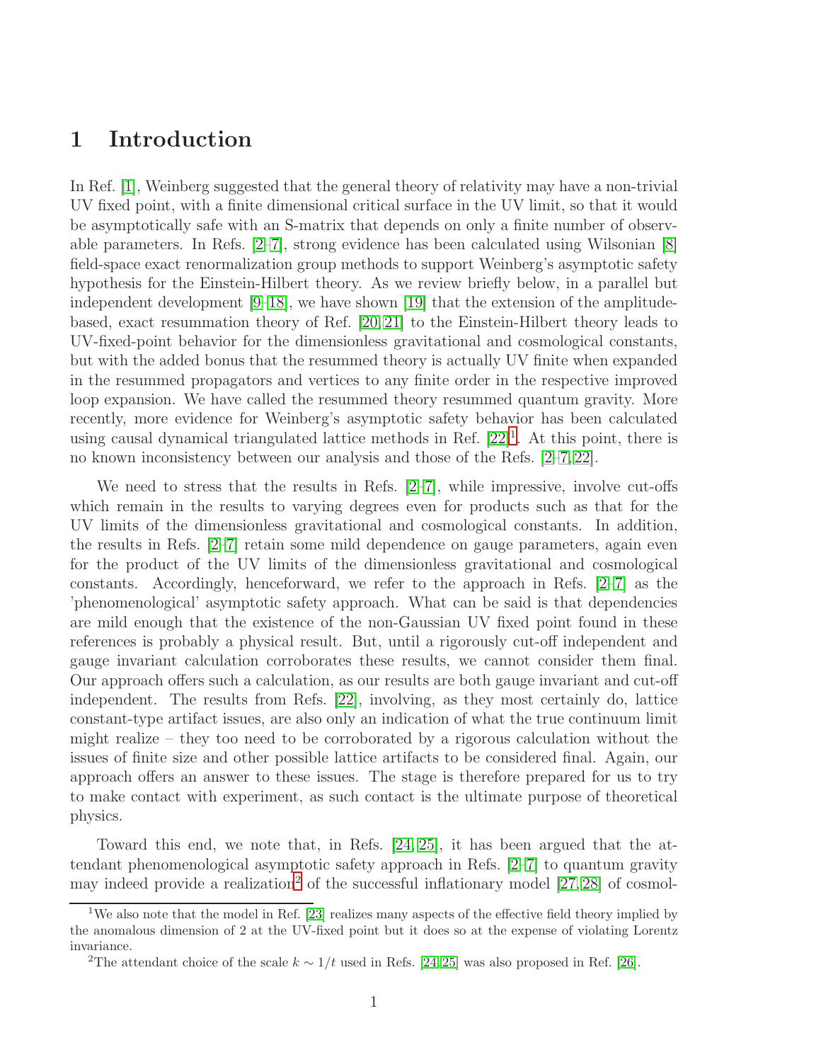# 1 Introduction

In Ref. [1], Weinberg suggested that the general theory of relativity may have a non-trivial UV fixed point, with a finite dimensional critical surface in the UV limit, so that it would be asymptotically safe with an S-matrix that depends on only a finite number of observable parameters. In Refs. [2–7], strong evidence has been calculated using Wilsonian [8] field-space exact renormalization group methods to support Weinberg's asymptotic safety hypothesis for the Einstein-Hilbert theory. As we review briefly below, in a parallel but independent development [9–18], we have shown [19] that the extension of the amplitude-based, exact resummation theory of Ref. [20, 21] to the Einstein-Hilbert theory leads to UV-fixed-point behavior for the dimensionless gravitational and cosmological constants, but with the added bonus that the resummed theory is actually UV finite when expanded in the resummed propagators and vertices to any finite order in the respective improved loop expansion. We have called the resummed theory resummed quantum gravity. More recently, more evidence for Weinberg's asymptotic safety behavior has been calculated using causal dynamical triangulated lattice methods in Ref. [22][1]. At this point, there is no known inconsistency between our analysis and those of the Refs. [2–7, 22].

We need to stress that the results in Refs. [2–7], while impressive, involve cut-offs which remain in the results to varying degrees even for products such as that for the UV limits of the dimensionless gravitational and cosmological constants. In addition, the results in Refs. [2–7] retain some mild dependence on gauge parameters, again even for the product of the UV limits of the dimensionless gravitational and cosmological constants. Accordingly, henceforward, we refer to the approach in Refs. [2–7] as the 'phenomenological' asymptotic safety approach. What can be said is that dependencies are mild enough that the existence of the non-Gaussian UV fixed point found in these references is probably a physical result. But, until a rigorously cut-off independent and gauge invariant calculation corroborates these results, we cannot consider them final. Our approach offers such a calculation, as our results are both gauge invariant and cut-off independent. The results from Refs. [22], involving, as they most certainly do, lattice constant-type artifact issues, are also only an indication of what the true continuum limit might realize – they too need to be corroborated by a rigorous calculation without the issues of finite size and other possible lattice artifacts to be considered final. Again, our approach offers an answer to these issues. The stage is therefore prepared for us to try to make contact with experiment, as such contact is the ultimate purpose of theoretical physics.

Toward this end, we note that, in Refs. [24, 25], it has been argued that the attendant phenomenological asymptotic safety approach in Refs. [2–7] to quantum gravity may indeed provide a realization[2] of the successful inflationary model [27, 28] of cosmol-

---

[1] We also note that the model in Ref. [23] realizes many aspects of the effective field theory implied by the anomalous dimension of 2 at the UV-fixed point but it does so at the expense of violating Lorentz invariance.

[2] The attendant choice of the scale $k \sim 1/t$ used in Refs. [24, 25] was also proposed in Ref. [26].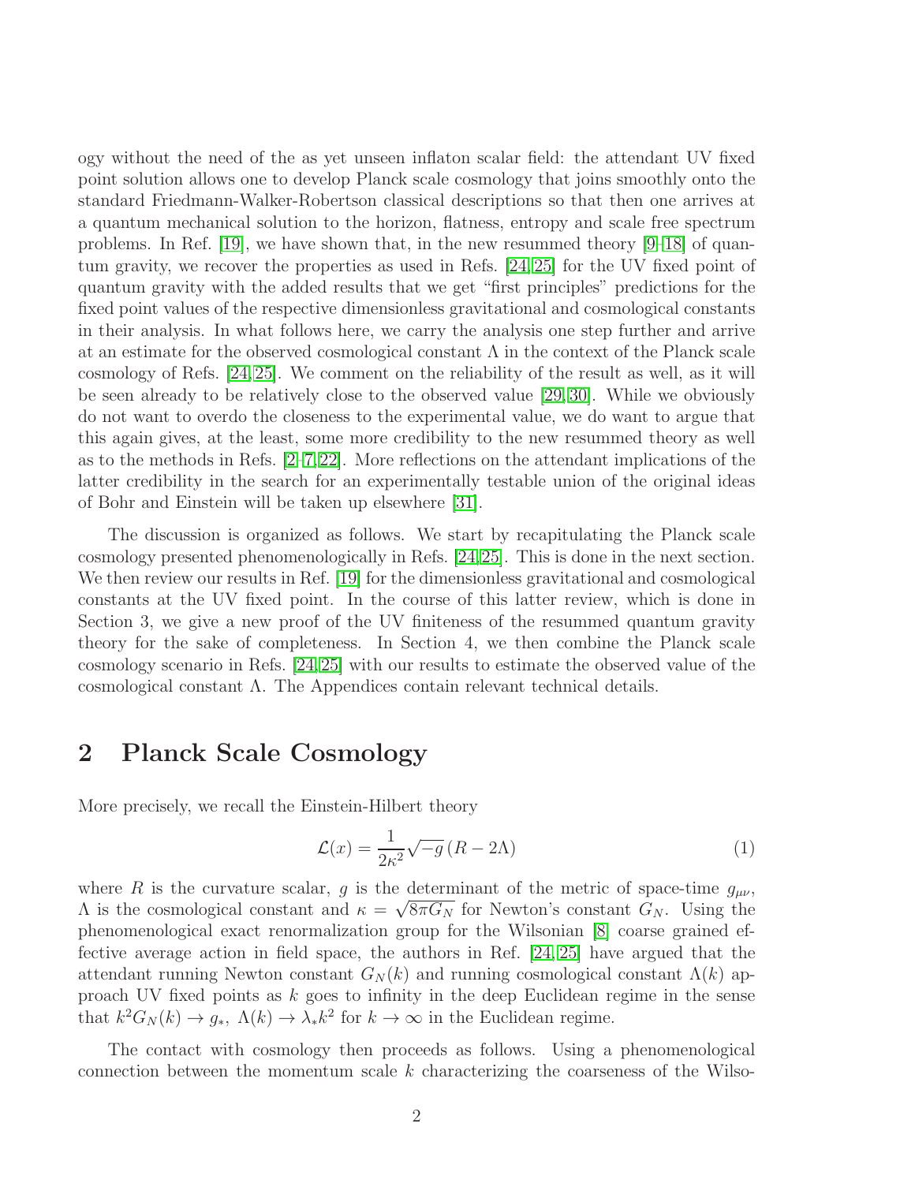ogy without the need of the as yet unseen inflaton scalar field: the attendant UV fixed point solution allows one to develop Planck scale cosmology that joins smoothly onto the standard Friedmann-Walker-Robertson classical descriptions so that then one arrives at a quantum mechanical solution to the horizon, flatness, entropy and scale free spectrum problems. In Ref. [19], we have shown that, in the new resummed theory [9–18] of quantum gravity, we recover the properties as used in Refs. [24,25] for the UV fixed point of quantum gravity with the added results that we get "first principles" predictions for the fixed point values of the respective dimensionless gravitational and cosmological constants in their analysis. In what follows here, we carry the analysis one step further and arrive at an estimate for the observed cosmological constant $\Lambda$ in the context of the Planck scale cosmology of Refs. [24,25]. We comment on the reliability of the result as well, as it will be seen already to be relatively close to the observed value [29,30]. While we obviously do not want to overdo the closeness to the experimental value, we do want to argue that this again gives, at the least, some more credibility to the new resummed theory as well as to the methods in Refs. [2–7,22]. More reflections on the attendant implications of the latter credibility in the search for an experimentally testable union of the original ideas of Bohr and Einstein will be taken up elsewhere [31].

The discussion is organized as follows. We start by recapitulating the Planck scale cosmology presented phenomenologically in Refs. [24,25]. This is done in the next section. We then review our results in Ref. [19] for the dimensionless gravitational and cosmological constants at the UV fixed point. In the course of this latter review, which is done in Section 3, we give a new proof of the UV finiteness of the resummed quantum gravity theory for the sake of completeness. In Section 4, we then combine the Planck scale cosmology scenario in Refs. [24,25] with our results to estimate the observed value of the cosmological constant $\Lambda$. The Appendices contain relevant technical details.

## 2 Planck Scale Cosmology

More precisely, we recall the Einstein-Hilbert theory

$$\mathcal{L}(x) = \frac{1}{2\kappa^2}\sqrt{-g}\,(R - 2\Lambda) \tag{1}$$

where $R$ is the curvature scalar, $g$ is the determinant of the metric of space-time $g_{\mu\nu}$, $\Lambda$ is the cosmological constant and $\kappa = \sqrt{8\pi G_N}$ for Newton's constant $G_N$. Using the phenomenological exact renormalization group for the Wilsonian [8] coarse grained effective average action in field space, the authors in Ref. [24,25] have argued that the attendant running Newton constant $G_N(k)$ and running cosmological constant $\Lambda(k)$ approach UV fixed points as $k$ goes to infinity in the deep Euclidean regime in the sense that $k^2 G_N(k) \to g_*$, $\Lambda(k) \to \lambda_* k^2$ for $k \to \infty$ in the Euclidean regime.

The contact with cosmology then proceeds as follows. Using a phenomenological connection between the momentum scale $k$ characterizing the coarseness of the Wilso-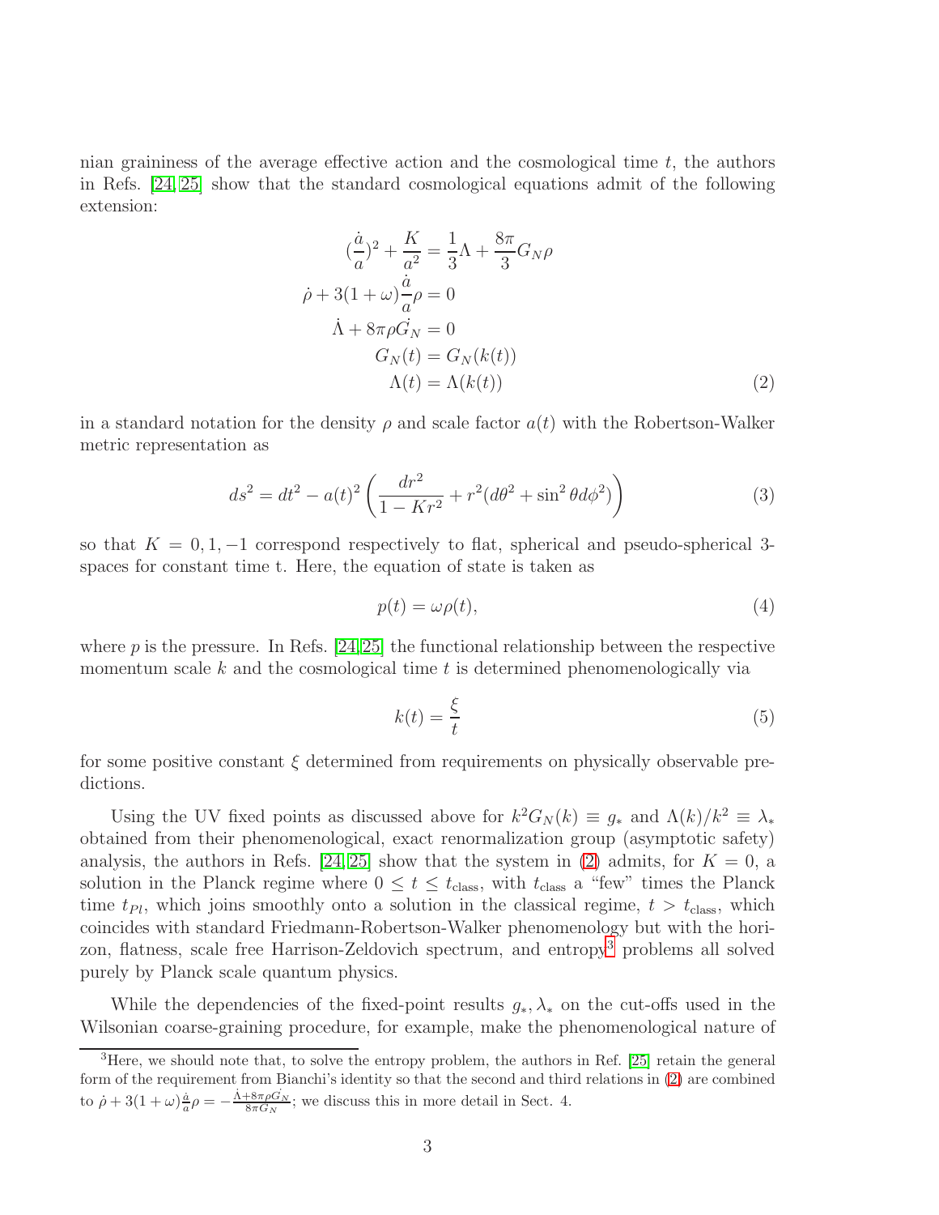nian graininess of the average effective action and the cosmological time $t$, the authors in Refs. [24, 25] show that the standard cosmological equations admit of the following extension:

$$
\begin{aligned}
(\frac{\dot{a}}{a})^2 + \frac{K}{a^2} &= \frac{1}{3}\Lambda + \frac{8\pi}{3}G_N\rho \\
\dot{\rho} + 3(1+\omega)\frac{\dot{a}}{a}\rho &= 0 \\
\dot{\Lambda} + 8\pi\rho\dot{G_N} &= 0 \\
G_N(t) &= G_N(k(t)) \\
\Lambda(t) &= \Lambda(k(t))
\end{aligned}
\tag{2}
$$

in a standard notation for the density $\rho$ and scale factor $a(t)$ with the Robertson-Walker metric representation as

$$
ds^2 = dt^2 - a(t)^2\left(\frac{dr^2}{1-Kr^2} + r^2(d\theta^2 + \sin^2\theta d\phi^2)\right) \tag{3}
$$

so that $K = 0, 1, -1$ correspond respectively to flat, spherical and pseudo-spherical 3-spaces for constant time t. Here, the equation of state is taken as

$$
p(t) = \omega\rho(t), \tag{4}
$$

where $p$ is the pressure. In Refs. [24,25] the functional relationship between the respective momentum scale $k$ and the cosmological time $t$ is determined phenomenologically via

$$
k(t) = \frac{\xi}{t} \tag{5}
$$

for some positive constant $\xi$ determined from requirements on physically observable predictions.

Using the UV fixed points as discussed above for $k^2 G_N(k) \equiv g_*$ and $\Lambda(k)/k^2 \equiv \lambda_*$ obtained from their phenomenological, exact renormalization group (asymptotic safety) analysis, the authors in Refs. [24, 25] show that the system in (2) admits, for $K = 0$, a solution in the Planck regime where $0 \le t \le t_{\rm class}$, with $t_{\rm class}$ a "few" times the Planck time $t_{Pl}$, which joins smoothly onto a solution in the classical regime, $t > t_{\rm class}$, which coincides with standard Friedmann-Robertson-Walker phenomenology but with the horizon, flatness, scale free Harrison-Zeldovich spectrum, and entropy[3] problems all solved purely by Planck scale quantum physics.

While the dependencies of the fixed-point results $g_*, \lambda_*$ on the cut-offs used in the Wilsonian coarse-graining procedure, for example, make the phenomenological nature of

[3] Here, we should note that, to solve the entropy problem, the authors in Ref. [25] retain the general form of the requirement from Bianchi's identity so that the second and third relations in (2) are combined to $\dot{\rho} + 3(1+\omega)\frac{\dot{a}}{a}\rho = -\frac{\dot{\Lambda} + 8\pi\rho\dot{G_N}}{8\pi G_N}$; we discuss this in more detail in Sect. 4.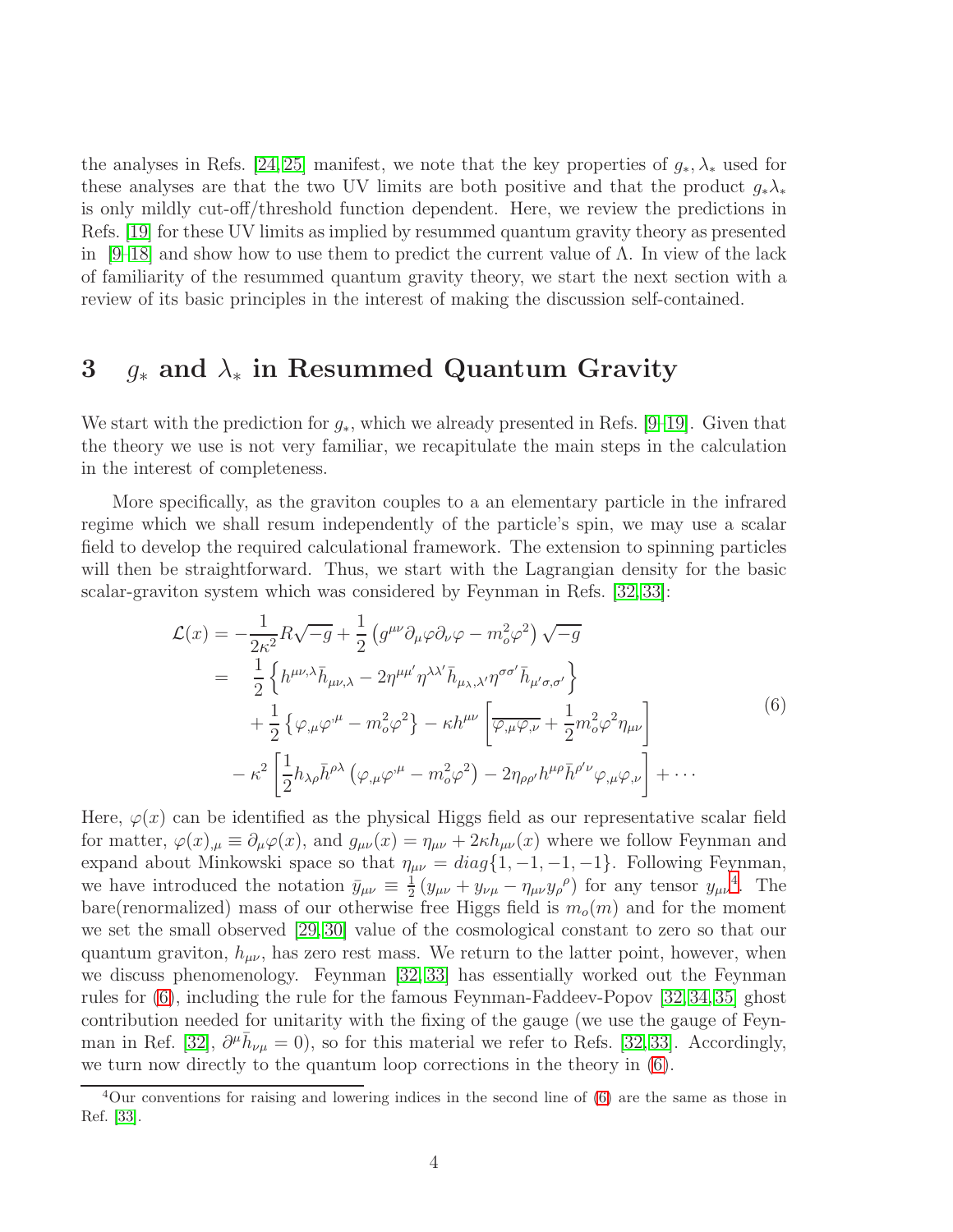the analyses in Refs. [24,25] manifest, we note that the key properties of $g_*, \lambda_*$ used for these analyses are that the two UV limits are both positive and that the product $g_*\lambda_*$ is only mildly cut-off/threshold function dependent. Here, we review the predictions in Refs. [19] for these UV limits as implied by resummed quantum gravity theory as presented in [9–18] and show how to use them to predict the current value of $\Lambda$. In view of the lack of familiarity of the resummed quantum gravity theory, we start the next section with a review of its basic principles in the interest of making the discussion self-contained.

## 3 $g_*$ and $\lambda_*$ in Resummed Quantum Gravity

We start with the prediction for $g_*$, which we already presented in Refs. [9–19]. Given that the theory we use is not very familiar, we recapitulate the main steps in the calculation in the interest of completeness.

More specifically, as the graviton couples to a an elementary particle in the infrared regime which we shall resum independently of the particle's spin, we may use a scalar field to develop the required calculational framework. The extension to spinning particles will then be straightforward. Thus, we start with the Lagrangian density for the basic scalar-graviton system which was considered by Feynman in Refs. [32,33]:

$$
\begin{aligned}
\mathcal{L}(x) &= -\frac{1}{2\kappa^2}R\sqrt{-g} + \frac{1}{2}\left(g^{\mu\nu}\partial_\mu\varphi\partial_\nu\varphi - m_o^2\varphi^2\right)\sqrt{-g} \\
&= \quad \frac{1}{2}\left\{h^{\mu\nu,\lambda}\bar{h}_{\mu\nu,\lambda} - 2\eta^{\mu\mu'}\eta^{\lambda\lambda'}\bar{h}_{\mu_\lambda,\lambda'}\eta^{\sigma\sigma'}\bar{h}_{\mu'\sigma,\sigma'}\right\} \\
&\quad + \frac{1}{2}\left\{\varphi_{,\mu}\varphi^{,\mu} - m_o^2\varphi^2\right\} - \kappa h^{\mu\nu}\left[\overline{\varphi_{,\mu}\varphi_{,\nu}} + \frac{1}{2}m_o^2\varphi^2\eta_{\mu\nu}\right] \\
&\quad - \kappa^2\left[\frac{1}{2}h_{\lambda\rho}\bar{h}^{\rho\lambda}\left(\varphi_{,\mu}\varphi^{,\mu} - m_o^2\varphi^2\right) - 2\eta_{\rho\rho'}h^{\mu\rho}\bar{h}^{\rho'\nu}\varphi_{,\mu}\varphi_{,\nu}\right] + \cdots
\end{aligned}
\tag{6}
$$

Here, $\varphi(x)$ can be identified as the physical Higgs field as our representative scalar field for matter, $\varphi(x)_{,\mu} \equiv \partial_\mu\varphi(x)$, and $g_{\mu\nu}(x) = \eta_{\mu\nu} + 2\kappa h_{\mu\nu}(x)$ where we follow Feynman and expand about Minkowski space so that $\eta_{\mu\nu} = diag\{1,-1,-1,-1\}$. Following Feynman, we have introduced the notation $\bar{y}_{\mu\nu} \equiv \frac{1}{2}\left(y_{\mu\nu} + y_{\nu\mu} - \eta_{\mu\nu}y_\rho{}^\rho\right)$ for any tensor $y_{\mu\nu}$[4]. The bare(renormalized) mass of our otherwise free Higgs field is $m_o(m)$ and for the moment we set the small observed [29,30] value of the cosmological constant to zero so that our quantum graviton, $h_{\mu\nu}$, has zero rest mass. We return to the latter point, however, when we discuss phenomenology. Feynman [32,33] has essentially worked out the Feynman rules for (6), including the rule for the famous Feynman-Faddeev-Popov [32,34,35] ghost contribution needed for unitarity with the fixing of the gauge (we use the gauge of Feynman in Ref. [32], $\partial^\mu\bar{h}_{\nu\mu} = 0$), so for this material we refer to Refs. [32,33]. Accordingly, we turn now directly to the quantum loop corrections in the theory in (6).

[4] Our conventions for raising and lowering indices in the second line of (6) are the same as those in Ref. [33].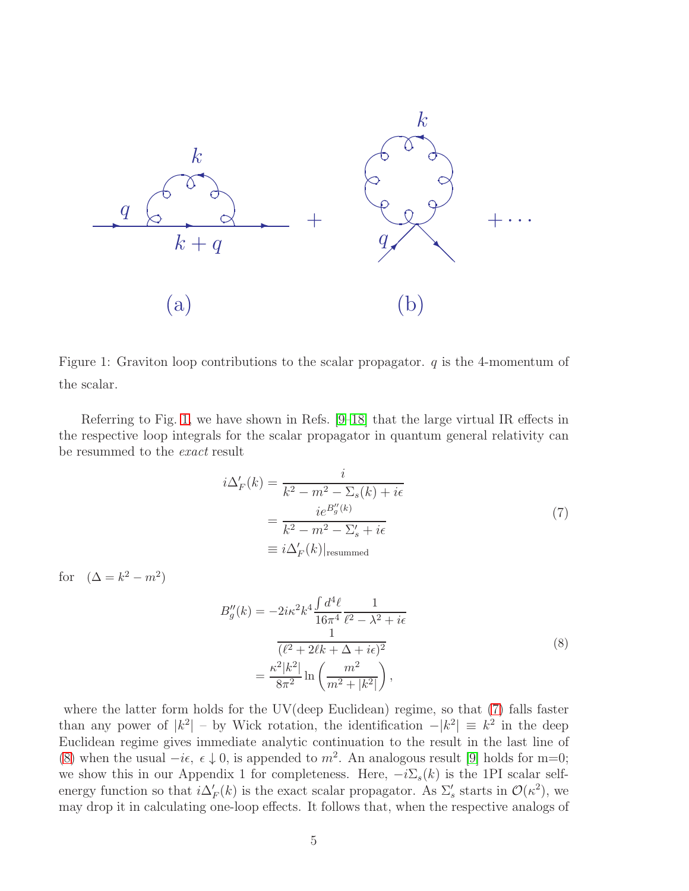Figure 1: Graviton loop contributions to the scalar propagator. $q$ is the 4-momentum of the scalar.

Referring to Fig. 1, we have shown in Refs. [9–18] that the large virtual IR effects in the respective loop integrals for the scalar propagator in quantum general relativity can be resummed to the *exact* result

$$
\begin{aligned}
i\Delta'_F(k) &= \frac{i}{k^2 - m^2 - \Sigma_s(k) + i\epsilon} \\
&= \frac{ie^{B''_g(k)}}{k^2 - m^2 - \Sigma'_s + i\epsilon} \\
&\equiv i\Delta'_F(k)|_{\text{resummed}}
\end{aligned}
\tag{7}
$$

for $\quad (\Delta = k^2 - m^2)$

$$
\begin{aligned}
B''_g(k) &= -2i\kappa^2 k^4 \frac{\int d^4\ell}{16\pi^4} \frac{1}{\ell^2 - \lambda^2 + i\epsilon} \\
&\qquad \frac{1}{(\ell^2 + 2\ell k + \Delta + i\epsilon)^2} \\
&= \frac{\kappa^2 |k^2|}{8\pi^2} \ln\left(\frac{m^2}{m^2 + |k^2|}\right),
\end{aligned}
\tag{8}
$$

where the latter form holds for the UV(deep Euclidean) regime, so that (7) falls faster than any power of $|k^2|$ – by Wick rotation, the identification $-|k^2| \equiv k^2$ in the deep Euclidean regime gives immediate analytic continuation to the result in the last line of (8) when the usual $-i\epsilon$, $\epsilon \downarrow 0$, is appended to $m^2$. An analogous result [9] holds for m=0; we show this in our Appendix 1 for completeness. Here, $-i\Sigma_s(k)$ is the 1PI scalar self-energy function so that $i\Delta'_F(k)$ is the exact scalar propagator. As $\Sigma'_s$ starts in $\mathcal{O}(\kappa^2)$, we may drop it in calculating one-loop effects. It follows that, when the respective analogs of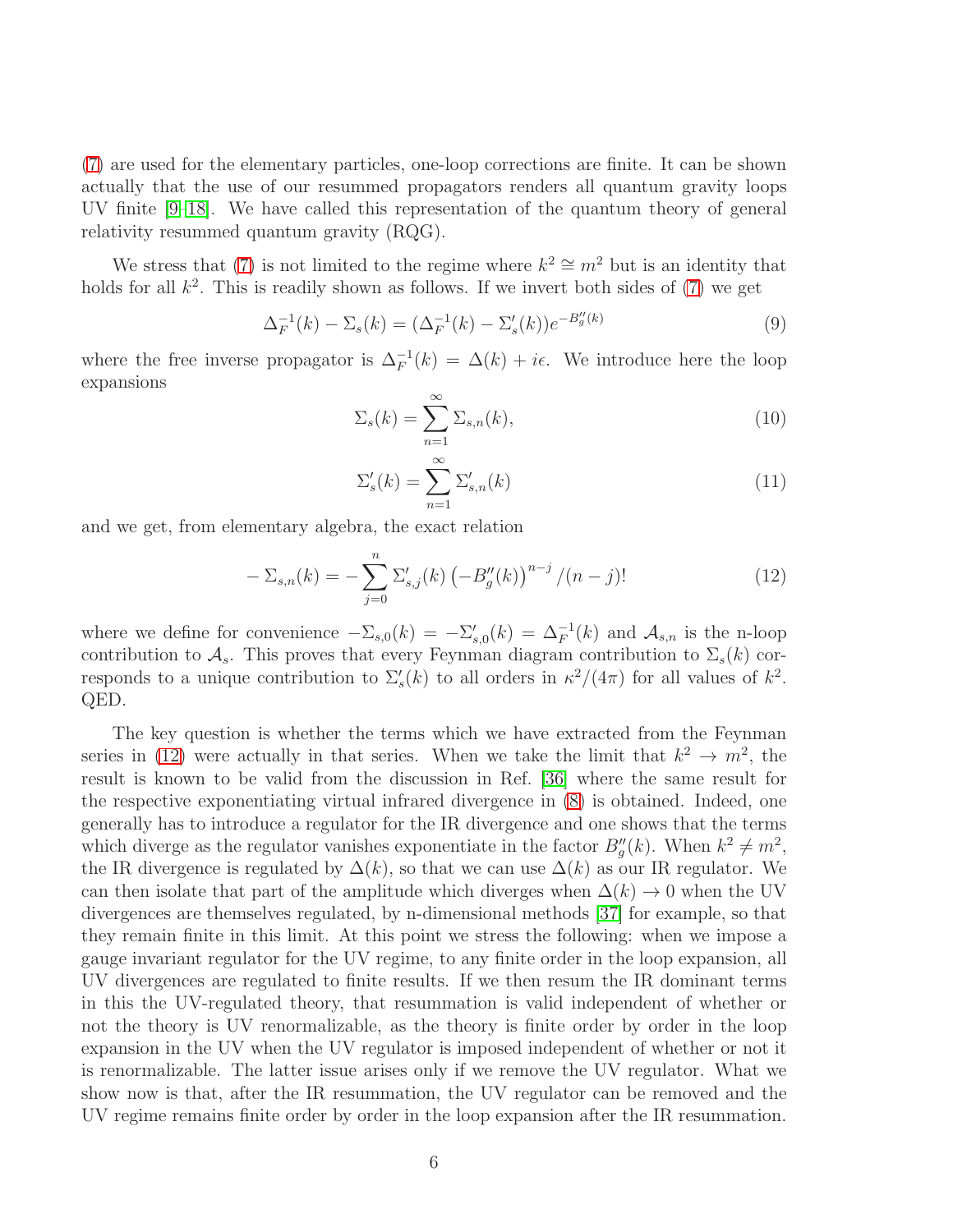(7) are used for the elementary particles, one-loop corrections are finite. It can be shown actually that the use of our resummed propagators renders all quantum gravity loops UV finite [9–18]. We have called this representation of the quantum theory of general relativity resummed quantum gravity (RQG).

We stress that (7) is not limited to the regime where $k^2 \cong m^2$ but is an identity that holds for all $k^2$. This is readily shown as follows. If we invert both sides of (7) we get

$$\Delta_F^{-1}(k) - \Sigma_s(k) = (\Delta_F^{-1}(k) - \Sigma_s'(k))e^{-B_g''(k)} \tag{9}$$

where the free inverse propagator is $\Delta_F^{-1}(k) = \Delta(k) + i\epsilon$. We introduce here the loop expansions

$$\Sigma_s(k) = \sum_{n=1}^{\infty} \Sigma_{s,n}(k), \tag{10}$$

$$\Sigma_s'(k) = \sum_{n=1}^{\infty} \Sigma_{s,n}'(k) \tag{11}$$

and we get, from elementary algebra, the exact relation

$$-\Sigma_{s,n}(k) = -\sum_{j=0}^{n} \Sigma_{s,j}'(k) \left(-B_g''(k)\right)^{n-j} /(n-j)! \tag{12}$$

where we define for convenience $-\Sigma_{s,0}(k) = -\Sigma_{s,0}'(k) = \Delta_F^{-1}(k)$ and $\mathcal{A}_{s,n}$ is the n-loop contribution to $\mathcal{A}_s$. This proves that every Feynman diagram contribution to $\Sigma_s(k)$ corresponds to a unique contribution to $\Sigma_s'(k)$ to all orders in $\kappa^2/(4\pi)$ for all values of $k^2$. QED.

The key question is whether the terms which we have extracted from the Feynman series in (12) were actually in that series. When we take the limit that $k^2 \to m^2$, the result is known to be valid from the discussion in Ref. [36] where the same result for the respective exponentiating virtual infrared divergence in (8) is obtained. Indeed, one generally has to introduce a regulator for the IR divergence and one shows that the terms which diverge as the regulator vanishes exponentiate in the factor $B_g''(k)$. When $k^2 \neq m^2$, the IR divergence is regulated by $\Delta(k)$, so that we can use $\Delta(k)$ as our IR regulator. We can then isolate that part of the amplitude which diverges when $\Delta(k) \to 0$ when the UV divergences are themselves regulated, by n-dimensional methods [37] for example, so that they remain finite in this limit. At this point we stress the following: when we impose a gauge invariant regulator for the UV regime, to any finite order in the loop expansion, all UV divergences are regulated to finite results. If we then resum the IR dominant terms in this the UV-regulated theory, that resummation is valid independent of whether or not the theory is UV renormalizable, as the theory is finite order by order in the loop expansion in the UV when the UV regulator is imposed independent of whether or not it is renormalizable. The latter issue arises only if we remove the UV regulator. What we show now is that, after the IR resummation, the UV regulator can be removed and the UV regime remains finite order by order in the loop expansion after the IR resummation.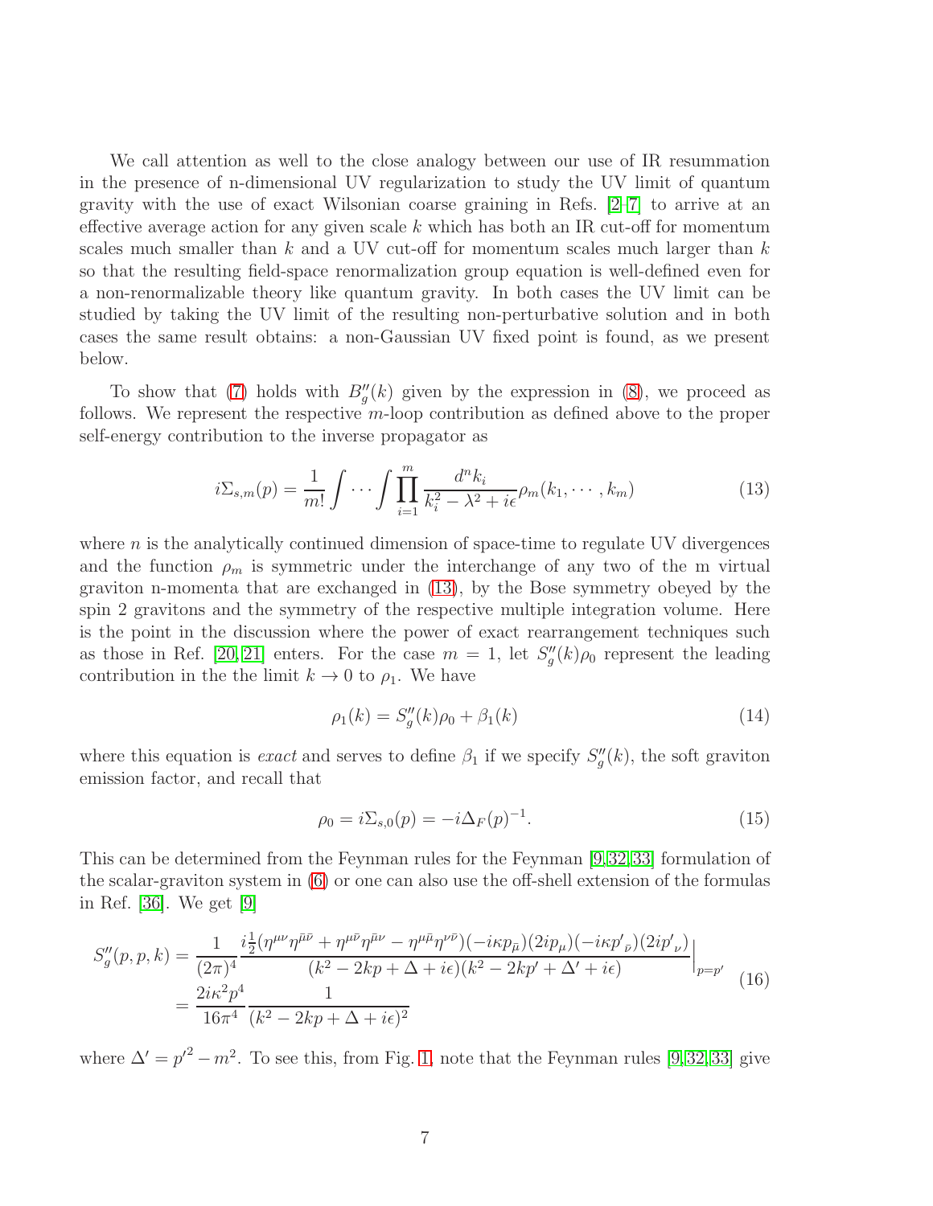We call attention as well to the close analogy between our use of IR resummation in the presence of n-dimensional UV regularization to study the UV limit of quantum gravity with the use of exact Wilsonian coarse graining in Refs. [2–7] to arrive at an effective average action for any given scale $k$ which has both an IR cut-off for momentum scales much smaller than $k$ and a UV cut-off for momentum scales much larger than $k$ so that the resulting field-space renormalization group equation is well-defined even for a non-renormalizable theory like quantum gravity. In both cases the UV limit can be studied by taking the UV limit of the resulting non-perturbative solution and in both cases the same result obtains: a non-Gaussian UV fixed point is found, as we present below.

To show that (7) holds with $B''_g(k)$ given by the expression in (8), we proceed as follows. We represent the respective $m$-loop contribution as defined above to the proper self-energy contribution to the inverse propagator as

$$i\Sigma_{s,m}(p) = \frac{1}{m!}\int\cdots\int\prod_{i=1}^{m}\frac{d^nk_i}{k_i^2-\lambda^2+i\epsilon}\rho_m(k_1,\cdots,k_m) \tag{13}$$

where $n$ is the analytically continued dimension of space-time to regulate UV divergences and the function $\rho_m$ is symmetric under the interchange of any two of the m virtual graviton n-momenta that are exchanged in (13), by the Bose symmetry obeyed by the spin 2 gravitons and the symmetry of the respective multiple integration volume. Here is the point in the discussion where the power of exact rearrangement techniques such as those in Ref. [20,21] enters. For the case $m=1$, let $S''_g(k)\rho_0$ represent the leading contribution in the the limit $k\to 0$ to $\rho_1$. We have

$$\rho_1(k) = S''_g(k)\rho_0 + \beta_1(k) \tag{14}$$

where this equation is *exact* and serves to define $\beta_1$ if we specify $S''_g(k)$, the soft graviton emission factor, and recall that

$$\rho_0 = i\Sigma_{s,0}(p) = -i\Delta_F(p)^{-1}. \tag{15}$$

This can be determined from the Feynman rules for the Feynman [9,32,33] formulation of the scalar-graviton system in (6) or one can also use the off-shell extension of the formulas in Ref. [36]. We get [9]

$$\begin{aligned}S''_g(p,p,k) &= \frac{1}{(2\pi)^4}\frac{i\frac{1}{2}(\eta^{\mu\nu}\eta^{\bar\mu\bar\nu}+\eta^{\mu\bar\nu}\eta^{\bar\mu\nu}-\eta^{\mu\bar\mu}\eta^{\nu\bar\nu})(-i\kappa p_{\bar\mu})(2ip_\mu)(-i\kappa p'_{\bar\nu})(2ip'_\nu)}{(k^2-2kp+\Delta+i\epsilon)(k^2-2kp'+\Delta'+i\epsilon)}\Big|_{p=p'}\\ &= \frac{2i\kappa^2p^4}{16\pi^4}\frac{1}{(k^2-2kp+\Delta+i\epsilon)^2}\end{aligned} \tag{16}$$

where $\Delta' = {p'}^2-m^2$. To see this, from Fig. 1, note that the Feynman rules [9,32,33] give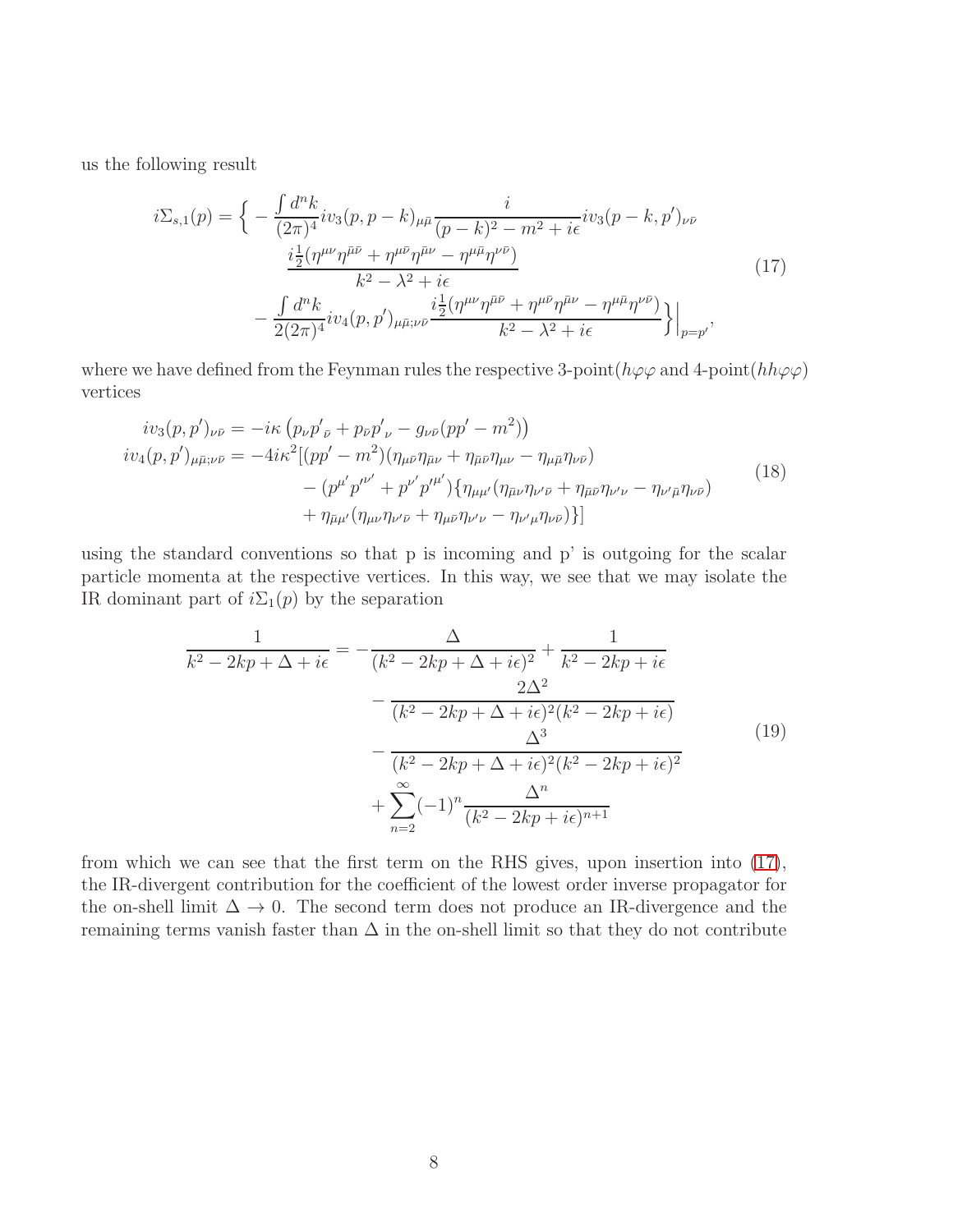us the following result

$$
\begin{aligned}
i\Sigma_{s,1}(p) = \Big\{ &-\frac{\int d^n k}{(2\pi)^4} i v_3(p,p-k)_{\mu\bar{\mu}} \frac{i}{(p-k)^2 - m^2 + i\epsilon} i v_3(p-k,p')_{\nu\bar{\nu}} \\
&\quad \frac{i\frac{1}{2}(\eta^{\mu\nu}\eta^{\bar{\mu}\bar{\nu}} + \eta^{\mu\bar{\nu}}\eta^{\bar{\mu}\nu} - \eta^{\mu\bar{\mu}}\eta^{\nu\bar{\nu}})}{k^2 - \lambda^2 + i\epsilon} \\
&- \frac{\int d^n k}{2(2\pi)^4} i v_4(p,p')_{\mu\bar{\mu};\nu\bar{\nu}} \frac{i\frac{1}{2}(\eta^{\mu\nu}\eta^{\bar{\mu}\bar{\nu}} + \eta^{\mu\bar{\nu}}\eta^{\bar{\mu}\nu} - \eta^{\mu\bar{\mu}}\eta^{\nu\bar{\nu}})}{k^2 - \lambda^2 + i\epsilon} \Big\}\Big|_{p=p'},
\end{aligned}
\tag{17}
$$

where we have defined from the Feynman rules the respective 3-point($h\varphi\varphi$ and 4-point($hh\varphi\varphi$) vertices

$$
\begin{aligned}
i v_3(p,p')_{\nu\bar{\nu}} &= -i\kappa\left(p_\nu p'_{\bar{\nu}} + p_{\bar{\nu}} p'_\nu - g_{\nu\bar{\nu}}(pp' - m^2)\right) \\
i v_4(p,p')_{\mu\bar{\mu};\nu\bar{\nu}} &= -4i\kappa^2 [(pp' - m^2)(\eta_{\mu\bar{\nu}}\eta_{\bar{\mu}\nu} + \eta_{\bar{\mu}\bar{\nu}}\eta_{\mu\nu} - \eta_{\mu\bar{\mu}}\eta_{\nu\bar{\nu}}) \\
&\quad - (p^{\mu'} p'^{\nu'} + p^{\nu'} p'^{\mu'})\{\eta_{\mu\mu'}(\eta_{\bar{\mu}\nu}\eta_{\nu'\bar{\nu}} + \eta_{\bar{\mu}\bar{\nu}}\eta_{\nu'\nu} - \eta_{\nu'\bar{\mu}}\eta_{\nu\bar{\nu}}) \\
&\quad + \eta_{\bar{\mu}\mu'}(\eta_{\mu\nu}\eta_{\nu'\bar{\nu}} + \eta_{\mu\bar{\nu}}\eta_{\nu'\nu} - \eta_{\nu'\mu}\eta_{\nu\bar{\nu}})\}]
\end{aligned}
\tag{18}
$$

using the standard conventions so that p is incoming and p' is outgoing for the scalar particle momenta at the respective vertices. In this way, we see that we may isolate the IR dominant part of $i\Sigma_1(p)$ by the separation

$$
\begin{aligned}
\frac{1}{k^2 - 2kp + \Delta + i\epsilon} = &-\frac{\Delta}{(k^2 - 2kp + \Delta + i\epsilon)^2} + \frac{1}{k^2 - 2kp + i\epsilon} \\
&- \frac{2\Delta^2}{(k^2 - 2kp + \Delta + i\epsilon)^2 (k^2 - 2kp + i\epsilon)} \\
&- \frac{\Delta^3}{(k^2 - 2kp + \Delta + i\epsilon)^2 (k^2 - 2kp + i\epsilon)^2} \\
&+ \sum_{n=2}^{\infty} (-1)^n \frac{\Delta^n}{(k^2 - 2kp + i\epsilon)^{n+1}}
\end{aligned}
\tag{19}
$$

from which we can see that the first term on the RHS gives, upon insertion into (17), the IR-divergent contribution for the coefficient of the lowest order inverse propagator for the on-shell limit $\Delta \to 0$. The second term does not produce an IR-divergence and the remaining terms vanish faster than $\Delta$ in the on-shell limit so that they do not contribute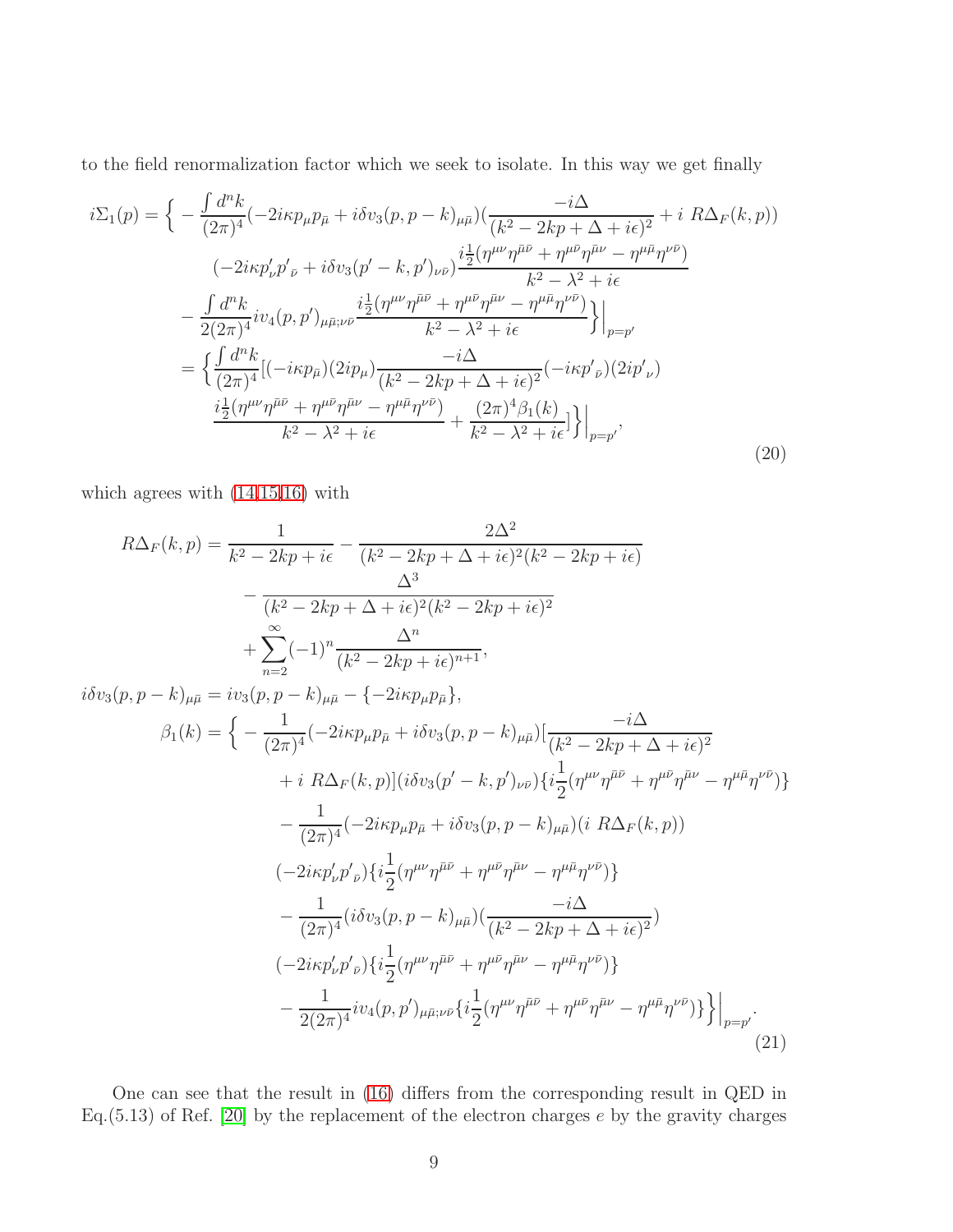to the field renormalization factor which we seek to isolate. In this way we get finally

$$
\begin{aligned}
i\Sigma_1(p) = \Big\{ & -\frac{\int d^n k}{(2\pi)^4}(-2i\kappa p_\mu p_{\bar\mu} + i\delta v_3(p,p-k)_{\mu\bar\mu})\Big(\frac{-i\Delta}{(k^2-2kp+\Delta+i\epsilon)^2} + i\ R\Delta_F(k,p)\Big) \\
& (-2i\kappa p'_\nu p'_{\bar\nu} + i\delta v_3(p'-k,p')_{\nu\bar\nu})\frac{i\frac{1}{2}(\eta^{\mu\nu}\eta^{\bar\mu\bar\nu} + \eta^{\mu\bar\nu}\eta^{\bar\mu\nu} - \eta^{\mu\bar\mu}\eta^{\nu\bar\nu})}{k^2-\lambda^2+i\epsilon} \\
& - \frac{\int d^n k}{2(2\pi)^4} i v_4(p,p')_{\mu\bar\mu;\nu\bar\nu}\frac{i\frac{1}{2}(\eta^{\mu\nu}\eta^{\bar\mu\bar\nu} + \eta^{\mu\bar\nu}\eta^{\bar\mu\nu} - \eta^{\mu\bar\mu}\eta^{\nu\bar\nu})}{k^2-\lambda^2+i\epsilon}\Big\}\Big|_{p=p'} \\
= \Big\{ & \frac{\int d^n k}{(2\pi)^4}[(-i\kappa p_{\bar\mu})(2ip_\mu)\frac{-i\Delta}{(k^2-2kp+\Delta+i\epsilon)^2}(-i\kappa p'_{\bar\nu})(2ip'_\nu) \\
& \frac{i\frac{1}{2}(\eta^{\mu\nu}\eta^{\bar\mu\bar\nu} + \eta^{\mu\bar\nu}\eta^{\bar\mu\nu} - \eta^{\mu\bar\mu}\eta^{\nu\bar\nu})}{k^2-\lambda^2+i\epsilon} + \frac{(2\pi)^4\beta_1(k)}{k^2-\lambda^2+i\epsilon}]\Big\}\Big|_{p=p'},
\end{aligned}
\tag{20}
$$

which agrees with (14,15,16) with

$$
\begin{aligned}
R\Delta_F(k,p) = & \frac{1}{k^2-2kp+i\epsilon} - \frac{2\Delta^2}{(k^2-2kp+\Delta+i\epsilon)^2(k^2-2kp+i\epsilon)} \\
& - \frac{\Delta^3}{(k^2-2kp+\Delta+i\epsilon)^2(k^2-2kp+i\epsilon)^2} \\
& + \sum_{n=2}^{\infty}(-1)^n\frac{\Delta^n}{(k^2-2kp+i\epsilon)^{n+1}}, \\
i\delta v_3(p,p-k)_{\mu\bar\mu} = & \ i v_3(p,p-k)_{\mu\bar\mu} - \{-2i\kappa p_\mu p_{\bar\mu}\}, \\
\beta_1(k) = \Big\{ & -\frac{1}{(2\pi)^4}(-2i\kappa p_\mu p_{\bar\mu} + i\delta v_3(p,p-k)_{\mu\bar\mu})[\frac{-i\Delta}{(k^2-2kp+\Delta+i\epsilon)^2} \\
& + i\ R\Delta_F(k,p)](i\delta v_3(p'-k,p')_{\nu\bar\nu})\{i\frac{1}{2}(\eta^{\mu\nu}\eta^{\bar\mu\bar\nu} + \eta^{\mu\bar\nu}\eta^{\bar\mu\nu} - \eta^{\mu\bar\mu}\eta^{\nu\bar\nu})\} \\
& - \frac{1}{(2\pi)^4}(-2i\kappa p_\mu p_{\bar\mu} + i\delta v_3(p,p-k)_{\mu\bar\mu})(i\ R\Delta_F(k,p)) \\
& (-2i\kappa p'_\nu p'_{\bar\nu})\{i\frac{1}{2}(\eta^{\mu\nu}\eta^{\bar\mu\bar\nu} + \eta^{\mu\bar\nu}\eta^{\bar\mu\nu} - \eta^{\mu\bar\mu}\eta^{\nu\bar\nu})\} \\
& - \frac{1}{(2\pi)^4}(i\delta v_3(p,p-k)_{\mu\bar\mu})(\frac{-i\Delta}{(k^2-2kp+\Delta+i\epsilon)^2}) \\
& (-2i\kappa p'_\nu p'_{\bar\nu})\{i\frac{1}{2}(\eta^{\mu\nu}\eta^{\bar\mu\bar\nu} + \eta^{\mu\bar\nu}\eta^{\bar\mu\nu} - \eta^{\mu\bar\mu}\eta^{\nu\bar\nu})\} \\
& - \frac{1}{2(2\pi)^4} i v_4(p,p')_{\mu\bar\mu;\nu\bar\nu}\{i\frac{1}{2}(\eta^{\mu\nu}\eta^{\bar\mu\bar\nu} + \eta^{\mu\bar\nu}\eta^{\bar\mu\nu} - \eta^{\mu\bar\mu}\eta^{\nu\bar\nu})\}\Big\}\Big|_{p=p'}.
\end{aligned}
\tag{21}
$$

One can see that the result in (16) differs from the corresponding result in QED in Eq.(5.13) of Ref. [20] by the replacement of the electron charges $e$ by the gravity charges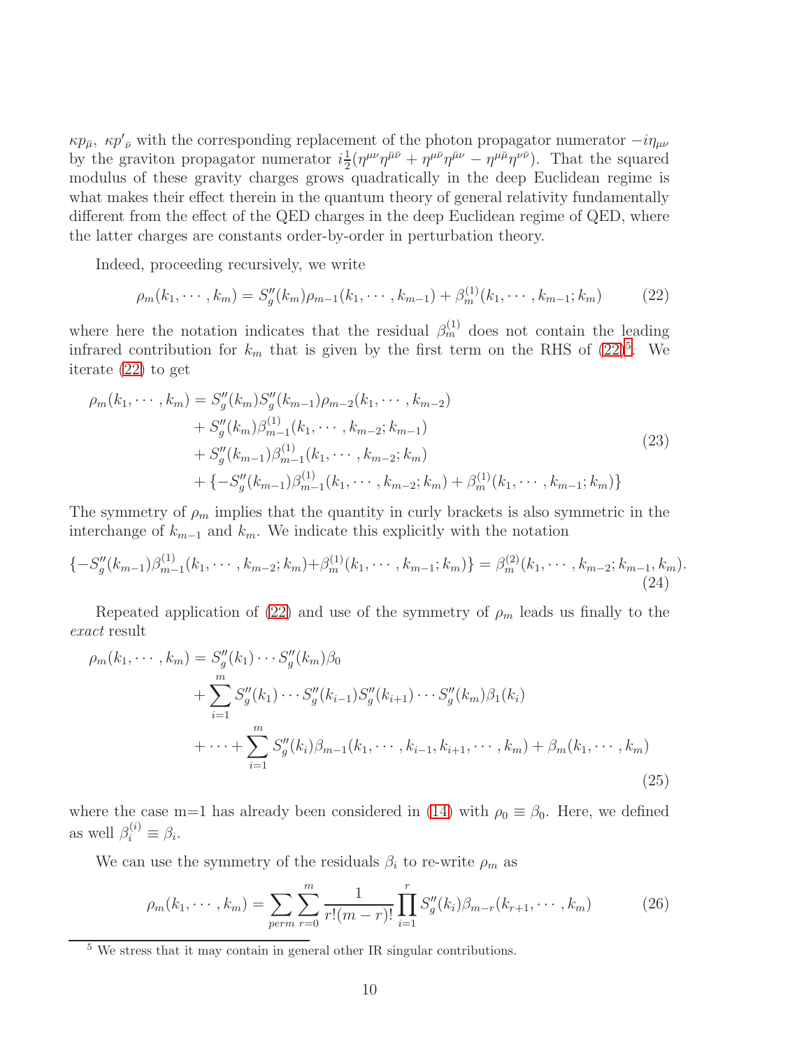$\kappa p_{\bar{\mu}},\ \kappa p'_{\bar{\nu}}$ with the corresponding replacement of the photon propagator numerator $-i\eta_{\mu\nu}$ by the graviton propagator numerator $i\frac{1}{2}(\eta^{\mu\nu}\eta^{\bar{\mu}\bar{\nu}} + \eta^{\mu\bar{\nu}}\eta^{\bar{\mu}\nu} - \eta^{\mu\bar{\mu}}\eta^{\nu\bar{\nu}})$. That the squared modulus of these gravity charges grows quadratically in the deep Euclidean regime is what makes their effect therein in the quantum theory of general relativity fundamentally different from the effect of the QED charges in the deep Euclidean regime of QED, where the latter charges are constants order-by-order in perturbation theory.

Indeed, proceeding recursively, we write

$$\rho_m(k_1,\cdots,k_m) = S''_g(k_m)\rho_{m-1}(k_1,\cdots,k_{m-1}) + \beta^{(1)}_m(k_1,\cdots,k_{m-1};k_m) \tag{22}$$

where here the notation indicates that the residual $\beta^{(1)}_m$ does not contain the leading infrared contribution for $k_m$ that is given by the first term on the RHS of (22)[5]. We iterate (22) to get

$$\begin{aligned}
\rho_m(k_1,\cdots,k_m) &= S''_g(k_m)S''_g(k_{m-1})\rho_{m-2}(k_1,\cdots,k_{m-2}) \\
&+ S''_g(k_m)\beta^{(1)}_{m-1}(k_1,\cdots,k_{m-2};k_{m-1}) \\
&+ S''_g(k_{m-1})\beta^{(1)}_{m-1}(k_1,\cdots,k_{m-2};k_m) \\
&+ \{-S''_g(k_{m-1})\beta^{(1)}_{m-1}(k_1,\cdots,k_{m-2};k_m) + \beta^{(1)}_m(k_1,\cdots,k_{m-1};k_m)\}
\end{aligned} \tag{23}$$

The symmetry of $\rho_m$ implies that the quantity in curly brackets is also symmetric in the interchange of $k_{m-1}$ and $k_m$. We indicate this explicitly with the notation

$$\{-S''_g(k_{m-1})\beta^{(1)}_{m-1}(k_1,\cdots,k_{m-2};k_m)+\beta^{(1)}_m(k_1,\cdots,k_{m-1};k_m)\} = \beta^{(2)}_m(k_1,\cdots,k_{m-2};k_{m-1},k_m). \tag{24}$$

Repeated application of (22) and use of the symmetry of $\rho_m$ leads us finally to the *exact* result

$$\begin{aligned}
\rho_m(k_1,\cdots,k_m) &= S''_g(k_1)\cdots S''_g(k_m)\beta_0 \\
&+ \sum_{i=1}^{m} S''_g(k_1)\cdots S''_g(k_{i-1})S''_g(k_{i+1})\cdots S''_g(k_m)\beta_1(k_i) \\
&+ \cdots + \sum_{i=1}^{m} S''_g(k_i)\beta_{m-1}(k_1,\cdots,k_{i-1},k_{i+1},\cdots,k_m) + \beta_m(k_1,\cdots,k_m)
\end{aligned} \tag{25}$$

where the case m=1 has already been considered in (14) with $\rho_0 \equiv \beta_0$. Here, we defined as well $\beta^{(i)}_i \equiv \beta_i$.

We can use the symmetry of the residuals $\beta_i$ to re-write $\rho_m$ as

$$\rho_m(k_1,\cdots,k_m) = \sum_{perm}\sum_{r=0}^{m}\frac{1}{r!(m-r)!}\prod_{i=1}^{r} S''_g(k_i)\beta_{m-r}(k_{r+1},\cdots,k_m) \tag{26}$$

---

[5] We stress that it may contain in general other IR singular contributions.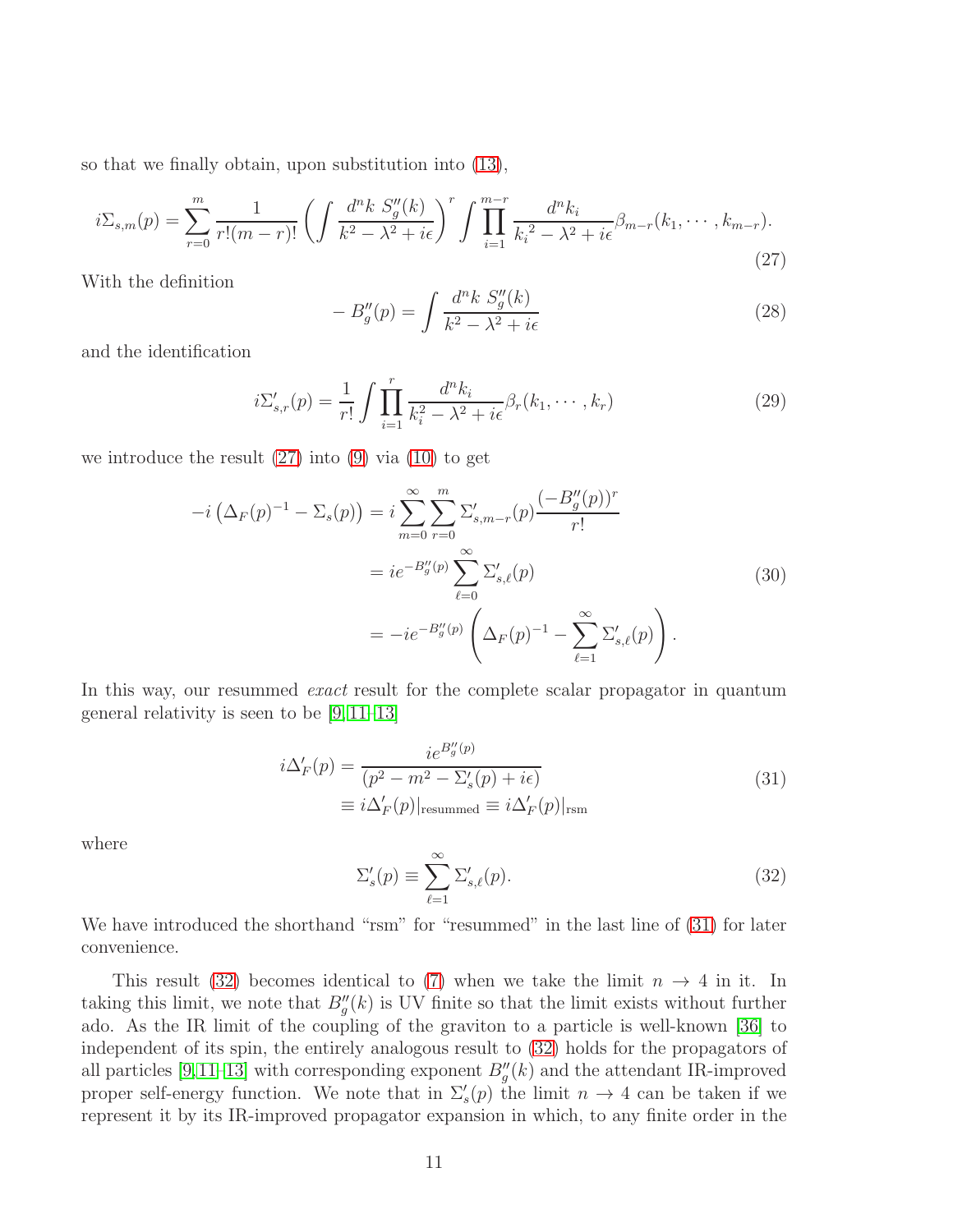so that we finally obtain, upon substitution into (13),

$$
i\Sigma_{s,m}(p) = \sum_{r=0}^{m} \frac{1}{r!(m-r)!} \left( \int \frac{d^n k \; S_g''(k)}{k^2 - \lambda^2 + i\epsilon} \right)^r \int \prod_{i=1}^{m-r} \frac{d^n k_i}{{k_i}^2 - \lambda^2 + i\epsilon} \beta_{m-r}(k_1, \cdots, k_{m-r}). \tag{27}
$$

With the definition

$$
-B_g''(p) = \int \frac{d^n k \; S_g''(k)}{k^2 - \lambda^2 + i\epsilon} \tag{28}
$$

and the identification

$$
i\Sigma'_{s,r}(p) = \frac{1}{r!} \int \prod_{i=1}^{r} \frac{d^n k_i}{k_i^2 - \lambda^2 + i\epsilon} \beta_r(k_1, \cdots, k_r) \tag{29}
$$

we introduce the result (27) into (9) via (10) to get

$$
\begin{aligned}
-i\left(\Delta_F(p)^{-1} - \Sigma_s(p)\right) &= i \sum_{m=0}^{\infty} \sum_{r=0}^{m} \Sigma'_{s,m-r}(p) \frac{(-B_g''(p))^r}{r!} \\
&= i e^{-B_g''(p)} \sum_{\ell=0}^{\infty} \Sigma'_{s,\ell}(p) \\
&= -i e^{-B_g''(p)} \left( \Delta_F(p)^{-1} - \sum_{\ell=1}^{\infty} \Sigma'_{s,\ell}(p) \right).
\end{aligned} \tag{30}
$$

In this way, our resummed *exact* result for the complete scalar propagator in quantum general relativity is seen to be [9,11–13]

$$
\begin{aligned}
i\Delta'_F(p) &= \frac{i e^{B_g''(p)}}{(p^2 - m^2 - \Sigma'_s(p) + i\epsilon)} \\
&\equiv i\Delta'_F(p)|_{\text{resummed}} \equiv i\Delta'_F(p)|_{\text{rsm}}
\end{aligned} \tag{31}
$$

where

$$
\Sigma'_s(p) \equiv \sum_{\ell=1}^{\infty} \Sigma'_{s,\ell}(p). \tag{32}
$$

We have introduced the shorthand "rsm" for "resummed" in the last line of (31) for later convenience.

This result (32) becomes identical to (7) when we take the limit $n \to 4$ in it. In taking this limit, we note that $B_g''(k)$ is UV finite so that the limit exists without further ado. As the IR limit of the coupling of the graviton to a particle is well-known [36] to independent of its spin, the entirely analogous result to (32) holds for the propagators of all particles [9,11–13] with corresponding exponent $B_g''(k)$ and the attendant IR-improved proper self-energy function. We note that in $\Sigma'_s(p)$ the limit $n \to 4$ can be taken if we represent it by its IR-improved propagator expansion in which, to any finite order in the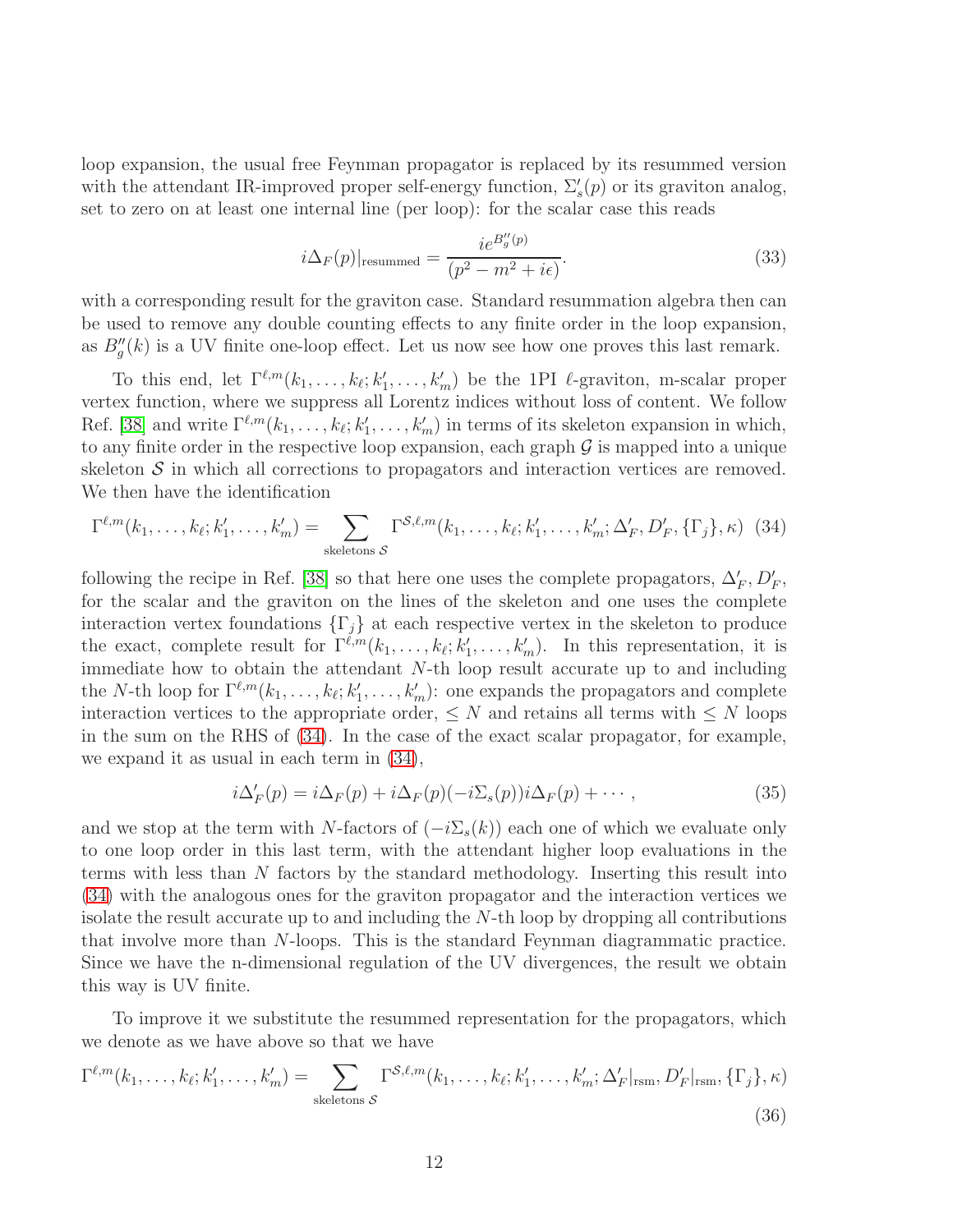loop expansion, the usual free Feynman propagator is replaced by its resummed version with the attendant IR-improved proper self-energy function, $\Sigma'_s(p)$ or its graviton analog, set to zero on at least one internal line (per loop): for the scalar case this reads

$$i\Delta_F(p)|_{\rm resummed} = \frac{ie^{B''_g(p)}}{(p^2 - m^2 + i\epsilon)}. \tag{33}$$

with a corresponding result for the graviton case. Standard resummation algebra then can be used to remove any double counting effects to any finite order in the loop expansion, as $B''_g(k)$ is a UV finite one-loop effect. Let us now see how one proves this last remark.

To this end, let $\Gamma^{\ell,m}(k_1,\ldots,k_\ell;k'_1,\ldots,k'_m)$ be the 1PI $\ell$-graviton, m-scalar proper vertex function, where we suppress all Lorentz indices without loss of content. We follow Ref. [38] and write $\Gamma^{\ell,m}(k_1,\ldots,k_\ell;k'_1,\ldots,k'_m)$ in terms of its skeleton expansion in which, to any finite order in the respective loop expansion, each graph $\mathcal{G}$ is mapped into a unique skeleton $\mathcal{S}$ in which all corrections to propagators and interaction vertices are removed. We then have the identification

$$\Gamma^{\ell,m}(k_1,\ldots,k_\ell;k'_1,\ldots,k'_m) = \sum_{\text{skeletons } \mathcal{S}} \Gamma^{\mathcal{S},\ell,m}(k_1,\ldots,k_\ell;k'_1,\ldots,k'_m;\Delta'_F,D'_F,\{\Gamma_j\},\kappa) \tag{34}$$

following the recipe in Ref. [38] so that here one uses the complete propagators, $\Delta'_F, D'_F$, for the scalar and the graviton on the lines of the skeleton and one uses the complete interaction vertex foundations $\{\Gamma_j\}$ at each respective vertex in the skeleton to produce the exact, complete result for $\Gamma^{\ell,m}(k_1,\ldots,k_\ell;k'_1,\ldots,k'_m)$. In this representation, it is immediate how to obtain the attendant $N$-th loop result accurate up to and including the $N$-th loop for $\Gamma^{\ell,m}(k_1,\ldots,k_\ell;k'_1,\ldots,k'_m)$: one expands the propagators and complete interaction vertices to the appropriate order, $\leq N$ and retains all terms with $\leq N$ loops in the sum on the RHS of (34). In the case of the exact scalar propagator, for example, we expand it as usual in each term in (34),

$$i\Delta'_F(p) = i\Delta_F(p) + i\Delta_F(p)(-i\Sigma_s(p))i\Delta_F(p) + \cdots, \tag{35}$$

and we stop at the term with $N$-factors of $(-i\Sigma_s(k))$ each one of which we evaluate only to one loop order in this last term, with the attendant higher loop evaluations in the terms with less than $N$ factors by the standard methodology. Inserting this result into (34) with the analogous ones for the graviton propagator and the interaction vertices we isolate the result accurate up to and including the $N$-th loop by dropping all contributions that involve more than $N$-loops. This is the standard Feynman diagrammatic practice. Since we have the n-dimensional regulation of the UV divergences, the result we obtain this way is UV finite.

To improve it we substitute the resummed representation for the propagators, which we denote as we have above so that we have

$$\Gamma^{\ell,m}(k_1,\ldots,k_\ell;k'_1,\ldots,k'_m) = \sum_{\text{skeletons } \mathcal{S}} \Gamma^{\mathcal{S},\ell,m}(k_1,\ldots,k_\ell;k'_1,\ldots,k'_m;\Delta'_F|_{\rm rsm},D'_F|_{\rm rsm},\{\Gamma_j\},\kappa) \tag{36}$$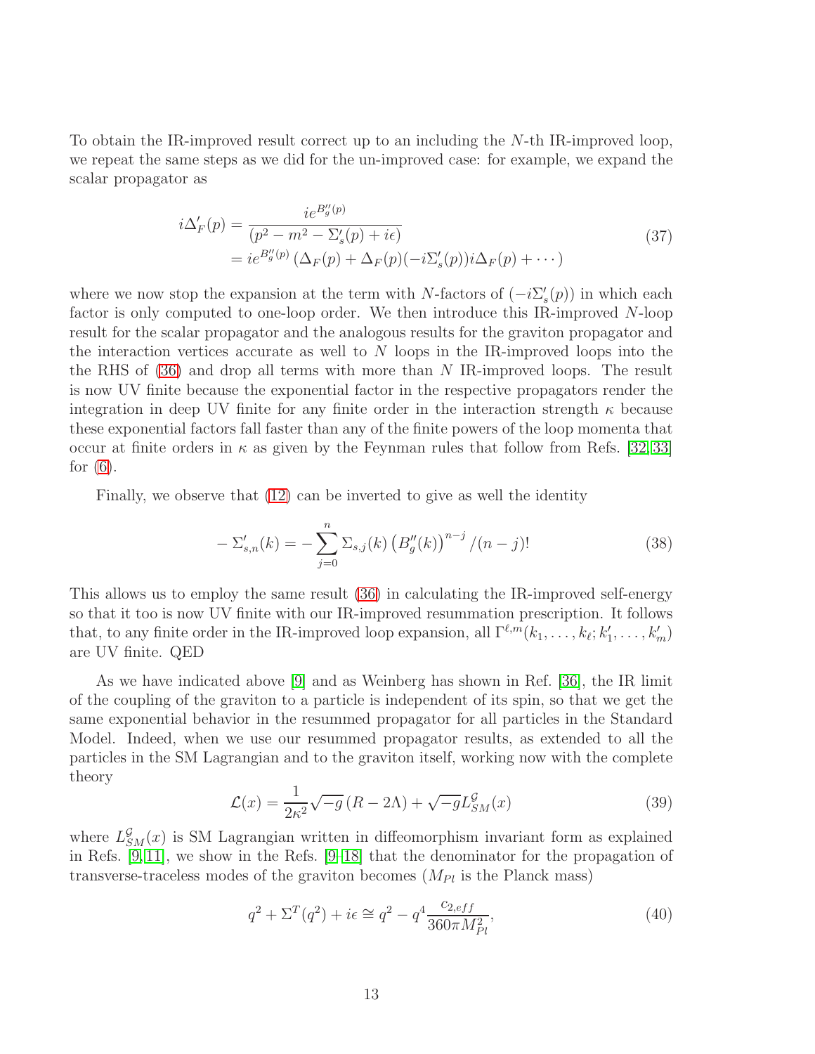To obtain the IR-improved result correct up to an including the $N$-th IR-improved loop, we repeat the same steps as we did for the un-improved case: for example, we expand the scalar propagator as

$$
\begin{aligned}
i\Delta'_F(p) &= \frac{ie^{B''_g(p)}}{(p^2 - m^2 - \Sigma'_s(p) + i\epsilon)} \\
&= ie^{B''_g(p)} \left(\Delta_F(p) + \Delta_F(p)(-i\Sigma'_s(p))i\Delta_F(p) + \cdots\right)
\end{aligned}
\tag{37}
$$

where we now stop the expansion at the term with $N$-factors of $(-i\Sigma'_s(p))$ in which each factor is only computed to one-loop order. We then introduce this IR-improved $N$-loop result for the scalar propagator and the analogous results for the graviton propagator and the interaction vertices accurate as well to $N$ loops in the IR-improved loops into the the RHS of (36) and drop all terms with more than $N$ IR-improved loops. The result is now UV finite because the exponential factor in the respective propagators render the integration in deep UV finite for any finite order in the interaction strength $\kappa$ because these exponential factors fall faster than any of the finite powers of the loop momenta that occur at finite orders in $\kappa$ as given by the Feynman rules that follow from Refs. [32,33] for (6).

Finally, we observe that (12) can be inverted to give as well the identity

$$
-\Sigma'_{s,n}(k) = -\sum_{j=0}^{n} \Sigma_{s,j}(k) \left(B''_g(k)\right)^{n-j} / (n-j)! \tag{38}
$$

This allows us to employ the same result (36) in calculating the IR-improved self-energy so that it too is now UV finite with our IR-improved resummation prescription. It follows that, to any finite order in the IR-improved loop expansion, all $\Gamma^{\ell,m}(k_1,\ldots,k_\ell;k'_1,\ldots,k'_m)$ are UV finite. QED

As we have indicated above [9] and as Weinberg has shown in Ref. [36], the IR limit of the coupling of the graviton to a particle is independent of its spin, so that we get the same exponential behavior in the resummed propagator for all particles in the Standard Model. Indeed, when we use our resummed propagator results, as extended to all the particles in the SM Lagrangian and to the graviton itself, working now with the complete theory

$$
\mathcal{L}(x) = \frac{1}{2\kappa^2}\sqrt{-g}\left(R - 2\Lambda\right) + \sqrt{-g}L^{\mathcal{G}}_{SM}(x) \tag{39}
$$

where $L^{\mathcal{G}}_{SM}(x)$ is SM Lagrangian written in diffeomorphism invariant form as explained in Refs. [9,11], we show in the Refs. [9–18] that the denominator for the propagation of transverse-traceless modes of the graviton becomes ($M_{Pl}$ is the Planck mass)

$$
q^2 + \Sigma^T(q^2) + i\epsilon \cong q^2 - q^4 \frac{c_{2,eff}}{360\pi M_{Pl}^2}, \tag{40}
$$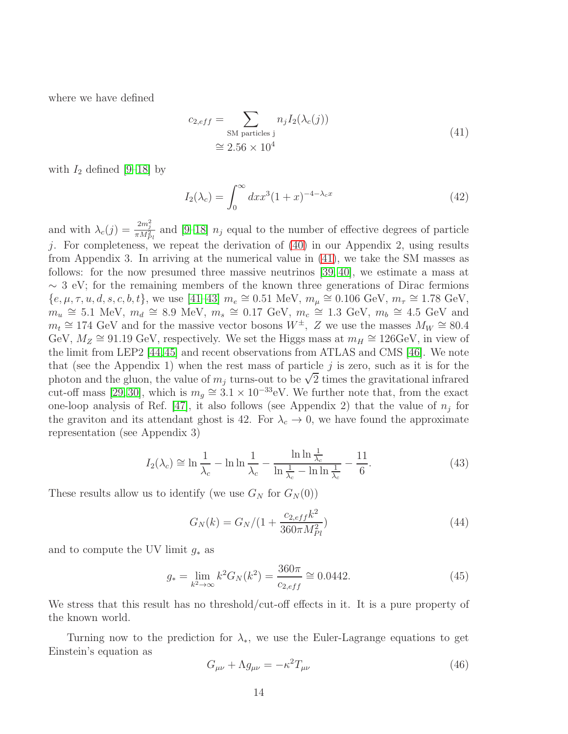where we have defined

$$
\begin{aligned}
c_{2,eff} &= \sum_{\text{SM particles j}} n_j I_2(\lambda_c(j)) \\
&\cong 2.56 \times 10^4
\end{aligned}
\tag{41}
$$

with $I_2$ defined [9–18] by

$$
I_2(\lambda_c) = \int_0^\infty dx x^3 (1+x)^{-4-\lambda_c x}
\tag{42}
$$

and with $\lambda_c(j) = \frac{2m_j^2}{\pi M_{Pl}^2}$ and [9–18] $n_j$ equal to the number of effective degrees of particle $j$. For completeness, we repeat the derivation of (40) in our Appendix 2, using results from Appendix 3. In arriving at the numerical value in (41), we take the SM masses as follows: for the now presumed three massive neutrinos [39, 40], we estimate a mass at $\sim 3$ eV; for the remaining members of the known three generations of Dirac fermions $\{e, \mu, \tau, u, d, s, c, b, t\}$, we use [41–43] $m_e \cong 0.51$ MeV, $m_\mu \cong 0.106$ GeV, $m_\tau \cong 1.78$ GeV, $m_u \cong 5.1$ MeV, $m_d \cong 8.9$ MeV, $m_s \cong 0.17$ GeV, $m_c \cong 1.3$ GeV, $m_b \cong 4.5$ GeV and $m_t \cong 174$ GeV and for the massive vector bosons $W^\pm$, $Z$ we use the masses $M_W \cong 80.4$ GeV, $M_Z \cong 91.19$ GeV, respectively. We set the Higgs mass at $m_H \cong 126$GeV, in view of the limit from LEP2 [44, 45] and recent observations from ATLAS and CMS [46]. We note that (see the Appendix 1) when the rest mass of particle $j$ is zero, such as it is for the photon and the gluon, the value of $m_j$ turns-out to be $\sqrt{2}$ times the gravitational infrared cut-off mass [29, 30], which is $m_g \cong 3.1 \times 10^{-33}$eV. We further note that, from the exact one-loop analysis of Ref. [47], it also follows (see Appendix 2) that the value of $n_j$ for the graviton and its attendant ghost is 42. For $\lambda_c \to 0$, we have found the approximate representation (see Appendix 3)

$$
I_2(\lambda_c) \cong \ln\frac{1}{\lambda_c} - \ln\ln\frac{1}{\lambda_c} - \frac{\ln\ln\frac{1}{\lambda_c}}{\ln\frac{1}{\lambda_c} - \ln\ln\frac{1}{\lambda_c}} - \frac{11}{6}.
\tag{43}
$$

These results allow us to identify (we use $G_N$ for $G_N(0)$)

$$
G_N(k) = G_N / \left(1 + \frac{c_{2,eff} k^2}{360\pi M_{Pl}^2}\right)
\tag{44}
$$

and to compute the UV limit $g_*$ as

$$
g_* = \lim_{k^2 \to \infty} k^2 G_N(k^2) = \frac{360\pi}{c_{2,eff}} \cong 0.0442.
\tag{45}
$$

We stress that this result has no threshold/cut-off effects in it. It is a pure property of the known world.

Turning now to the prediction for $\lambda_*$, we use the Euler-Lagrange equations to get Einstein's equation as

$$
G_{\mu\nu} + \Lambda g_{\mu\nu} = -\kappa^2 T_{\mu\nu}
\tag{46}
$$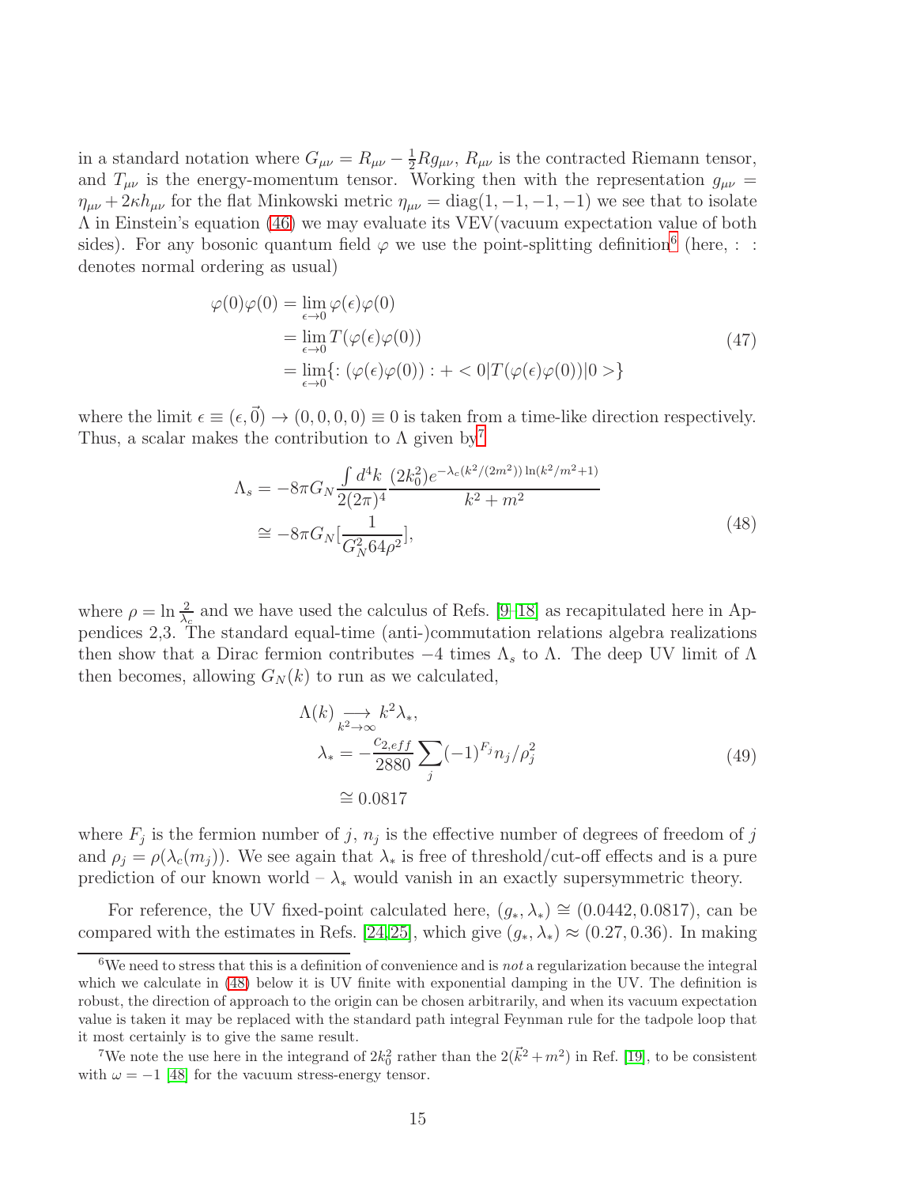in a standard notation where $G_{\mu\nu} = R_{\mu\nu} - \frac{1}{2}Rg_{\mu\nu}$, $R_{\mu\nu}$ is the contracted Riemann tensor, and $T_{\mu\nu}$ is the energy-momentum tensor. Working then with the representation $g_{\mu\nu} = \eta_{\mu\nu} + 2\kappa h_{\mu\nu}$ for the flat Minkowski metric $\eta_{\mu\nu} = \mathrm{diag}(1, -1, -1, -1)$ we see that to isolate $\Lambda$ in Einstein's equation (46) we may evaluate its VEV(vacuum expectation value of both sides). For any bosonic quantum field $\varphi$ we use the point-splitting definition[6] (here, : : denotes normal ordering as usual)

$$
\begin{aligned}
\varphi(0)\varphi(0) &= \lim_{\epsilon\to 0} \varphi(\epsilon)\varphi(0) \\
&= \lim_{\epsilon\to 0} T(\varphi(\epsilon)\varphi(0)) \\
&= \lim_{\epsilon\to 0} \{ : (\varphi(\epsilon)\varphi(0)) : + < 0|T(\varphi(\epsilon)\varphi(0))|0 > \}
\end{aligned}
\tag{47}
$$

where the limit $\epsilon \equiv (\epsilon, \vec{0}) \to (0, 0, 0, 0) \equiv 0$ is taken from a time-like direction respectively. Thus, a scalar makes the contribution to $\Lambda$ given by[7]

$$
\begin{aligned}
\Lambda_s &= -8\pi G_N \frac{\int d^4k}{2(2\pi)^4} \frac{(2k_0^2) e^{-\lambda_c (k^2/(2m^2)) \ln(k^2/m^2+1)}}{k^2 + m^2} \\
&\cong -8\pi G_N [\frac{1}{G_N^2 64\rho^2}],
\end{aligned}
\tag{48}
$$

where $\rho = \ln \frac{2}{\lambda_c}$ and we have used the calculus of Refs. [9–18] as recapitulated here in Appendices 2,3. The standard equal-time (anti-)commutation relations algebra realizations then show that a Dirac fermion contributes $-4$ times $\Lambda_s$ to $\Lambda$. The deep UV limit of $\Lambda$ then becomes, allowing $G_N(k)$ to run as we calculated,

$$
\begin{aligned}
\Lambda(k) &\underset{k^2\to\infty}{\longrightarrow} k^2 \lambda_*, \\
\lambda_* &= -\frac{c_{2,eff}}{2880} \sum_j (-1)^{F_j} n_j/\rho_j^2 \\
&\cong 0.0817
\end{aligned}
\tag{49}
$$

where $F_j$ is the fermion number of $j$, $n_j$ is the effective number of degrees of freedom of $j$ and $\rho_j = \rho(\lambda_c(m_j))$. We see again that $\lambda_*$ is free of threshold/cut-off effects and is a pure prediction of our known world – $\lambda_*$ would vanish in an exactly supersymmetric theory.

For reference, the UV fixed-point calculated here, $(g_*, \lambda_*) \cong (0.0442, 0.0817)$, can be compared with the estimates in Refs. [24,25], which give $(g_*, \lambda_*) \approx (0.27, 0.36)$. In making

[6] We need to stress that this is a definition of convenience and is *not* a regularization because the integral which we calculate in (48) below it is UV finite with exponential damping in the UV. The definition is robust, the direction of approach to the origin can be chosen arbitrarily, and when its vacuum expectation value is taken it may be replaced with the standard path integral Feynman rule for the tadpole loop that it most certainly is to give the same result.

[7] We note the use here in the integrand of $2k_0^2$ rather than the $2(\vec{k}^2 + m^2)$ in Ref. [19], to be consistent with $\omega = -1$ [48] for the vacuum stress-energy tensor.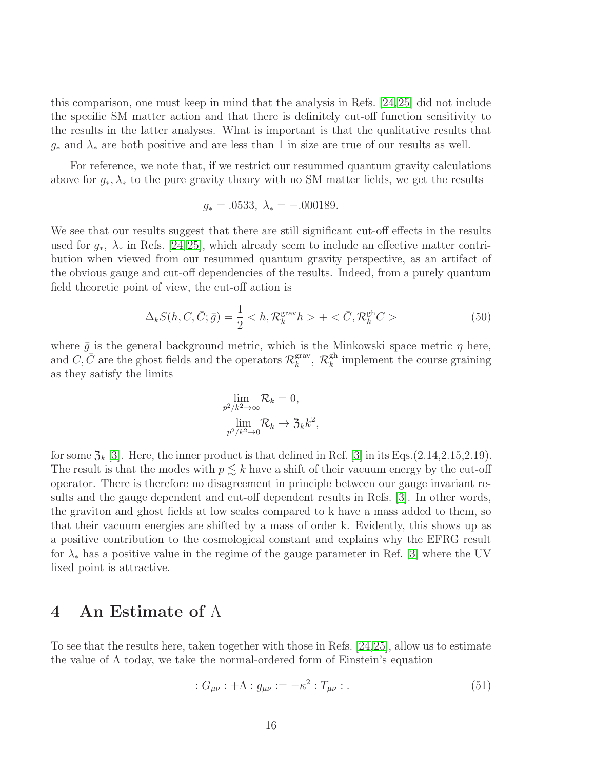this comparison, one must keep in mind that the analysis in Refs. [24,25] did not include the specific SM matter action and that there is definitely cut-off function sensitivity to the results in the latter analyses. What is important is that the qualitative results that $g_*$ and $\lambda_*$ are both positive and are less than 1 in size are true of our results as well.

For reference, we note that, if we restrict our resummed quantum gravity calculations above for $g_*, \lambda_*$ to the pure gravity theory with no SM matter fields, we get the results

$$g_* = .0533,\ \lambda_* = -.000189.$$

We see that our results suggest that there are still significant cut-off effects in the results used for $g_*,\ \lambda_*$ in Refs. [24,25], which already seem to include an effective matter contribution when viewed from our resummed quantum gravity perspective, as an artifact of the obvious gauge and cut-off dependencies of the results. Indeed, from a purely quantum field theoretic point of view, the cut-off action is

$$\Delta_k S(h, C, \bar{C}; \bar{g}) = \frac{1}{2} < h, \mathcal{R}_k^{\rm grav} h > + < \bar{C}, \mathcal{R}_k^{\rm gh} C > \tag{50}$$

where $\bar{g}$ is the general background metric, which is the Minkowski space metric $\eta$ here, and $C, \bar{C}$ are the ghost fields and the operators $\mathcal{R}_k^{\rm grav},\ \mathcal{R}_k^{\rm gh}$ implement the course graining as they satisfy the limits

$$\lim_{p^2/k^2 \to \infty} \mathcal{R}_k = 0,$$
$$\lim_{p^2/k^2 \to 0} \mathcal{R}_k \to \mathfrak{Z}_k k^2,$$

for some $\mathfrak{Z}_k$ [3]. Here, the inner product is that defined in Ref. [3] in its Eqs.(2.14,2.15,2.19). The result is that the modes with $p \lesssim k$ have a shift of their vacuum energy by the cut-off operator. There is therefore no disagreement in principle between our gauge invariant results and the gauge dependent and cut-off dependent results in Refs. [3]. In other words, the graviton and ghost fields at low scales compared to k have a mass added to them, so that their vacuum energies are shifted by a mass of order k. Evidently, this shows up as a positive contribution to the cosmological constant and explains why the EFRG result for $\lambda_*$ has a positive value in the regime of the gauge parameter in Ref. [3] where the UV fixed point is attractive.

# 4 An Estimate of $\Lambda$

To see that the results here, taken together with those in Refs. [24,25], allow us to estimate the value of $\Lambda$ today, we take the normal-ordered form of Einstein's equation

$$: G_{\mu\nu} : + \Lambda : g_{\mu\nu} := -\kappa^2 : T_{\mu\nu} : . \tag{51}$$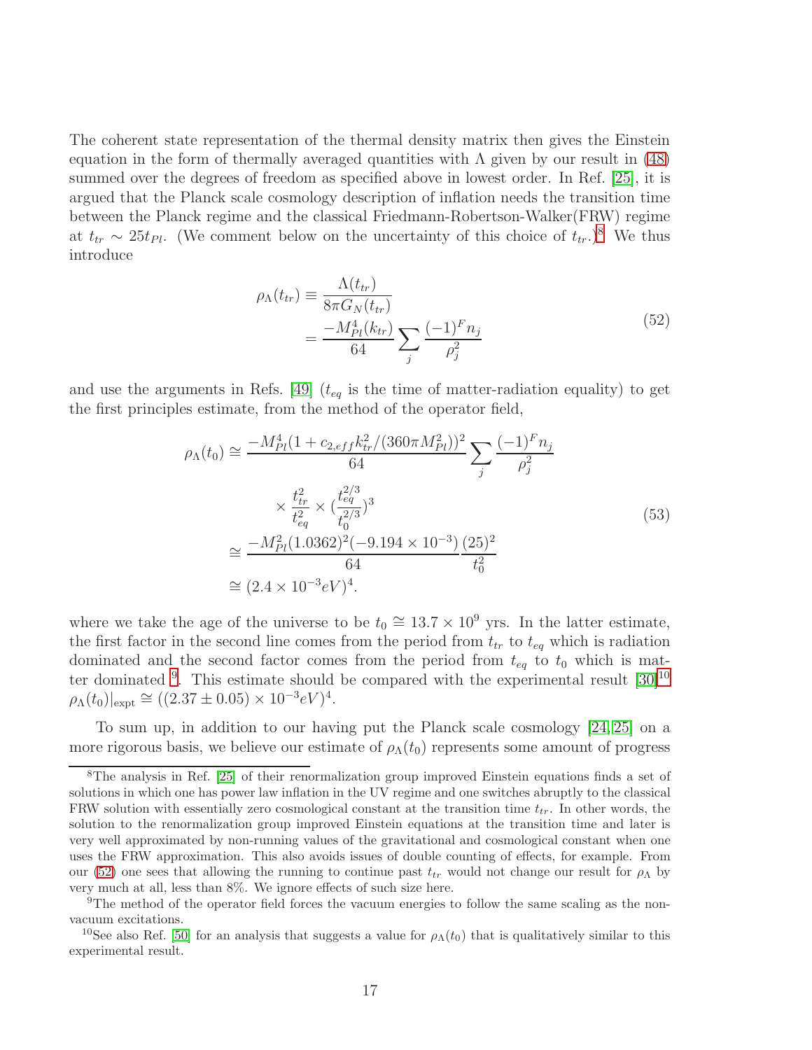The coherent state representation of the thermal density matrix then gives the Einstein equation in the form of thermally averaged quantities with $\Lambda$ given by our result in (48) summed over the degrees of freedom as specified above in lowest order. In Ref. [25], it is argued that the Planck scale cosmology description of inflation needs the transition time between the Planck regime and the classical Friedmann-Robertson-Walker(FRW) regime at $t_{tr} \sim 25 t_{Pl}$. (We comment below on the uncertainty of this choice of $t_{tr}$.)[8] We thus introduce

$$
\begin{aligned}
\rho_\Lambda(t_{tr}) &\equiv \frac{\Lambda(t_{tr})}{8\pi G_N(t_{tr})} \\
&= \frac{-M_{Pl}^4(k_{tr})}{64} \sum_j \frac{(-1)^F n_j}{\rho_j^2}
\end{aligned}
\tag{52}
$$

and use the arguments in Refs. [49] ($t_{eq}$ is the time of matter-radiation equality) to get the first principles estimate, from the method of the operator field,

$$
\begin{aligned}
\rho_\Lambda(t_0) &\cong \frac{-M_{Pl}^4(1 + c_{2,eff} k_{tr}^2/(360\pi M_{Pl}^2))^2}{64} \sum_j \frac{(-1)^F n_j}{\rho_j^2} \\
&\quad \times \frac{t_{tr}^2}{t_{eq}^2} \times \left(\frac{t_{eq}^{2/3}}{t_0^{2/3}}\right)^3 \\
&\cong \frac{-M_{Pl}^2(1.0362)^2(-9.194 \times 10^{-3})}{64} \frac{(25)^2}{t_0^2} \\
&\cong (2.4 \times 10^{-3} eV)^4.
\end{aligned}
\tag{53}
$$

where we take the age of the universe to be $t_0 \cong 13.7 \times 10^9$ yrs. In the latter estimate, the first factor in the second line comes from the period from $t_{tr}$ to $t_{eq}$ which is radiation dominated and the second factor comes from the period from $t_{eq}$ to $t_0$ which is matter dominated [9]. This estimate should be compared with the experimental result [30][10] $\rho_\Lambda(t_0)|_{\text{expt}} \cong ((2.37 \pm 0.05) \times 10^{-3} eV)^4$.

To sum up, in addition to our having put the Planck scale cosmology [24, 25] on a more rigorous basis, we believe our estimate of $\rho_\Lambda(t_0)$ represents some amount of progress

---

[8] The analysis in Ref. [25] of their renormalization group improved Einstein equations finds a set of solutions in which one has power law inflation in the UV regime and one switches abruptly to the classical FRW solution with essentially zero cosmological constant at the transition time $t_{tr}$. In other words, the solution to the renormalization group improved Einstein equations at the transition time and later is very well approximated by non-running values of the gravitational and cosmological constant when one uses the FRW approximation. This also avoids issues of double counting of effects, for example. From our (52) one sees that allowing the running to continue past $t_{tr}$ would not change our result for $\rho_\Lambda$ by very much at all, less than 8%. We ignore effects of such size here.

[9] The method of the operator field forces the vacuum energies to follow the same scaling as the non-vacuum excitations.

[10] See also Ref. [50] for an analysis that suggests a value for $\rho_\Lambda(t_0)$ that is qualitatively similar to this experimental result.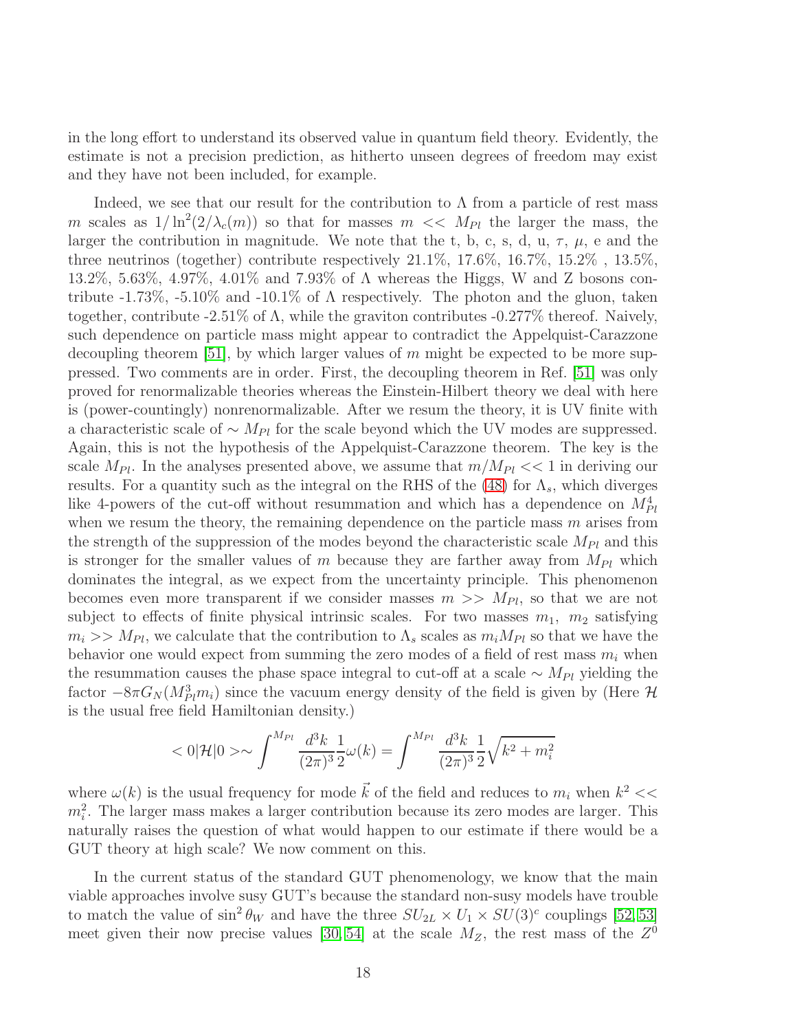in the long effort to understand its observed value in quantum field theory. Evidently, the estimate is not a precision prediction, as hitherto unseen degrees of freedom may exist and they have not been included, for example.

Indeed, we see that our result for the contribution to $\Lambda$ from a particle of rest mass $m$ scales as $1/\ln^2(2/\lambda_c(m))$ so that for masses $m << M_{Pl}$ the larger the mass, the larger the contribution in magnitude. We note that the t, b, c, s, d, u, $\tau$, $\mu$, e and the three neutrinos (together) contribute respectively 21.1%, 17.6%, 16.7%, 15.2% , 13.5%, 13.2%, 5.63%, 4.97%, 4.01% and 7.93% of $\Lambda$ whereas the Higgs, W and Z bosons contribute -1.73%, -5.10% and -10.1% of $\Lambda$ respectively. The photon and the gluon, taken together, contribute -2.51% of $\Lambda$, while the graviton contributes -0.277% thereof. Naively, such dependence on particle mass might appear to contradict the Appelquist-Carazzone decoupling theorem [51], by which larger values of $m$ might be expected to be more suppressed. Two comments are in order. First, the decoupling theorem in Ref. [51] was only proved for renormalizable theories whereas the Einstein-Hilbert theory we deal with here is (power-countingly) nonrenormalizable. After we resum the theory, it is UV finite with a characteristic scale of $\sim M_{Pl}$ for the scale beyond which the UV modes are suppressed. Again, this is not the hypothesis of the Appelquist-Carazzone theorem. The key is the scale $M_{Pl}$. In the analyses presented above, we assume that $m/M_{Pl} << 1$ in deriving our results. For a quantity such as the integral on the RHS of the (48) for $\Lambda_s$, which diverges like 4-powers of the cut-off without resummation and which has a dependence on $M_{Pl}^4$ when we resum the theory, the remaining dependence on the particle mass $m$ arises from the strength of the suppression of the modes beyond the characteristic scale $M_{Pl}$ and this is stronger for the smaller values of $m$ because they are farther away from $M_{Pl}$ which dominates the integral, as we expect from the uncertainty principle. This phenomenon becomes even more transparent if we consider masses $m >> M_{Pl}$, so that we are not subject to effects of finite physical intrinsic scales. For two masses $m_1$, $m_2$ satisfying $m_i >> M_{Pl}$, we calculate that the contribution to $\Lambda_s$ scales as $m_i M_{Pl}$ so that we have the behavior one would expect from summing the zero modes of a field of rest mass $m_i$ when the resummation causes the phase space integral to cut-off at a scale $\sim M_{Pl}$ yielding the factor $-8\pi G_N(M_{Pl}^3 m_i)$ since the vacuum energy density of the field is given by (Here $\mathcal{H}$ is the usual free field Hamiltonian density.)

$$< 0|\mathcal{H}|0 > \sim \int^{M_{Pl}} \frac{d^3k}{(2\pi)^3}\frac{1}{2}\omega(k) = \int^{M_{Pl}} \frac{d^3k}{(2\pi)^3}\frac{1}{2}\sqrt{k^2+m_i^2}$$

where $\omega(k)$ is the usual frequency for mode $\vec{k}$ of the field and reduces to $m_i$ when $k^2 << m_i^2$. The larger mass makes a larger contribution because its zero modes are larger. This naturally raises the question of what would happen to our estimate if there would be a GUT theory at high scale? We now comment on this.

In the current status of the standard GUT phenomenology, we know that the main viable approaches involve susy GUT's because the standard non-susy models have trouble to match the value of $\sin^2\theta_W$ and have the three $SU_{2L} \times U_1 \times SU(3)^c$ couplings [52,53] meet given their now precise values [30,54] at the scale $M_Z$, the rest mass of the $Z^0$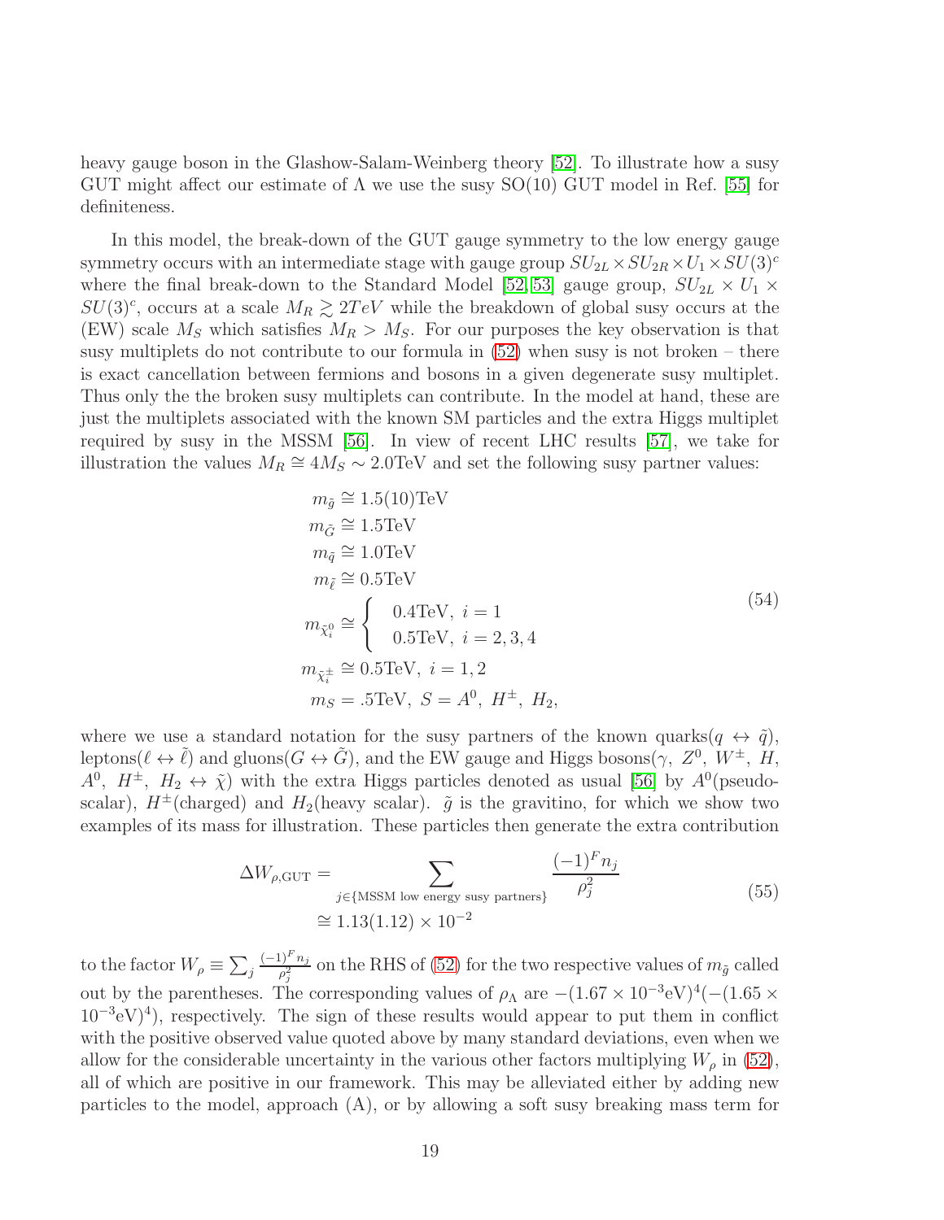heavy gauge boson in the Glashow-Salam-Weinberg theory [52]. To illustrate how a susy GUT might affect our estimate of $\Lambda$ we use the susy SO(10) GUT model in Ref. [55] for definiteness.

In this model, the break-down of the GUT gauge symmetry to the low energy gauge symmetry occurs with an intermediate stage with gauge group $SU_{2L} \times SU_{2R} \times U_1 \times SU(3)^c$ where the final break-down to the Standard Model [52, 53] gauge group, $SU_{2L} \times U_1 \times SU(3)^c$, occurs at a scale $M_R \gtrsim 2TeV$ while the breakdown of global susy occurs at the (EW) scale $M_S$ which satisfies $M_R > M_S$. For our purposes the key observation is that susy multiplets do not contribute to our formula in (52) when susy is not broken – there is exact cancellation between fermions and bosons in a given degenerate susy multiplet. Thus only the the broken susy multiplets can contribute. In the model at hand, these are just the multiplets associated with the known SM particles and the extra Higgs multiplet required by susy in the MSSM [56]. In view of recent LHC results [57], we take for illustration the values $M_R \cong 4M_S \sim 2.0$TeV and set the following susy partner values:

$$
\begin{aligned}
m_{\tilde{g}} &\cong 1.5(10)\text{TeV} \\
m_{\tilde{G}} &\cong 1.5\text{TeV} \\
m_{\tilde{q}} &\cong 1.0\text{TeV} \\
m_{\tilde{\ell}} &\cong 0.5\text{TeV} \\
m_{\tilde{\chi}^0_i} &\cong \begin{cases} 0.4\text{TeV},\ i=1 \\ 0.5\text{TeV},\ i=2,3,4 \end{cases} \\
m_{\tilde{\chi}^\pm_i} &\cong 0.5\text{TeV},\ i=1,2 \\
m_S &= .5\text{TeV},\ S = A^0,\ H^\pm,\ H_2,
\end{aligned}
\tag{54}
$$

where we use a standard notation for the susy partners of the known quarks($q \leftrightarrow \tilde{q}$), leptons($\ell \leftrightarrow \tilde{\ell}$) and gluons($G \leftrightarrow \tilde{G}$), and the EW gauge and Higgs bosons($\gamma,\ Z^0,\ W^\pm,\ H,\ A^0,\ H^\pm,\ H_2 \leftrightarrow \tilde{\chi}$) with the extra Higgs particles denoted as usual [56] by $A^0$(pseudo-scalar), $H^\pm$(charged) and $H_2$(heavy scalar). $\tilde{g}$ is the gravitino, for which we show two examples of its mass for illustration. These particles then generate the extra contribution

$$
\begin{aligned}
\Delta W_{\rho,\text{GUT}} &= \sum_{j \in \{\text{MSSM low energy susy partners}\}} \frac{(-1)^F n_j}{\rho_j^2} \\
&\cong 1.13(1.12) \times 10^{-2}
\end{aligned}
\tag{55}
$$

to the factor $W_\rho \equiv \sum_j \frac{(-1)^F n_j}{\rho_j^2}$ on the RHS of (52) for the two respective values of $m_{\tilde{g}}$ called out by the parentheses. The corresponding values of $\rho_\Lambda$ are $-(1.67 \times 10^{-3}\text{eV})^4(-(1.65 \times 10^{-3}\text{eV})^4)$, respectively. The sign of these results would appear to put them in conflict with the positive observed value quoted above by many standard deviations, even when we allow for the considerable uncertainty in the various other factors multiplying $W_\rho$ in (52), all of which are positive in our framework. This may be alleviated either by adding new particles to the model, approach (A), or by allowing a soft susy breaking mass term for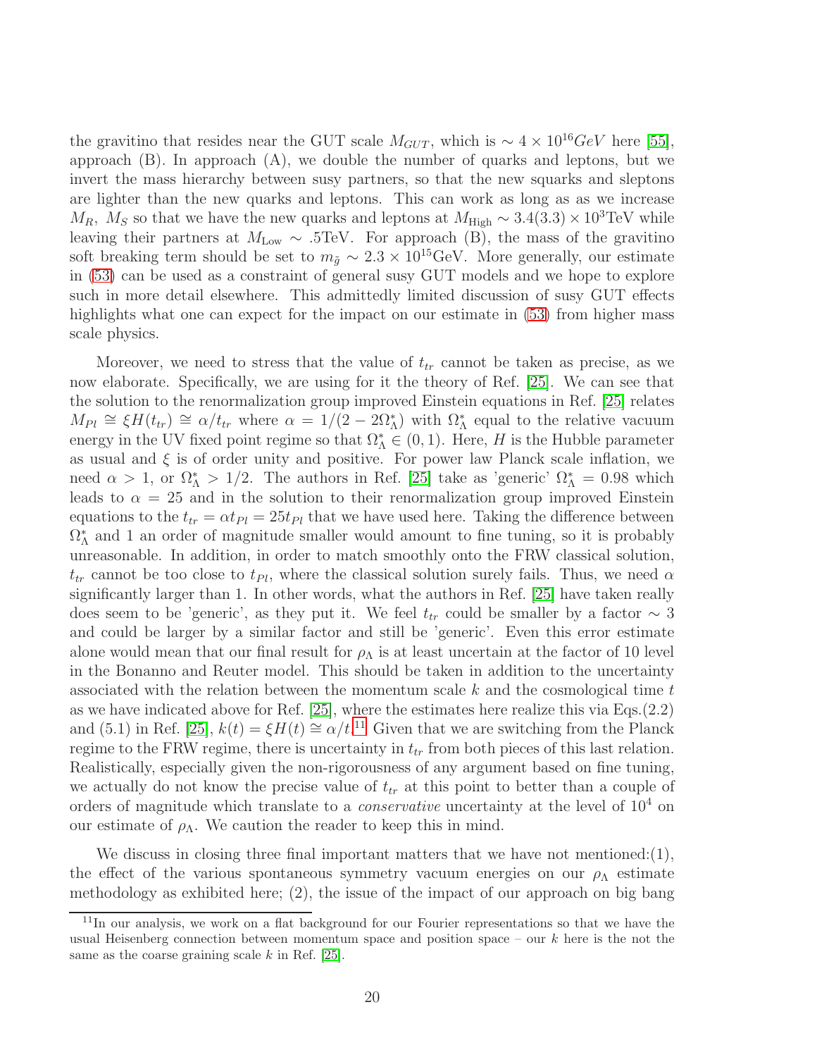the gravitino that resides near the GUT scale $M_{GUT}$, which is $\sim 4 \times 10^{16} GeV$ here [55], approach (B). In approach (A), we double the number of quarks and leptons, but we invert the mass hierarchy between susy partners, so that the new squarks and sleptons are lighter than the new quarks and leptons. This can work as long as as we increase $M_R$, $M_S$ so that we have the new quarks and leptons at $M_{\rm High} \sim 3.4(3.3) \times 10^3$TeV while leaving their partners at $M_{\rm Low} \sim .5$TeV. For approach (B), the mass of the gravitino soft breaking term should be set to $m_{\tilde{g}} \sim 2.3 \times 10^{15}$GeV. More generally, our estimate in (53) can be used as a constraint of general susy GUT models and we hope to explore such in more detail elsewhere. This admittedly limited discussion of susy GUT effects highlights what one can expect for the impact on our estimate in (53) from higher mass scale physics.

Moreover, we need to stress that the value of $t_{tr}$ cannot be taken as precise, as we now elaborate. Specifically, we are using for it the theory of Ref. [25]. We can see that the solution to the renormalization group improved Einstein equations in Ref. [25] relates $M_{Pl} \cong \xi H(t_{tr}) \cong \alpha/t_{tr}$ where $\alpha = 1/(2 - 2\Omega^*_\Lambda)$ with $\Omega^*_\Lambda$ equal to the relative vacuum energy in the UV fixed point regime so that $\Omega^*_\Lambda \in (0, 1)$. Here, $H$ is the Hubble parameter as usual and $\xi$ is of order unity and positive. For power law Planck scale inflation, we need $\alpha > 1$, or $\Omega^*_\Lambda > 1/2$. The authors in Ref. [25] take as 'generic' $\Omega^*_\Lambda = 0.98$ which leads to $\alpha = 25$ and in the solution to their renormalization group improved Einstein equations to the $t_{tr} = \alpha t_{Pl} = 25 t_{Pl}$ that we have used here. Taking the difference between $\Omega^*_\Lambda$ and 1 an order of magnitude smaller would amount to fine tuning, so it is probably unreasonable. In addition, in order to match smoothly onto the FRW classical solution, $t_{tr}$ cannot be too close to $t_{Pl}$, where the classical solution surely fails. Thus, we need $\alpha$ significantly larger than 1. In other words, what the authors in Ref. [25] have taken really does seem to be 'generic', as they put it. We feel $t_{tr}$ could be smaller by a factor $\sim 3$ and could be larger by a similar factor and still be 'generic'. Even this error estimate alone would mean that our final result for $\rho_\Lambda$ is at least uncertain at the factor of 10 level in the Bonanno and Reuter model. This should be taken in addition to the uncertainty associated with the relation between the momentum scale $k$ and the cosmological time $t$ as we have indicated above for Ref. [25], where the estimates here realize this via Eqs.(2.2) and (5.1) in Ref. [25], $k(t) = \xi H(t) \cong \alpha/t$.[11] Given that we are switching from the Planck regime to the FRW regime, there is uncertainty in $t_{tr}$ from both pieces of this last relation. Realistically, especially given the non-rigorousness of any argument based on fine tuning, we actually do not know the precise value of $t_{tr}$ at this point to better than a couple of orders of magnitude which translate to a *conservative* uncertainty at the level of $10^4$ on our estimate of $\rho_\Lambda$. We caution the reader to keep this in mind.

We discuss in closing three final important matters that we have not mentioned:(1), the effect of the various spontaneous symmetry vacuum energies on our $\rho_\Lambda$ estimate methodology as exhibited here; (2), the issue of the impact of our approach on big bang

[11] In our analysis, we work on a flat background for our Fourier representations so that we have the usual Heisenberg connection between momentum space and position space – our $k$ here is the not the same as the coarse graining scale $k$ in Ref. [25].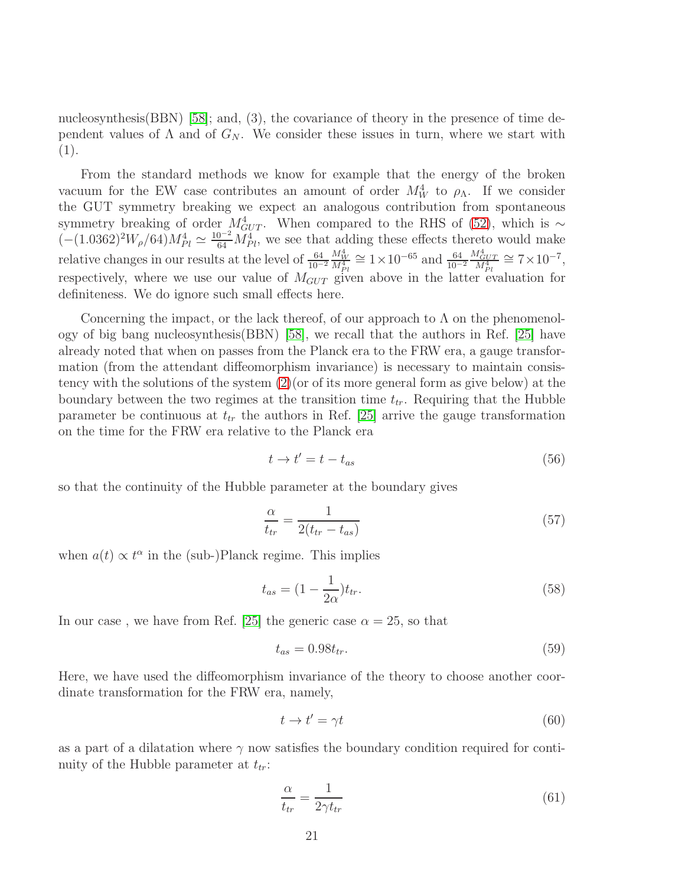nucleosynthesis(BBN) [58]; and, (3), the covariance of theory in the presence of time dependent values of $\Lambda$ and of $G_N$. We consider these issues in turn, where we start with (1).

From the standard methods we know for example that the energy of the broken vacuum for the EW case contributes an amount of order $M_W^4$ to $\rho_\Lambda$. If we consider the GUT symmetry breaking we expect an analogous contribution from spontaneous symmetry breaking of order $M_{GUT}^4$. When compared to the RHS of (52), which is $\sim (-(1.0362)^2 W_\rho/64) M_{Pl}^4 \simeq \frac{10^{-2}}{64} M_{Pl}^4$, we see that adding these effects thereto would make relative changes in our results at the level of $\frac{64}{10^{-2}}\frac{M_W^4}{M_{Pl}^4} \cong 1\times 10^{-65}$ and $\frac{64}{10^{-2}}\frac{M_{GUT}^4}{M_{Pl}^4} \cong 7\times 10^{-7}$, respectively, where we use our value of $M_{GUT}$ given above in the latter evaluation for definiteness. We do ignore such small effects here.

Concerning the impact, or the lack thereof, of our approach to $\Lambda$ on the phenomenology of big bang nucleosynthesis(BBN) [58], we recall that the authors in Ref. [25] have already noted that when on passes from the Planck era to the FRW era, a gauge transformation (from the attendant diffeomorphism invariance) is necessary to maintain consistency with the solutions of the system (2)(or of its more general form as give below) at the boundary between the two regimes at the transition time $t_{tr}$. Requiring that the Hubble parameter be continuous at $t_{tr}$ the authors in Ref. [25] arrive the gauge transformation on the time for the FRW era relative to the Planck era

$$t \to t' = t - t_{as} \tag{56}$$

so that the continuity of the Hubble parameter at the boundary gives

$$\frac{\alpha}{t_{tr}} = \frac{1}{2(t_{tr} - t_{as})} \tag{57}$$

when $a(t) \propto t^\alpha$ in the (sub-)Planck regime. This implies

$$t_{as} = (1 - \frac{1}{2\alpha})t_{tr}. \tag{58}$$

In our case , we have from Ref. [25] the generic case $\alpha = 25$, so that

$$t_{as} = 0.98 t_{tr}. \tag{59}$$

Here, we have used the diffeomorphism invariance of the theory to choose another coordinate transformation for the FRW era, namely,

$$t \to t' = \gamma t \tag{60}$$

as a part of a dilatation where $\gamma$ now satisfies the boundary condition required for continuity of the Hubble parameter at $t_{tr}$:

$$\frac{\alpha}{t_{tr}} = \frac{1}{2\gamma t_{tr}} \tag{61}$$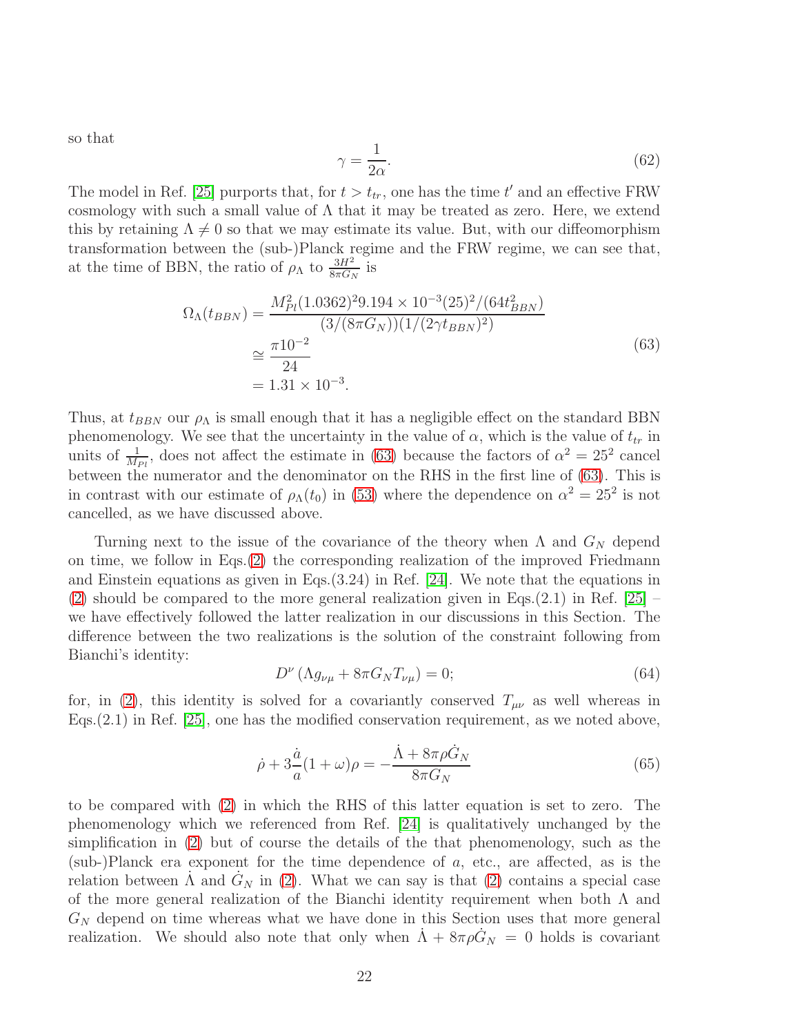so that

$$\gamma = \frac{1}{2\alpha}. \tag{62}$$

The model in Ref. [25] purports that, for $t > t_{tr}$, one has the time $t'$ and an effective FRW cosmology with such a small value of $\Lambda$ that it may be treated as zero. Here, we extend this by retaining $\Lambda \neq 0$ so that we may estimate its value. But, with our diffeomorphism transformation between the (sub-)Planck regime and the FRW regime, we can see that, at the time of BBN, the ratio of $\rho_\Lambda$ to $\frac{3H^2}{8\pi G_N}$ is

$$\begin{aligned}
\Omega_\Lambda(t_{BBN}) &= \frac{M_{Pl}^2(1.0362)^2 9.194\times 10^{-3}(25)^2/(64t_{BBN}^2)}{(3/(8\pi G_N))(1/(2\gamma t_{BBN})^2)} \\
&\cong \frac{\pi 10^{-2}}{24} \\
&= 1.31\times 10^{-3}.
\end{aligned} \tag{63}$$

Thus, at $t_{BBN}$ our $\rho_\Lambda$ is small enough that it has a negligible effect on the standard BBN phenomenology. We see that the uncertainty in the value of $\alpha$, which is the value of $t_{tr}$ in units of $\frac{1}{M_{Pl}}$, does not affect the estimate in (63) because the factors of $\alpha^2 = 25^2$ cancel between the numerator and the denominator on the RHS in the first line of (63). This is in contrast with our estimate of $\rho_\Lambda(t_0)$ in (53) where the dependence on $\alpha^2 = 25^2$ is not cancelled, as we have discussed above.

Turning next to the issue of the covariance of the theory when $\Lambda$ and $G_N$ depend on time, we follow in Eqs.(2) the corresponding realization of the improved Friedmann and Einstein equations as given in Eqs.(3.24) in Ref. [24]. We note that the equations in (2) should be compared to the more general realization given in Eqs.(2.1) in Ref. [25] – we have effectively followed the latter realization in our discussions in this Section. The difference between the two realizations is the solution of the constraint following from Bianchi's identity:

$$D^\nu\left(\Lambda g_{\nu\mu} + 8\pi G_N T_{\nu\mu}\right) = 0; \tag{64}$$

for, in (2), this identity is solved for a covariantly conserved $T_{\mu\nu}$ as well whereas in Eqs.(2.1) in Ref. [25], one has the modified conservation requirement, as we noted above,

$$\dot\rho + 3\frac{\dot a}{a}(1+\omega)\rho = -\frac{\dot\Lambda + 8\pi\rho\dot G_N}{8\pi G_N} \tag{65}$$

to be compared with (2) in which the RHS of this latter equation is set to zero. The phenomenology which we referenced from Ref. [24] is qualitatively unchanged by the simplification in (2) but of course the details of the that phenomenology, such as the (sub-)Planck era exponent for the time dependence of $a$, etc., are affected, as is the relation between $\dot\Lambda$ and $\dot G_N$ in (2). What we can say is that (2) contains a special case of the more general realization of the Bianchi identity requirement when both $\Lambda$ and $G_N$ depend on time whereas what we have done in this Section uses that more general realization. We should also note that only when $\dot\Lambda + 8\pi\rho\dot G_N = 0$ holds is covariant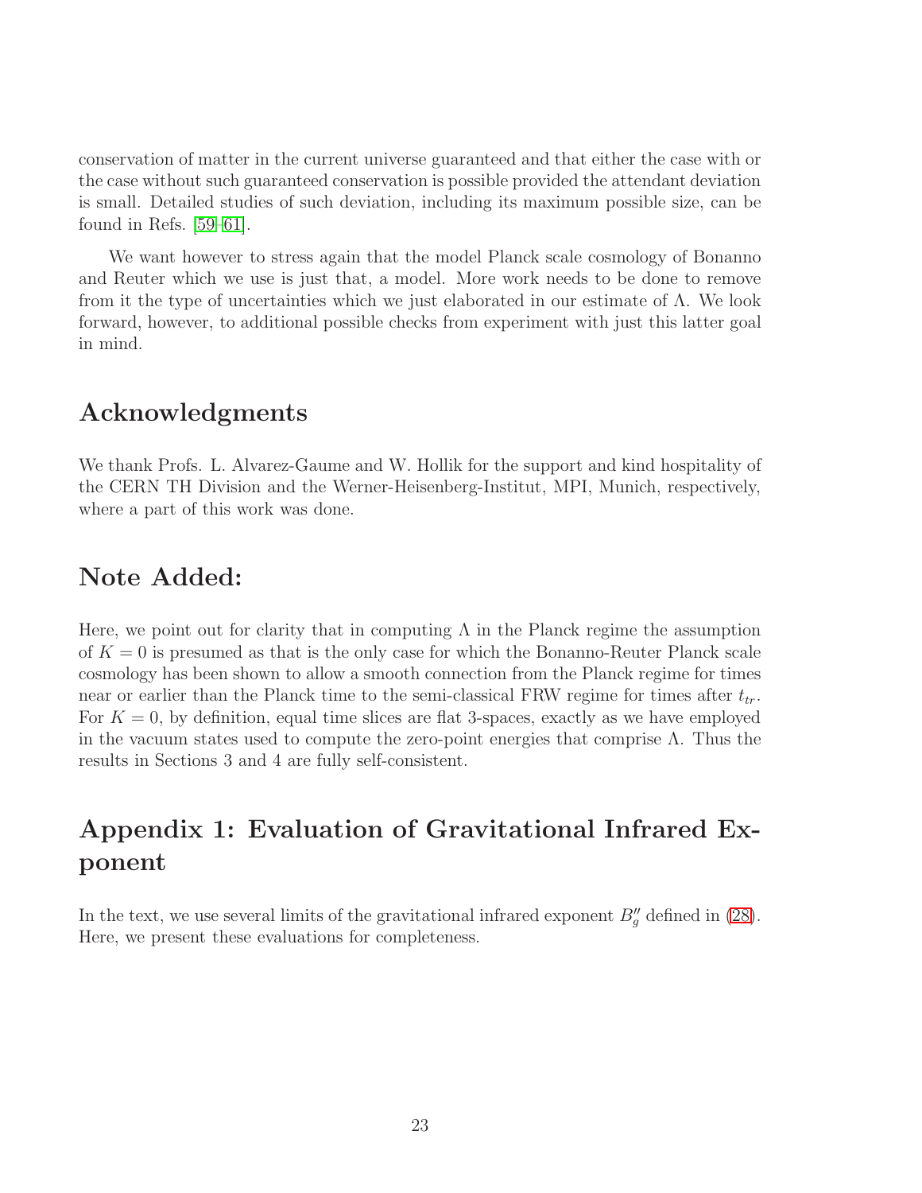conservation of matter in the current universe guaranteed and that either the case with or the case without such guaranteed conservation is possible provided the attendant deviation is small. Detailed studies of such deviation, including its maximum possible size, can be found in Refs. [59–61].

We want however to stress again that the model Planck scale cosmology of Bonanno and Reuter which we use is just that, a model. More work needs to be done to remove from it the type of uncertainties which we just elaborated in our estimate of $\Lambda$. We look forward, however, to additional possible checks from experiment with just this latter goal in mind.

## Acknowledgments

We thank Profs. L. Alvarez-Gaume and W. Hollik for the support and kind hospitality of the CERN TH Division and the Werner-Heisenberg-Institut, MPI, Munich, respectively, where a part of this work was done.

## Note Added:

Here, we point out for clarity that in computing $\Lambda$ in the Planck regime the assumption of $K = 0$ is presumed as that is the only case for which the Bonanno-Reuter Planck scale cosmology has been shown to allow a smooth connection from the Planck regime for times near or earlier than the Planck time to the semi-classical FRW regime for times after $t_{tr}$. For $K = 0$, by definition, equal time slices are flat 3-spaces, exactly as we have employed in the vacuum states used to compute the zero-point energies that comprise $\Lambda$. Thus the results in Sections 3 and 4 are fully self-consistent.

## Appendix 1: Evaluation of Gravitational Infrared Exponent

In the text, we use several limits of the gravitational infrared exponent $B''_g$ defined in (28). Here, we present these evaluations for completeness.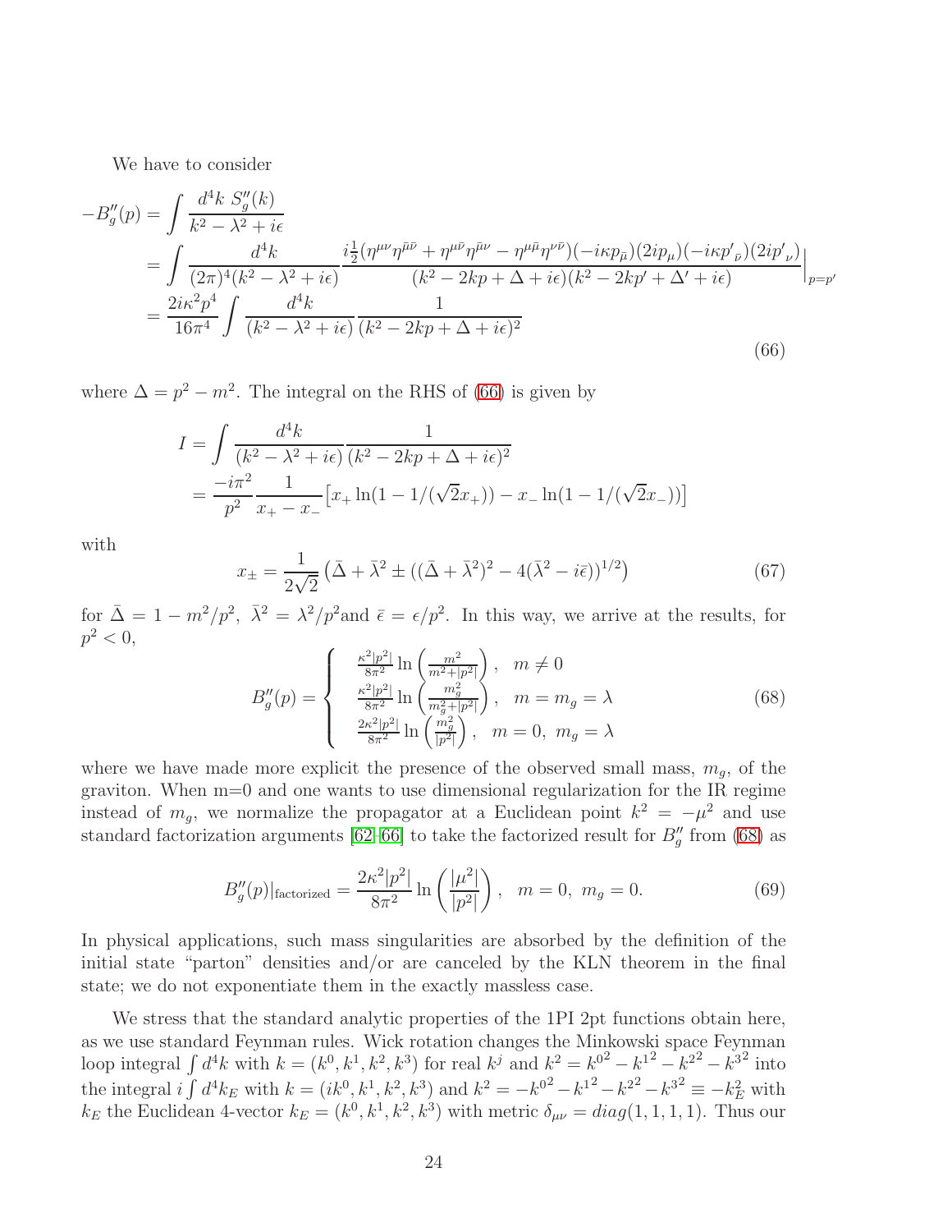We have to consider

$$
\begin{aligned}
-B''_g(p) &= \int \frac{d^4k \; S''_g(k)}{k^2 - \lambda^2 + i\epsilon} \\
&= \int \frac{d^4k}{(2\pi)^4 (k^2 - \lambda^2 + i\epsilon)} \frac{i\frac{1}{2}(\eta^{\mu\nu}\eta^{\bar{\mu}\bar{\nu}} + \eta^{\mu\bar{\nu}}\eta^{\bar{\mu}\nu} - \eta^{\mu\bar{\mu}}\eta^{\nu\bar{\nu}})(-i\kappa p_{\bar{\mu}})(2ip_{\mu})(-i\kappa p'_{\bar{\nu}})(2ip'_{\nu})}{(k^2 - 2kp + \Delta + i\epsilon)(k^2 - 2kp' + \Delta' + i\epsilon)}\Big|_{p=p'} \\
&= \frac{2i\kappa^2 p^4}{16\pi^4} \int \frac{d^4k}{(k^2 - \lambda^2 + i\epsilon)} \frac{1}{(k^2 - 2kp + \Delta + i\epsilon)^2}
\end{aligned}
\tag{66}
$$

where $\Delta = p^2 - m^2$. The integral on the RHS of (66) is given by

$$
\begin{aligned}
I &= \int \frac{d^4k}{(k^2 - \lambda^2 + i\epsilon)} \frac{1}{(k^2 - 2kp + \Delta + i\epsilon)^2} \\
&= \frac{-i\pi^2}{p^2} \frac{1}{x_+ - x_-} \big[ x_+ \ln(1 - 1/(\sqrt{2}x_+)) - x_- \ln(1 - 1/(\sqrt{2}x_-)) \big]
\end{aligned}
$$

with

$$
x_\pm = \frac{1}{2\sqrt{2}} \left( \bar{\Delta} + \bar{\lambda}^2 \pm ((\bar{\Delta} + \bar{\lambda}^2)^2 - 4(\bar{\lambda}^2 - i\bar{\epsilon}))^{1/2} \right)
\tag{67}
$$

for $\bar{\Delta} = 1 - m^2/p^2$, $\bar{\lambda}^2 = \lambda^2/p^2$and $\bar{\epsilon} = \epsilon/p^2$. In this way, we arrive at the results, for $p^2 < 0$,

$$
B''_g(p) = \begin{cases} \frac{\kappa^2 |p^2|}{8\pi^2} \ln\left(\frac{m^2}{m^2 + |p^2|}\right), & m \neq 0 \\ \frac{\kappa^2 |p^2|}{8\pi^2} \ln\left(\frac{m_g^2}{m_g^2 + |p^2|}\right), & m = m_g = \lambda \\ \frac{2\kappa^2 |p^2|}{8\pi^2} \ln\left(\frac{m_g^2}{|p^2|}\right), & m = 0,\ m_g = \lambda \end{cases}
\tag{68}
$$

where we have made more explicit the presence of the observed small mass, $m_g$, of the graviton. When m=0 and one wants to use dimensional regularization for the IR regime instead of $m_g$, we normalize the propagator at a Euclidean point $k^2 = -\mu^2$ and use standard factorization arguments [62–66] to take the factorized result for $B''_g$ from (68) as

$$
B''_g(p)|_{\text{factorized}} = \frac{2\kappa^2 |p^2|}{8\pi^2} \ln\left(\frac{|\mu^2|}{|p^2|}\right), \quad m = 0,\ m_g = 0.
\tag{69}
$$

In physical applications, such mass singularities are absorbed by the definition of the initial state "parton" densities and/or are canceled by the KLN theorem in the final state; we do not exponentiate them in the exactly massless case.

We stress that the standard analytic properties of the 1PI 2pt functions obtain here, as we use standard Feynman rules. Wick rotation changes the Minkowski space Feynman loop integral $\int d^4k$ with $k = (k^0, k^1, k^2, k^3)$ for real $k^j$ and $k^2 = {k^0}^2 - {k^1}^2 - {k^2}^2 - {k^3}^2$ into the integral $i\int d^4k_E$ with $k = (ik^0, k^1, k^2, k^3)$ and $k^2 = -{k^0}^2 - {k^1}^2 - {k^2}^2 - {k^3}^2 \equiv -k_E^2$ with $k_E$ the Euclidean 4-vector $k_E = (k^0, k^1, k^2, k^3)$ with metric $\delta_{\mu\nu} = diag(1, 1, 1, 1)$. Thus our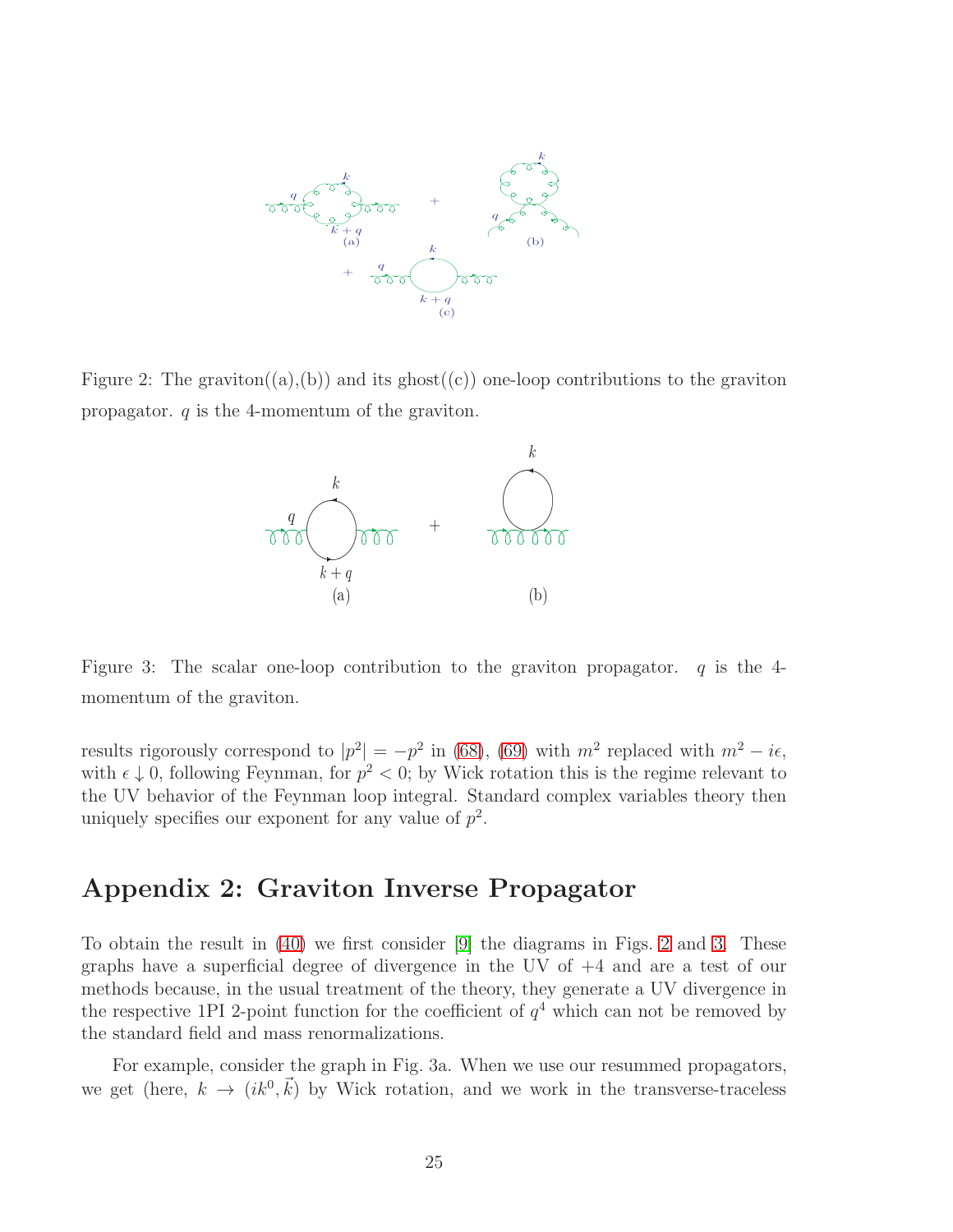Figure 2: The graviton((a),(b)) and its ghost((c)) one-loop contributions to the graviton propagator. $q$ is the 4-momentum of the graviton.

Figure 3: The scalar one-loop contribution to the graviton propagator. $q$ is the 4-momentum of the graviton.

results rigorously correspond to $|p^2| = -p^2$ in (68), (69) with $m^2$ replaced with $m^2 - i\epsilon$, with $\epsilon \downarrow 0$, following Feynman, for $p^2 < 0$; by Wick rotation this is the regime relevant to the UV behavior of the Feynman loop integral. Standard complex variables theory then uniquely specifies our exponent for any value of $p^2$.

## Appendix 2: Graviton Inverse Propagator

To obtain the result in (40) we first consider [9] the diagrams in Figs. 2 and 3. These graphs have a superficial degree of divergence in the UV of +4 and are a test of our methods because, in the usual treatment of the theory, they generate a UV divergence in the respective 1PI 2-point function for the coefficient of $q^4$ which can not be removed by the standard field and mass renormalizations.

For example, consider the graph in Fig. 3a. When we use our resummed propagators, we get (here, $k \to (ik^0, \vec{k})$ by Wick rotation, and we work in the transverse-traceless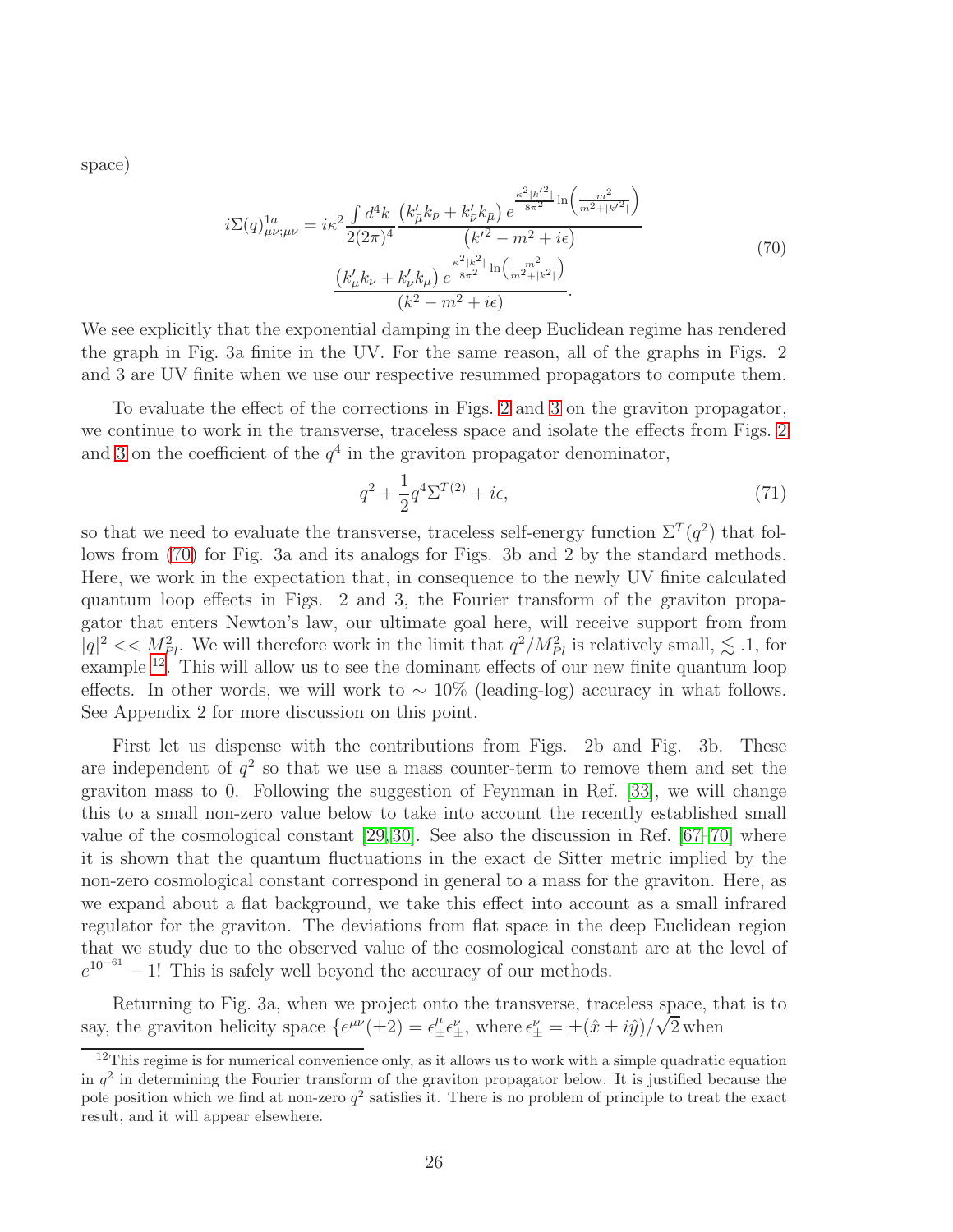space)

$$
\begin{aligned}
i\Sigma(q)^{1a}_{\bar\mu\bar\nu;\mu\nu} = i\kappa^2 \frac{\int d^4k}{2(2\pi)^4} & \frac{\left(k'_{\bar\mu}k_{\bar\nu} + k'_{\bar\nu}k_{\bar\mu}\right) e^{\frac{\kappa^2|k'^2|}{8\pi^2}\ln\left(\frac{m^2}{m^2+|k'^2|}\right)}}{\left(k'^2 - m^2 + i\epsilon\right)} \\
& \frac{\left(k'_\mu k_\nu + k'_\nu k_\mu\right) e^{\frac{\kappa^2|k^2|}{8\pi^2}\ln\left(\frac{m^2}{m^2+|k^2|}\right)}}{\left(k^2 - m^2 + i\epsilon\right)}.
\end{aligned}
\tag{70}
$$

We see explicitly that the exponential damping in the deep Euclidean regime has rendered the graph in Fig. 3a finite in the UV. For the same reason, all of the graphs in Figs. 2 and 3 are UV finite when we use our respective resummed propagators to compute them.

To evaluate the effect of the corrections in Figs. 2 and 3 on the graviton propagator, we continue to work in the transverse, traceless space and isolate the effects from Figs. 2 and 3 on the coefficient of the $q^4$ in the graviton propagator denominator,

$$
q^2 + \frac{1}{2}q^4\Sigma^{T(2)} + i\epsilon, \tag{71}
$$

so that we need to evaluate the transverse, traceless self-energy function $\Sigma^T(q^2)$ that follows from (70) for Fig. 3a and its analogs for Figs. 3b and 2 by the standard methods. Here, we work in the expectation that, in consequence to the newly UV finite calculated quantum loop effects in Figs. 2 and 3, the Fourier transform of the graviton propagator that enters Newton's law, our ultimate goal here, will receive support from from $|q|^2 << M_{Pl}^2$. We will therefore work in the limit that $q^2/M_{Pl}^2$ is relatively small, $\lesssim .1$, for example [12]. This will allow us to see the dominant effects of our new finite quantum loop effects. In other words, we will work to $\sim 10\%$ (leading-log) accuracy in what follows. See Appendix 2 for more discussion on this point.

First let us dispense with the contributions from Figs. 2b and Fig. 3b. These are independent of $q^2$ so that we use a mass counter-term to remove them and set the graviton mass to 0. Following the suggestion of Feynman in Ref. [33], we will change this to a small non-zero value below to take into account the recently established small value of the cosmological constant [29,30]. See also the discussion in Ref. [67–70] where it is shown that the quantum fluctuations in the exact de Sitter metric implied by the non-zero cosmological constant correspond in general to a mass for the graviton. Here, as we expand about a flat background, we take this effect into account as a small infrared regulator for the graviton. The deviations from flat space in the deep Euclidean region that we study due to the observed value of the cosmological constant are at the level of $e^{10^{-61}} - 1$! This is safely well beyond the accuracy of our methods.

Returning to Fig. 3a, when we project onto the transverse, traceless space, that is to say, the graviton helicity space $\{e^{\mu\nu}(\pm 2) = \epsilon^\mu_\pm \epsilon^\nu_\pm$, where $\epsilon^\nu_\pm = \pm(\hat{x} \pm i\hat{y})/\sqrt{2}$ when

[12] This regime is for numerical convenience only, as it allows us to work with a simple quadratic equation in $q^2$ in determining the Fourier transform of the graviton propagator below. It is justified because the pole position which we find at non-zero $q^2$ satisfies it. There is no problem of principle to treat the exact result, and it will appear elsewhere.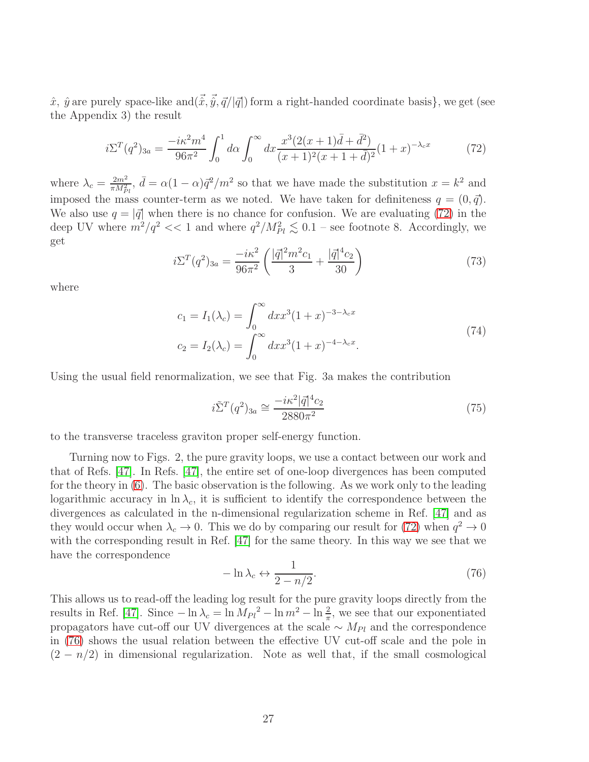$\hat{x}$, $\hat{y}$ are purely space-like and$(\vec{\hat{x}}, \vec{\hat{y}}, \vec{q}/|\vec{q}|)$ form a right-handed coordinate basis}, we get (see the Appendix 3) the result

$$i\Sigma^T(q^2)_{3a} = \frac{-i\kappa^2 m^4}{96\pi^2}\int_0^1 d\alpha \int_0^\infty dx \frac{x^3(2(x+1)\bar{d}+\bar{d}^2)}{(x+1)^2(x+1+\bar{d})^2}(1+x)^{-\lambda_c x} \tag{72}$$

where $\lambda_c = \frac{2m^2}{\pi M_{Pl}^2}$, $\bar{d} = \alpha(1-\alpha)\vec{q}^2/m^2$ so that we have made the substitution $x = k^2$ and imposed the mass counter-term as we noted. We have taken for definiteness $q = (0, \vec{q})$. We also use $q = |\vec{q}|$ when there is no chance for confusion. We are evaluating (72) in the deep UV where $m^2/q^2 << 1$ and where $q^2/M_{Pl}^2 \lesssim 0.1$ – see footnote 8. Accordingly, we get

$$i\Sigma^T(q^2)_{3a} = \frac{-i\kappa^2}{96\pi^2}\left(\frac{|\vec{q}|^2 m^2 c_1}{3} + \frac{|\vec{q}|^4 c_2}{30}\right) \tag{73}$$

where

$$\begin{aligned} c_1 = I_1(\lambda_c) &= \int_0^\infty dx x^3 (1+x)^{-3-\lambda_c x} \\ c_2 = I_2(\lambda_c) &= \int_0^\infty dx x^3 (1+x)^{-4-\lambda_c x}. \end{aligned} \tag{74}$$

Using the usual field renormalization, we see that Fig. 3a makes the contribution

$$i\tilde{\Sigma}^T(q^2)_{3a} \cong \frac{-i\kappa^2 |\vec{q}|^4 c_2}{2880\pi^2} \tag{75}$$

to the transverse traceless graviton proper self-energy function.

Turning now to Figs. 2, the pure gravity loops, we use a contact between our work and that of Refs. [47]. In Refs. [47], the entire set of one-loop divergences has been computed for the theory in (6). The basic observation is the following. As we work only to the leading logarithmic accuracy in $\ln \lambda_c$, it is sufficient to identify the correspondence between the divergences as calculated in the n-dimensional regularization scheme in Ref. [47] and as they would occur when $\lambda_c \to 0$. This we do by comparing our result for (72) when $q^2 \to 0$ with the corresponding result in Ref. [47] for the same theory. In this way we see that we have the correspondence

$$-\ln \lambda_c \leftrightarrow \frac{1}{2 - n/2}. \tag{76}$$

This allows us to read-off the leading log result for the pure gravity loops directly from the results in Ref. [47]. Since $-\ln \lambda_c = \ln {M_{Pl}}^2 - \ln m^2 - \ln \frac{2}{\pi}$, we see that our exponentiated propagators have cut-off our UV divergences at the scale $\sim M_{Pl}$ and the correspondence in (76) shows the usual relation between the effective UV cut-off scale and the pole in $(2 - n/2)$ in dimensional regularization. Note as well that, if the small cosmological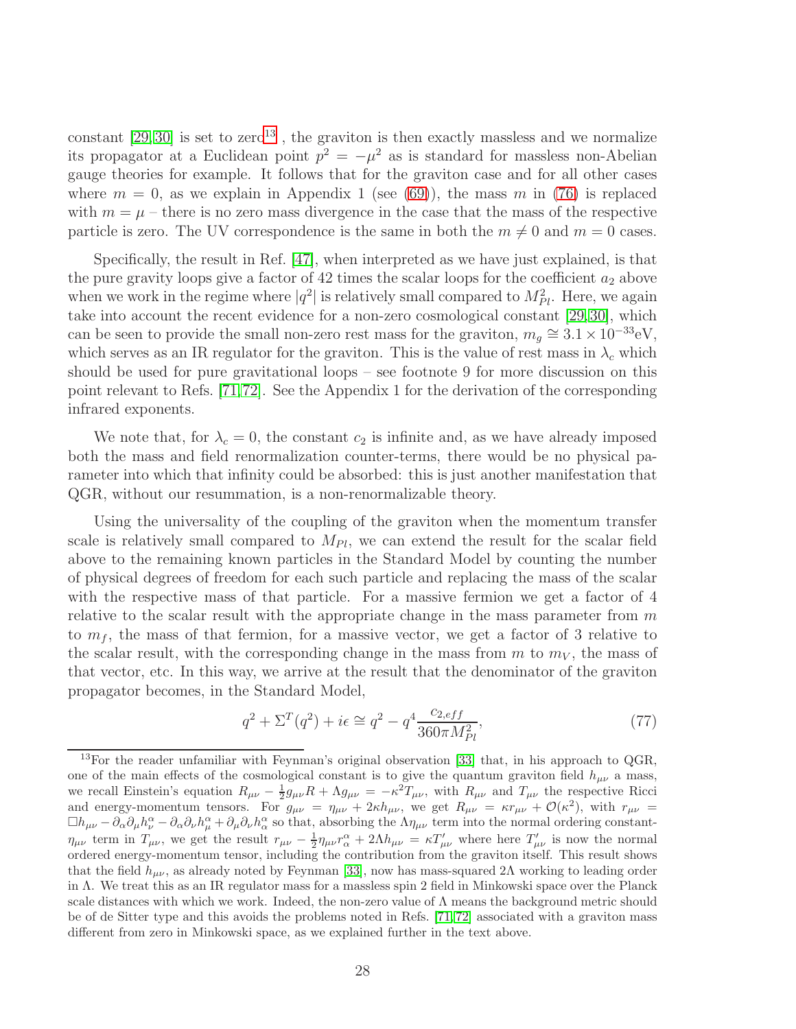constant [29,30] is set to zero[13], the graviton is then exactly massless and we normalize its propagator at a Euclidean point $p^2 = -\mu^2$ as is standard for massless non-Abelian gauge theories for example. It follows that for the graviton case and for all other cases where $m = 0$, as we explain in Appendix 1 (see (69)), the mass $m$ in (76) is replaced with $m = \mu$ – there is no zero mass divergence in the case that the mass of the respective particle is zero. The UV correspondence is the same in both the $m \neq 0$ and $m = 0$ cases.

Specifically, the result in Ref. [47], when interpreted as we have just explained, is that the pure gravity loops give a factor of 42 times the scalar loops for the coefficient $a_2$ above when we work in the regime where $|q^2|$ is relatively small compared to $M_{Pl}^2$. Here, we again take into account the recent evidence for a non-zero cosmological constant [29,30], which can be seen to provide the small non-zero rest mass for the graviton, $m_g \cong 3.1 \times 10^{-33}$eV, which serves as an IR regulator for the graviton. This is the value of rest mass in $\lambda_c$ which should be used for pure gravitational loops – see footnote 9 for more discussion on this point relevant to Refs. [71,72]. See the Appendix 1 for the derivation of the corresponding infrared exponents.

We note that, for $\lambda_c = 0$, the constant $c_2$ is infinite and, as we have already imposed both the mass and field renormalization counter-terms, there would be no physical parameter into which that infinity could be absorbed: this is just another manifestation that QGR, without our resummation, is a non-renormalizable theory.

Using the universality of the coupling of the graviton when the momentum transfer scale is relatively small compared to $M_{Pl}$, we can extend the result for the scalar field above to the remaining known particles in the Standard Model by counting the number of physical degrees of freedom for each such particle and replacing the mass of the scalar with the respective mass of that particle. For a massive fermion we get a factor of 4 relative to the scalar result with the appropriate change in the mass parameter from $m$ to $m_f$, the mass of that fermion, for a massive vector, we get a factor of 3 relative to the scalar result, with the corresponding change in the mass from $m$ to $m_V$, the mass of that vector, etc. In this way, we arrive at the result that the denominator of the graviton propagator becomes, in the Standard Model,

$$q^2 + \Sigma^T(q^2) + i\epsilon \cong q^2 - q^4 \frac{c_{2,eff}}{360\pi M_{Pl}^2}, \tag{77}$$

[13] For the reader unfamiliar with Feynman's original observation [33] that, in his approach to QGR, one of the main effects of the cosmological constant is to give the quantum graviton field $h_{\mu\nu}$ a mass, we recall Einstein's equation $R_{\mu\nu} - \frac{1}{2}g_{\mu\nu}R + \Lambda g_{\mu\nu} = -\kappa^2 T_{\mu\nu}$, with $R_{\mu\nu}$ and $T_{\mu\nu}$ the respective Ricci and energy-momentum tensors. For $g_{\mu\nu} = \eta_{\mu\nu} + 2\kappa h_{\mu\nu}$, we get $R_{\mu\nu} = \kappa r_{\mu\nu} + \mathcal{O}(\kappa^2)$, with $r_{\mu\nu} = \Box h_{\mu\nu} - \partial_\alpha\partial_\mu h^\alpha_\nu - \partial_\alpha\partial_\nu h^\alpha_\mu + \partial_\mu\partial_\nu h^\alpha_\alpha$ so that, absorbing the $\Lambda\eta_{\mu\nu}$ term into the normal ordering constant-$\eta_{\mu\nu}$ term in $T_{\mu\nu}$, we get the result $r_{\mu\nu} - \frac{1}{2}\eta_{\mu\nu}r^\alpha_\alpha + 2\Lambda h_{\mu\nu} = \kappa T'_{\mu\nu}$ where here $T'_{\mu\nu}$ is now the normal ordered energy-momentum tensor, including the contribution from the graviton itself. This result shows that the field $h_{\mu\nu}$, as already noted by Feynman [33], now has mass-squared $2\Lambda$ working to leading order in $\Lambda$. We treat this as an IR regulator mass for a massless spin 2 field in Minkowski space over the Planck scale distances with which we work. Indeed, the non-zero value of $\Lambda$ means the background metric should be of de Sitter type and this avoids the problems noted in Refs. [71,72] associated with a graviton mass different from zero in Minkowski space, as we explained further in the text above.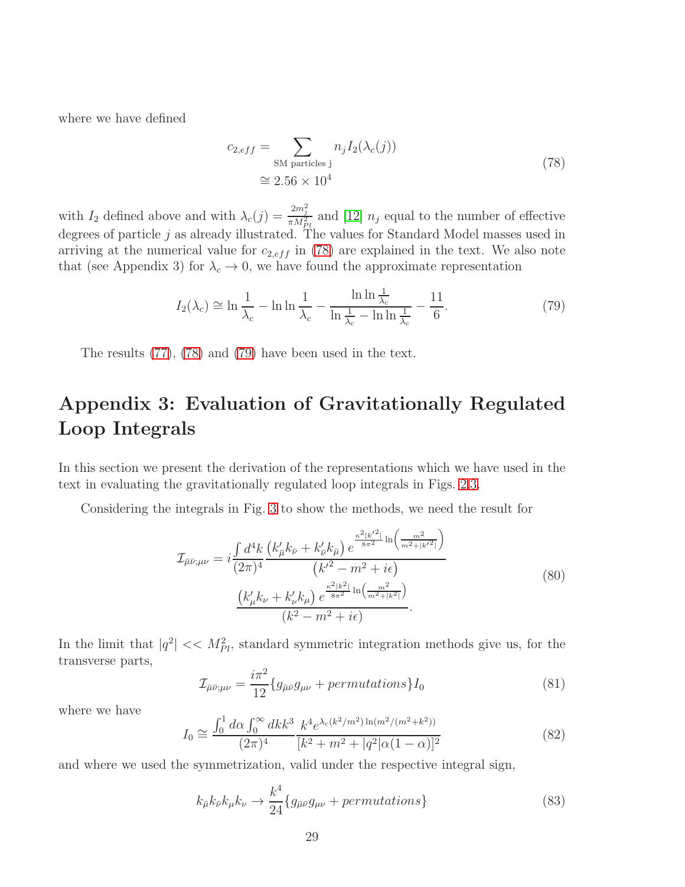where we have defined

$$
\begin{aligned}
c_{2,eff} &= \sum_{\text{SM particles j}} n_j I_2(\lambda_c(j)) \\
&\cong 2.56 \times 10^4
\end{aligned}
\tag{78}
$$

with $I_2$ defined above and with $\lambda_c(j) = \frac{2m_j^2}{\pi M_{Pl}^2}$ and [12] $n_j$ equal to the number of effective degrees of particle $j$ as already illustrated. The values for Standard Model masses used in arriving at the numerical value for $c_{2,eff}$ in (78) are explained in the text. We also note that (see Appendix 3) for $\lambda_c \to 0$, we have found the approximate representation

$$
I_2(\lambda_c) \cong \ln\frac{1}{\lambda_c} - \ln\ln\frac{1}{\lambda_c} - \frac{\ln\ln\frac{1}{\lambda_c}}{\ln\frac{1}{\lambda_c} - \ln\ln\frac{1}{\lambda_c}} - \frac{11}{6}. \tag{79}
$$

The results (77), (78) and (79) have been used in the text.

# Appendix 3: Evaluation of Gravitationally Regulated Loop Integrals

In this section we present the derivation of the representations which we have used in the text in evaluating the gravitationally regulated loop integrals in Figs. 2,3.

Considering the integrals in Fig. 3 to show the methods, we need the result for

$$
\begin{aligned}
\mathcal{I}_{\bar{\mu}\bar{\nu};\mu\nu} = i\frac{\int d^4k}{(2\pi)^4} &\frac{\left(k'_{\bar{\mu}}k_{\bar{\nu}} + k'_{\bar{\nu}}k_{\bar{\mu}}\right) e^{\frac{\kappa^2|k'^2|}{8\pi^2}\ln\left(\frac{m^2}{m^2+|k'^2|}\right)}}{\left(k'^2 - m^2 + i\epsilon\right)} \\
&\frac{\left(k'_{\mu}k_{\nu} + k'_{\nu}k_{\mu}\right) e^{\frac{\kappa^2|k^2|}{8\pi^2}\ln\left(\frac{m^2}{m^2+|k^2|}\right)}}{\left(k^2 - m^2 + i\epsilon\right)}.
\end{aligned}
\tag{80}
$$

In the limit that $|q^2| << M_{Pl}^2$, standard symmetric integration methods give us, for the transverse parts,

$$
\mathcal{I}_{\bar{\mu}\bar{\nu};\mu\nu} = \frac{i\pi^2}{12}\{g_{\bar{\mu}\bar{\nu}}g_{\mu\nu} + permutations\}I_0 \tag{81}
$$

where we have

$$
I_0 \cong \frac{\int_0^1 d\alpha \int_0^\infty dk k^3}{(2\pi)^4} \frac{k^4 e^{\lambda_c(k^2/m^2)\ln(m^2/(m^2+k^2))}}{[k^2 + m^2 + |q^2|\alpha(1-\alpha)]^2} \tag{82}
$$

and where we used the symmetrization, valid under the respective integral sign,

$$
k_{\bar{\mu}}k_{\bar{\nu}}k_{\mu}k_{\nu} \to \frac{k^4}{24}\{g_{\bar{\mu}\bar{\nu}}g_{\mu\nu} + permutations\} \tag{83}
$$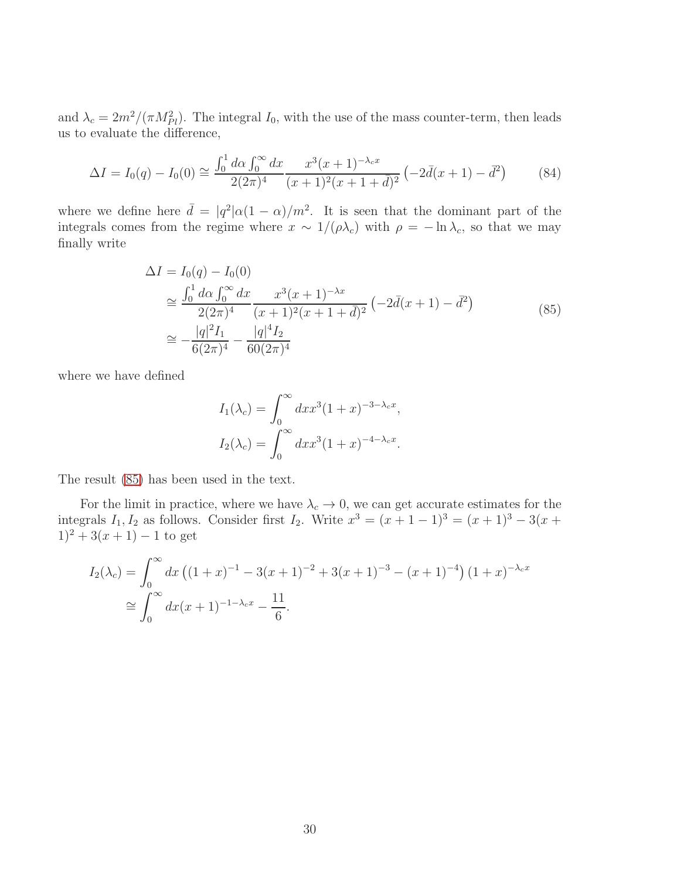and $\lambda_c = 2m^2/(\pi M_{Pl}^2)$. The integral $I_0$, with the use of the mass counter-term, then leads us to evaluate the difference,

$$\Delta I = I_0(q) - I_0(0) \cong \frac{\int_0^1 d\alpha \int_0^\infty dx}{2(2\pi)^4} \frac{x^3(x+1)^{-\lambda_c x}}{(x+1)^2(x+1+\bar{d})^2}\left(-2\bar{d}(x+1) - \bar{d}^2\right) \tag{84}$$

where we define here $\bar{d} = |q^2|\alpha(1-\alpha)/m^2$. It is seen that the dominant part of the integrals comes from the regime where $x \sim 1/(\rho\lambda_c)$ with $\rho = -\ln\lambda_c$, so that we may finally write

$$\begin{aligned}
\Delta I &= I_0(q) - I_0(0) \\
&\cong \frac{\int_0^1 d\alpha \int_0^\infty dx}{2(2\pi)^4} \frac{x^3(x+1)^{-\lambda x}}{(x+1)^2(x+1+\bar{d})^2}\left(-2\bar{d}(x+1) - \bar{d}^2\right) \\
&\cong -\frac{|q|^2 I_1}{6(2\pi)^4} - \frac{|q|^4 I_2}{60(2\pi)^4}
\end{aligned} \tag{85}$$

where we have defined

$$\begin{aligned}
I_1(\lambda_c) &= \int_0^\infty dx x^3(1+x)^{-3-\lambda_c x}, \\
I_2(\lambda_c) &= \int_0^\infty dx x^3(1+x)^{-4-\lambda_c x}.
\end{aligned}$$

The result (85) has been used in the text.

For the limit in practice, where we have $\lambda_c \to 0$, we can get accurate estimates for the integrals $I_1, I_2$ as follows. Consider first $I_2$. Write $x^3 = (x+1-1)^3 = (x+1)^3 - 3(x+1)^2 + 3(x+1) - 1$ to get

$$\begin{aligned}
I_2(\lambda_c) &= \int_0^\infty dx \left((1+x)^{-1} - 3(x+1)^{-2} + 3(x+1)^{-3} - (x+1)^{-4}\right)(1+x)^{-\lambda_c x} \\
&\cong \int_0^\infty dx (x+1)^{-1-\lambda_c x} - \frac{11}{6}.
\end{aligned}$$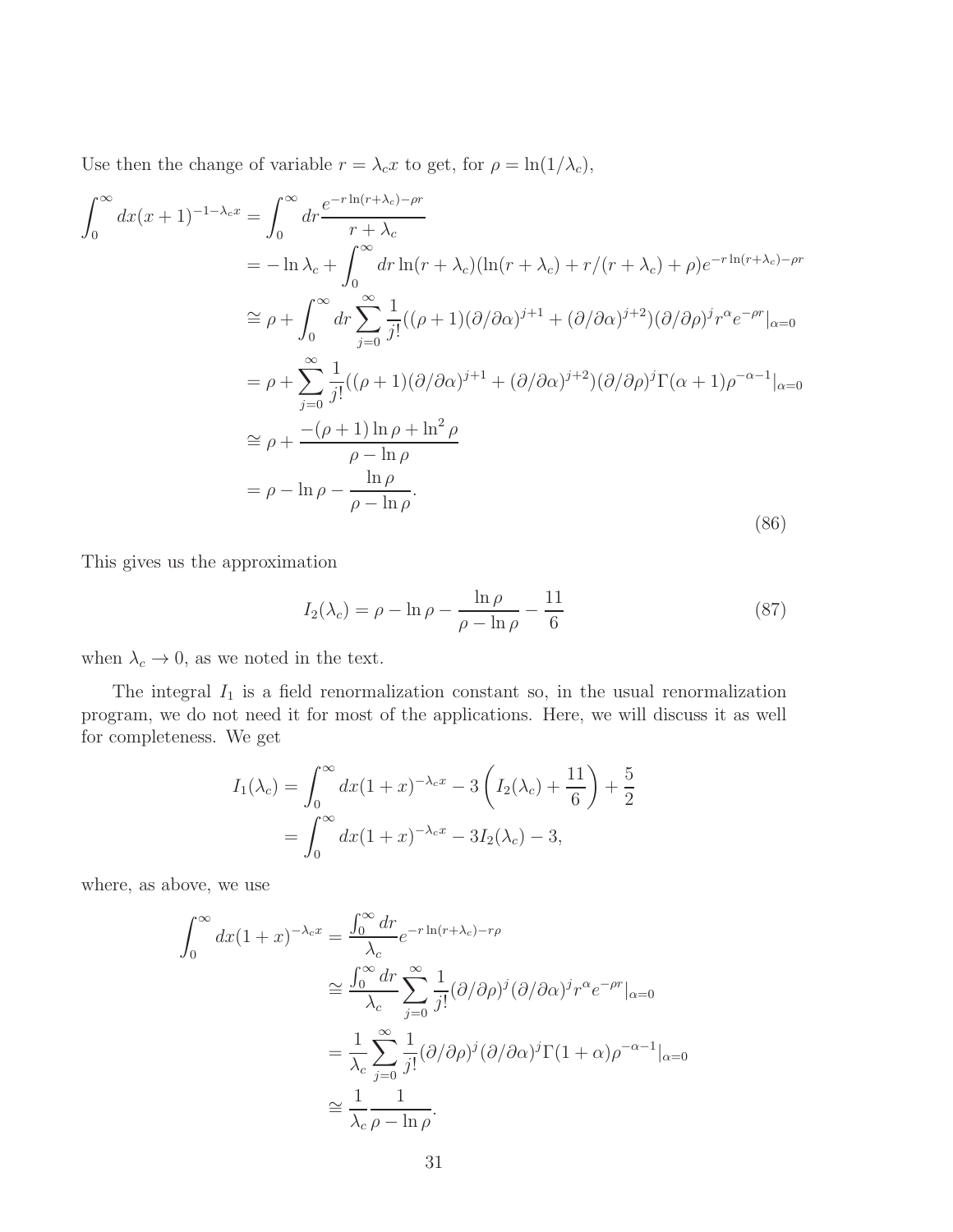Use then the change of variable $r = \lambda_c x$ to get, for $\rho = \ln(1/\lambda_c)$,

$$
\begin{aligned}
\int_0^\infty dx(x+1)^{-1-\lambda_c x} &= \int_0^\infty dr \frac{e^{-r\ln(r+\lambda_c)-\rho r}}{r+\lambda_c} \\
&= -\ln\lambda_c + \int_0^\infty dr \ln(r+\lambda_c)(\ln(r+\lambda_c)+r/(r+\lambda_c)+\rho)e^{-r\ln(r+\lambda_c)-\rho r} \\
&\cong \rho + \int_0^\infty dr \sum_{j=0}^\infty \frac{1}{j!}((\rho+1)(\partial/\partial\alpha)^{j+1} + (\partial/\partial\alpha)^{j+2})(\partial/\partial\rho)^j r^\alpha e^{-\rho r}|_{\alpha=0} \\
&= \rho + \sum_{j=0}^\infty \frac{1}{j!}((\rho+1)(\partial/\partial\alpha)^{j+1} + (\partial/\partial\alpha)^{j+2})(\partial/\partial\rho)^j \Gamma(\alpha+1)\rho^{-\alpha-1}|_{\alpha=0} \\
&\cong \rho + \frac{-(\rho+1)\ln\rho + \ln^2\rho}{\rho - \ln\rho} \\
&= \rho - \ln\rho - \frac{\ln\rho}{\rho-\ln\rho}.
\end{aligned}
\tag{86}
$$

This gives us the approximation

$$
I_2(\lambda_c) = \rho - \ln\rho - \frac{\ln\rho}{\rho - \ln\rho} - \frac{11}{6} \tag{87}
$$

when $\lambda_c \to 0$, as we noted in the text.

The integral $I_1$ is a field renormalization constant so, in the usual renormalization program, we do not need it for most of the applications. Here, we will discuss it as well for completeness. We get

$$
\begin{aligned}
I_1(\lambda_c) &= \int_0^\infty dx(1+x)^{-\lambda_c x} - 3\left(I_2(\lambda_c) + \frac{11}{6}\right) + \frac{5}{2} \\
&= \int_0^\infty dx(1+x)^{-\lambda_c x} - 3I_2(\lambda_c) - 3,
\end{aligned}
$$

where, as above, we use

$$
\begin{aligned}
\int_0^\infty dx(1+x)^{-\lambda_c x} &= \frac{\int_0^\infty dr}{\lambda_c} e^{-r\ln(r+\lambda_c)-r\rho} \\
&\cong \frac{\int_0^\infty dr}{\lambda_c} \sum_{j=0}^\infty \frac{1}{j!}(\partial/\partial\rho)^j(\partial/\partial\alpha)^j r^\alpha e^{-\rho r}|_{\alpha=0} \\
&= \frac{1}{\lambda_c}\sum_{j=0}^\infty \frac{1}{j!}(\partial/\partial\rho)^j(\partial/\partial\alpha)^j \Gamma(1+\alpha)\rho^{-\alpha-1}|_{\alpha=0} \\
&\cong \frac{1}{\lambda_c}\frac{1}{\rho-\ln\rho}.
\end{aligned}
$$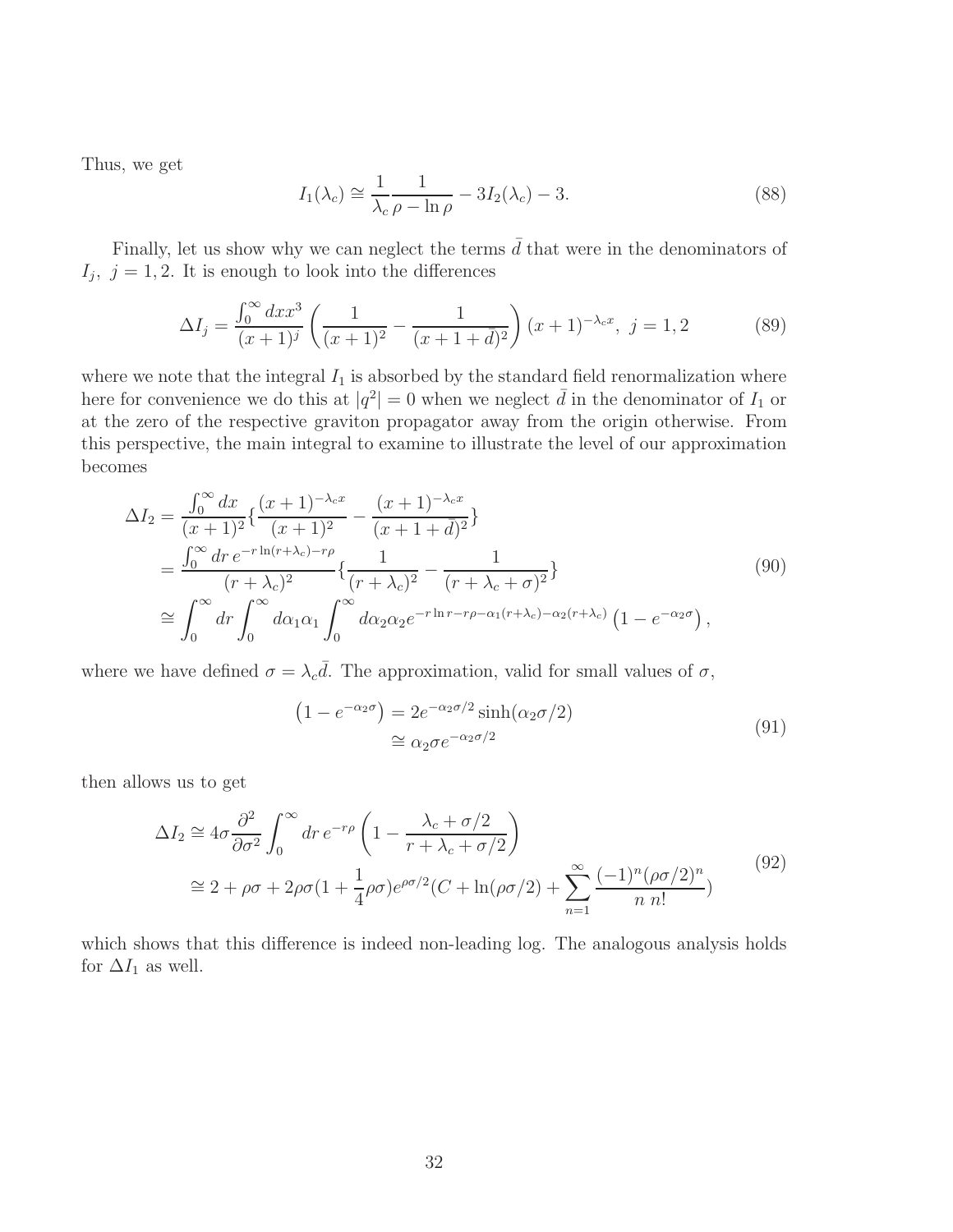Thus, we get

$$I_1(\lambda_c) \cong \frac{1}{\lambda_c}\frac{1}{\rho - \ln\rho} - 3I_2(\lambda_c) - 3. \tag{88}$$

Finally, let us show why we can neglect the terms $\bar{d}$ that were in the denominators of $I_j,\ j = 1, 2$. It is enough to look into the differences

$$\Delta I_j = \frac{\int_0^\infty dx x^3}{(x+1)^j}\left(\frac{1}{(x+1)^2} - \frac{1}{(x+1+\bar{d})^2}\right)(x+1)^{-\lambda_c x},\ j = 1, 2 \tag{89}$$

where we note that the integral $I_1$ is absorbed by the standard field renormalization where here for convenience we do this at $|q^2| = 0$ when we neglect $\bar{d}$ in the denominator of $I_1$ or at the zero of the respective graviton propagator away from the origin otherwise. From this perspective, the main integral to examine to illustrate the level of our approximation becomes

$$\begin{aligned}
\Delta I_2 &= \frac{\int_0^\infty dx}{(x+1)^2}\{\frac{(x+1)^{-\lambda_c x}}{(x+1)^2} - \frac{(x+1)^{-\lambda_c x}}{(x+1+\bar{d})^2}\} \\
&= \frac{\int_0^\infty dr\, e^{-r\ln(r+\lambda_c) - r\rho}}{(r+\lambda_c)^2}\{\frac{1}{(r+\lambda_c)^2} - \frac{1}{(r+\lambda_c+\sigma)^2}\} \\
&\cong \int_0^\infty dr \int_0^\infty d\alpha_1 \alpha_1 \int_0^\infty d\alpha_2 \alpha_2 e^{-r\ln r - r\rho - \alpha_1(r+\lambda_c) - \alpha_2(r+\lambda_c)}\left(1 - e^{-\alpha_2\sigma}\right),
\end{aligned} \tag{90}$$

where we have defined $\sigma = \lambda_c \bar{d}$. The approximation, valid for small values of $\sigma$,

$$\begin{aligned}
\left(1 - e^{-\alpha_2\sigma}\right) &= 2e^{-\alpha_2\sigma/2}\sinh(\alpha_2\sigma/2) \\
&\cong \alpha_2\sigma e^{-\alpha_2\sigma/2}
\end{aligned} \tag{91}$$

then allows us to get

$$\begin{aligned}
\Delta I_2 &\cong 4\sigma\frac{\partial^2}{\partial\sigma^2}\int_0^\infty dr\, e^{-r\rho}\left(1 - \frac{\lambda_c + \sigma/2}{r + \lambda_c + \sigma/2}\right) \\
&\cong 2 + \rho\sigma + 2\rho\sigma(1 + \frac{1}{4}\rho\sigma)e^{\rho\sigma/2}(C + \ln(\rho\sigma/2) + \sum_{n=1}^\infty \frac{(-1)^n(\rho\sigma/2)^n}{n\ n!})
\end{aligned} \tag{92}$$

which shows that this difference is indeed non-leading log. The analogous analysis holds for $\Delta I_1$ as well.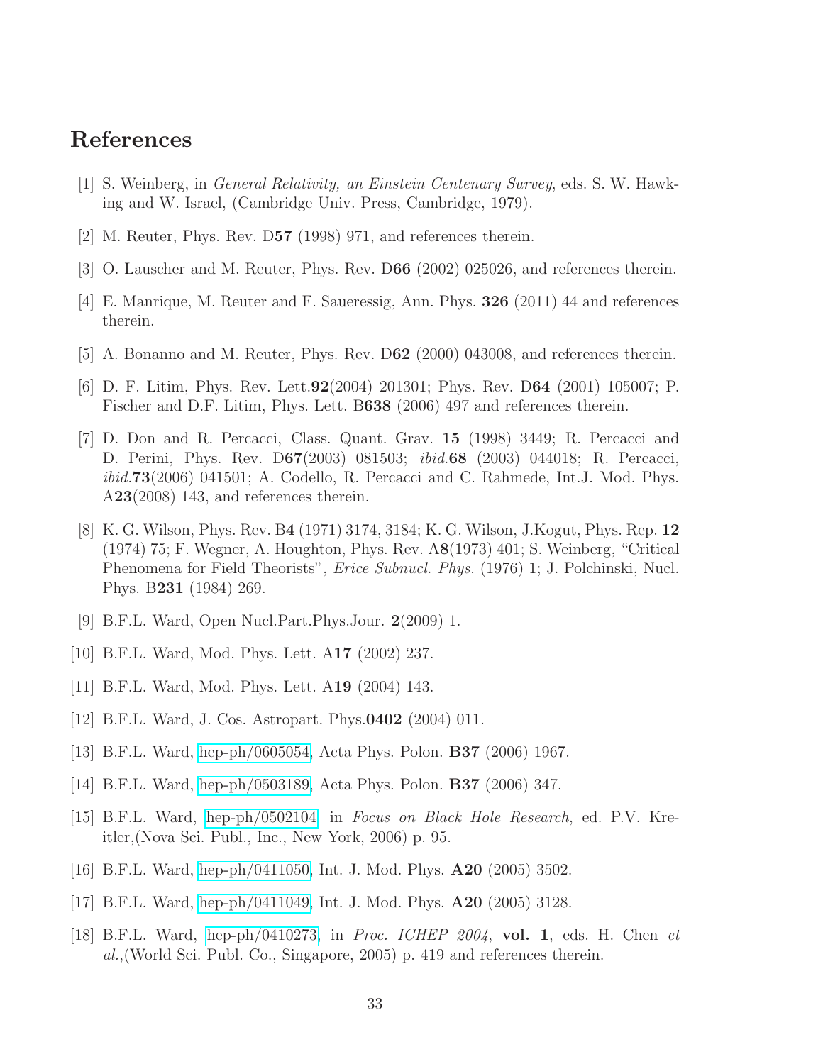# References

[1] S. Weinberg, in *General Relativity, an Einstein Centenary Survey*, eds. S. W. Hawking and W. Israel, (Cambridge Univ. Press, Cambridge, 1979).

[2] M. Reuter, Phys. Rev. D**57** (1998) 971, and references therein.

[3] O. Lauscher and M. Reuter, Phys. Rev. D**66** (2002) 025026, and references therein.

[4] E. Manrique, M. Reuter and F. Saueressig, Ann. Phys. **326** (2011) 44 and references therein.

[5] A. Bonanno and M. Reuter, Phys. Rev. D**62** (2000) 043008, and references therein.

[6] D. F. Litim, Phys. Rev. Lett.**92**(2004) 201301; Phys. Rev. D**64** (2001) 105007; P. Fischer and D.F. Litim, Phys. Lett. B**638** (2006) 497 and references therein.

[7] D. Don and R. Percacci, Class. Quant. Grav. **15** (1998) 3449; R. Percacci and D. Perini, Phys. Rev. D**67**(2003) 081503; *ibid.***68** (2003) 044018; R. Percacci, *ibid.***73**(2006) 041501; A. Codello, R. Percacci and C. Rahmede, Int.J. Mod. Phys. A**23**(2008) 143, and references therein.

[8] K. G. Wilson, Phys. Rev. B**4** (1971) 3174, 3184; K. G. Wilson, J.Kogut, Phys. Rep. **12** (1974) 75; F. Wegner, A. Houghton, Phys. Rev. A**8**(1973) 401; S. Weinberg, "Critical Phenomena for Field Theorists", *Erice Subnucl. Phys.* (1976) 1; J. Polchinski, Nucl. Phys. B**231** (1984) 269.

[9] B.F.L. Ward, Open Nucl.Part.Phys.Jour. **2**(2009) 1.

[10] B.F.L. Ward, Mod. Phys. Lett. A**17** (2002) 237.

[11] B.F.L. Ward, Mod. Phys. Lett. A**19** (2004) 143.

[12] B.F.L. Ward, J. Cos. Astropart. Phys.**0402** (2004) 011.

[13] B.F.L. Ward, hep-ph/0605054, Acta Phys. Polon. **B37** (2006) 1967.

[14] B.F.L. Ward, hep-ph/0503189, Acta Phys. Polon. **B37** (2006) 347.

[15] B.F.L. Ward, hep-ph/0502104, in *Focus on Black Hole Research*, ed. P.V. Kreitler,(Nova Sci. Publ., Inc., New York, 2006) p. 95.

[16] B.F.L. Ward, hep-ph/0411050, Int. J. Mod. Phys. **A20** (2005) 3502.

[17] B.F.L. Ward, hep-ph/0411049, Int. J. Mod. Phys. **A20** (2005) 3128.

[18] B.F.L. Ward, hep-ph/0410273, in *Proc. ICHEP 2004*, **vol. 1**, eds. H. Chen *et al.*,(World Sci. Publ. Co., Singapore, 2005) p. 419 and references therein.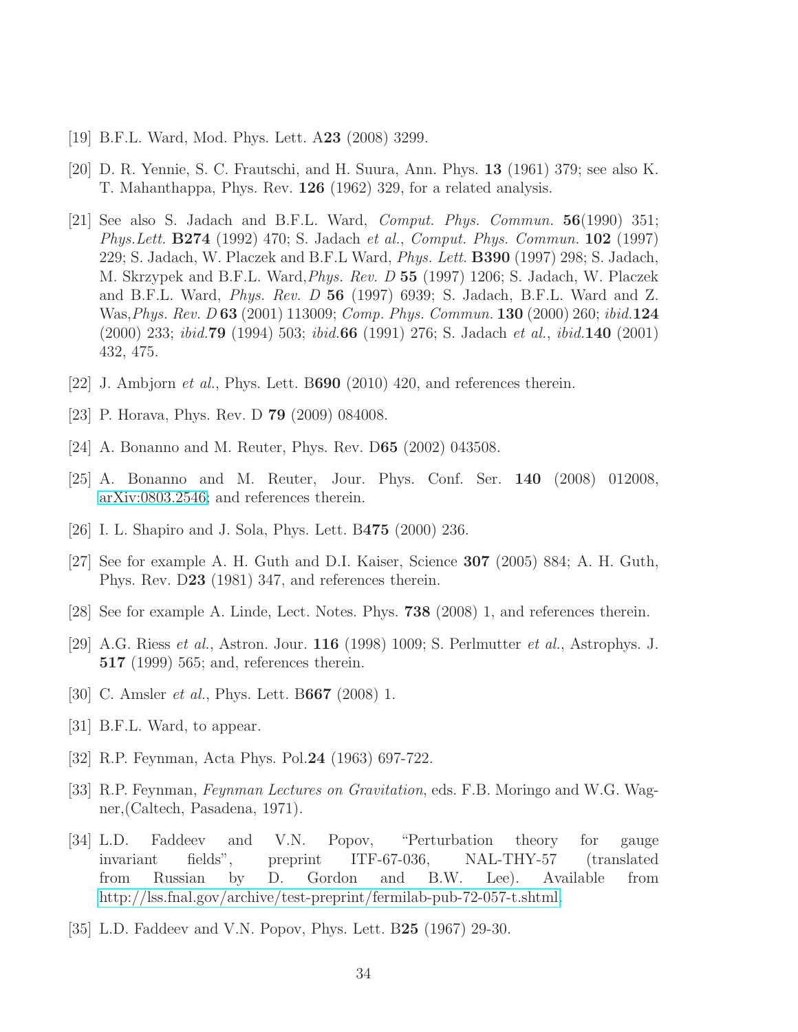[19] B.F.L. Ward, Mod. Phys. Lett. A**23** (2008) 3299.

[20] D. R. Yennie, S. C. Frautschi, and H. Suura, Ann. Phys. **13** (1961) 379; see also K. T. Mahanthappa, Phys. Rev. **126** (1962) 329, for a related analysis.

[21] See also S. Jadach and B.F.L. Ward, *Comput. Phys. Commun.* **56**(1990) 351; *Phys.Lett.* **B274** (1992) 470; S. Jadach *et al.*, *Comput. Phys. Commun.* **102** (1997) 229; S. Jadach, W. Placzek and B.F.L Ward, *Phys. Lett.* **B390** (1997) 298; S. Jadach, M. Skrzypek and B.F.L. Ward,*Phys. Rev. D* **55** (1997) 1206; S. Jadach, W. Placzek and B.F.L. Ward, *Phys. Rev. D* **56** (1997) 6939; S. Jadach, B.F.L. Ward and Z. Was,*Phys. Rev. D* **63** (2001) 113009; *Comp. Phys. Commun.* **130** (2000) 260; *ibid.***124** (2000) 233; *ibid.***79** (1994) 503; *ibid.***66** (1991) 276; S. Jadach *et al.*, *ibid.***140** (2001) 432, 475.

[22] J. Ambjorn *et al.*, Phys. Lett. B**690** (2010) 420, and references therein.

[23] P. Horava, Phys. Rev. D **79** (2009) 084008.

[24] A. Bonanno and M. Reuter, Phys. Rev. D**65** (2002) 043508.

[25] A. Bonanno and M. Reuter, Jour. Phys. Conf. Ser. **140** (2008) 012008, arXiv:0803.2546; and references therein.

[26] I. L. Shapiro and J. Sola, Phys. Lett. B**475** (2000) 236.

[27] See for example A. H. Guth and D.I. Kaiser, Science **307** (2005) 884; A. H. Guth, Phys. Rev. D**23** (1981) 347, and references therein.

[28] See for example A. Linde, Lect. Notes. Phys. **738** (2008) 1, and references therein.

[29] A.G. Riess *et al.*, Astron. Jour. **116** (1998) 1009; S. Perlmutter *et al.*, Astrophys. J. **517** (1999) 565; and, references therein.

[30] C. Amsler *et al.*, Phys. Lett. B**667** (2008) 1.

[31] B.F.L. Ward, to appear.

[32] R.P. Feynman, Acta Phys. Pol.**24** (1963) 697-722.

[33] R.P. Feynman, *Feynman Lectures on Gravitation*, eds. F.B. Moringo and W.G. Wagner,(Caltech, Pasadena, 1971).

[34] L.D. Faddeev and V.N. Popov, "Perturbation theory for gauge invariant fields", preprint ITF-67-036, NAL-THY-57 (translated from Russian by D. Gordon and B.W. Lee). Available from http://lss.fnal.gov/archive/test-preprint/fermilab-pub-72-057-t.shtml.

[35] L.D. Faddeev and V.N. Popov, Phys. Lett. B**25** (1967) 29-30.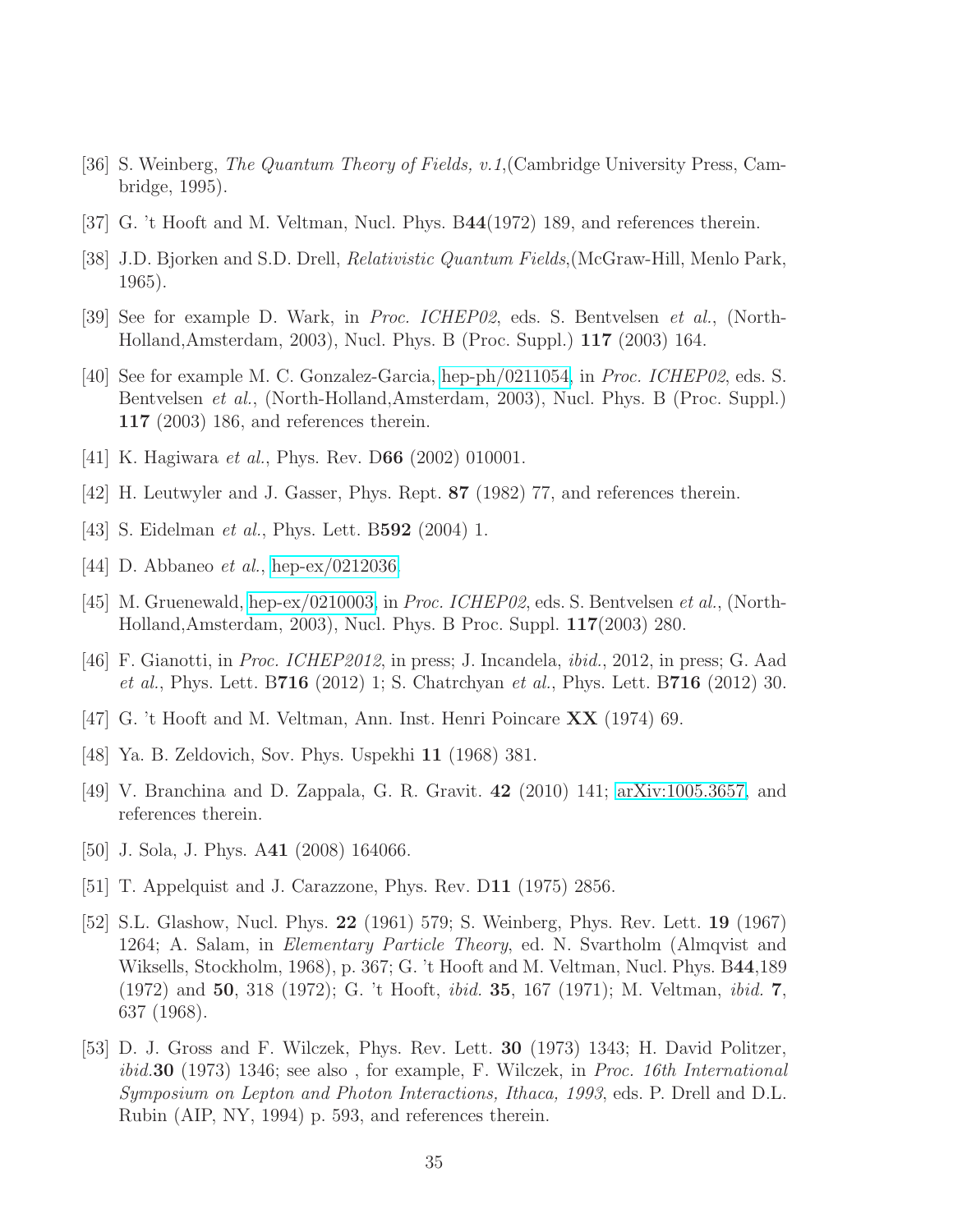[36] S. Weinberg, *The Quantum Theory of Fields, v.1*,(Cambridge University Press, Cambridge, 1995).

[37] G. 't Hooft and M. Veltman, Nucl. Phys. B**44**(1972) 189, and references therein.

[38] J.D. Bjorken and S.D. Drell, *Relativistic Quantum Fields*,(McGraw-Hill, Menlo Park, 1965).

[39] See for example D. Wark, in *Proc. ICHEP02*, eds. S. Bentvelsen *et al.*, (North-Holland,Amsterdam, 2003), Nucl. Phys. B (Proc. Suppl.) **117** (2003) 164.

[40] See for example M. C. Gonzalez-Garcia, hep-ph/0211054, in *Proc. ICHEP02*, eds. S. Bentvelsen *et al.*, (North-Holland,Amsterdam, 2003), Nucl. Phys. B (Proc. Suppl.) **117** (2003) 186, and references therein.

[41] K. Hagiwara *et al.*, Phys. Rev. D**66** (2002) 010001.

[42] H. Leutwyler and J. Gasser, Phys. Rept. **87** (1982) 77, and references therein.

[43] S. Eidelman *et al.*, Phys. Lett. B**592** (2004) 1.

[44] D. Abbaneo *et al.*, hep-ex/0212036.

[45] M. Gruenewald, hep-ex/0210003, in *Proc. ICHEP02*, eds. S. Bentvelsen *et al.*, (North-Holland,Amsterdam, 2003), Nucl. Phys. B Proc. Suppl. **117**(2003) 280.

[46] F. Gianotti, in *Proc. ICHEP2012*, in press; J. Incandela, *ibid.*, 2012, in press; G. Aad *et al.*, Phys. Lett. B**716** (2012) 1; S. Chatrchyan *et al.*, Phys. Lett. B**716** (2012) 30.

[47] G. 't Hooft and M. Veltman, Ann. Inst. Henri Poincare **XX** (1974) 69.

[48] Ya. B. Zeldovich, Sov. Phys. Uspekhi **11** (1968) 381.

[49] V. Branchina and D. Zappala, G. R. Gravit. **42** (2010) 141; arXiv:1005.3657, and references therein.

[50] J. Sola, J. Phys. A**41** (2008) 164066.

[51] T. Appelquist and J. Carazzone, Phys. Rev. D**11** (1975) 2856.

[52] S.L. Glashow, Nucl. Phys. **22** (1961) 579; S. Weinberg, Phys. Rev. Lett. **19** (1967) 1264; A. Salam, in *Elementary Particle Theory*, ed. N. Svartholm (Almqvist and Wiksells, Stockholm, 1968), p. 367; G. 't Hooft and M. Veltman, Nucl. Phys. B**44**,189 (1972) and **50**, 318 (1972); G. 't Hooft, *ibid.* **35**, 167 (1971); M. Veltman, *ibid.* **7**, 637 (1968).

[53] D. J. Gross and F. Wilczek, Phys. Rev. Lett. **30** (1973) 1343; H. David Politzer, *ibid.***30** (1973) 1346; see also , for example, F. Wilczek, in *Proc. 16th International Symposium on Lepton and Photon Interactions, Ithaca, 1993*, eds. P. Drell and D.L. Rubin (AIP, NY, 1994) p. 593, and references therein.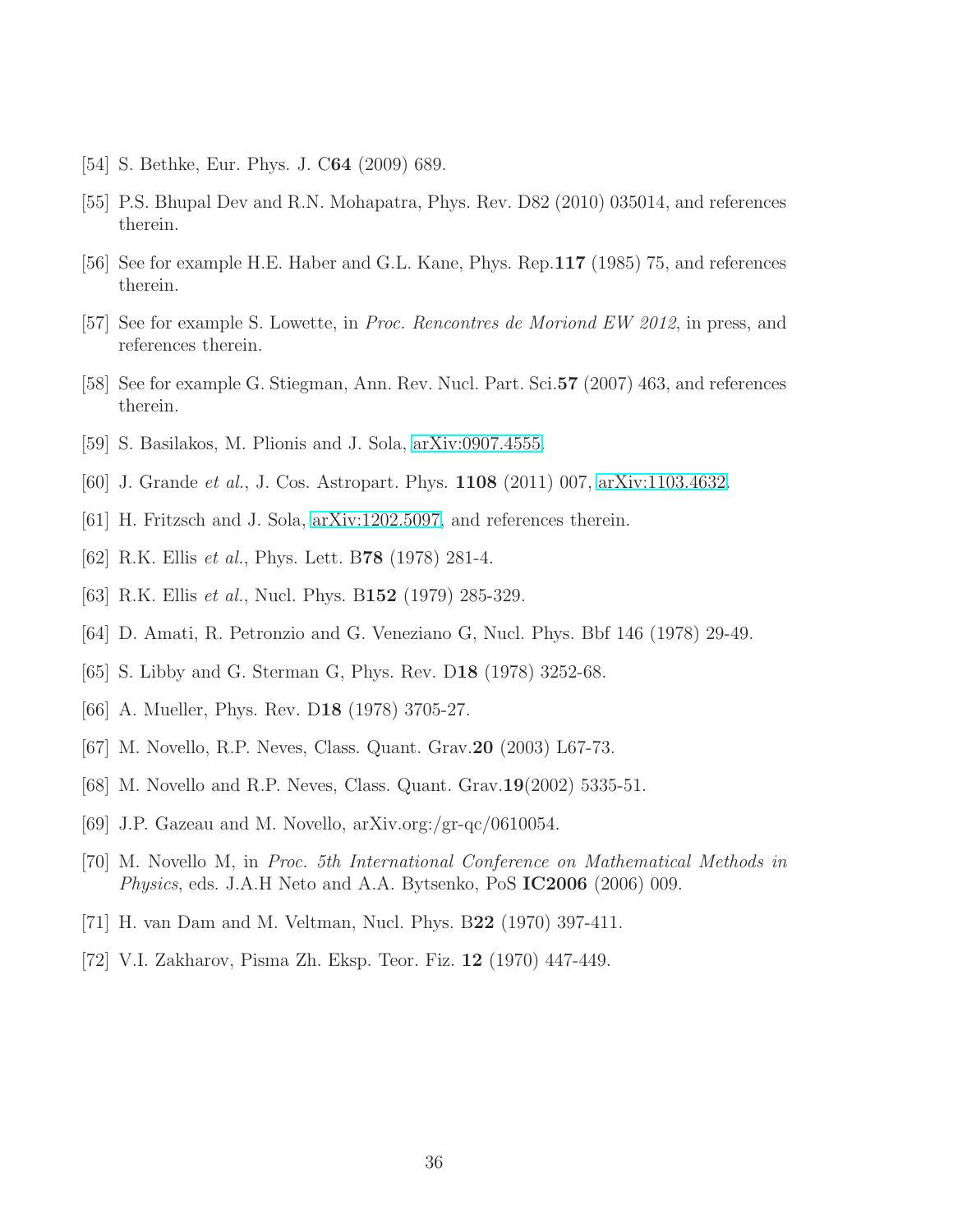[54] S. Bethke, Eur. Phys. J. C**64** (2009) 689.

[55] P.S. Bhupal Dev and R.N. Mohapatra, Phys. Rev. D82 (2010) 035014, and references therein.

[56] See for example H.E. Haber and G.L. Kane, Phys. Rep.**117** (1985) 75, and references therein.

[57] See for example S. Lowette, in *Proc. Rencontres de Moriond EW 2012*, in press, and references therein.

[58] See for example G. Stiegman, Ann. Rev. Nucl. Part. Sci.**57** (2007) 463, and references therein.

[59] S. Basilakos, M. Plionis and J. Sola, arXiv:0907.4555.

[60] J. Grande *et al.*, J. Cos. Astropart. Phys. **1108** (2011) 007, arXiv:1103.4632.

[61] H. Fritzsch and J. Sola, arXiv:1202.5097, and references therein.

[62] R.K. Ellis *et al.*, Phys. Lett. B**78** (1978) 281-4.

[63] R.K. Ellis *et al.*, Nucl. Phys. B**152** (1979) 285-329.

[64] D. Amati, R. Petronzio and G. Veneziano G, Nucl. Phys. Bbf 146 (1978) 29-49.

[65] S. Libby and G. Sterman G, Phys. Rev. D**18** (1978) 3252-68.

[66] A. Mueller, Phys. Rev. D**18** (1978) 3705-27.

[67] M. Novello, R.P. Neves, Class. Quant. Grav.**20** (2003) L67-73.

[68] M. Novello and R.P. Neves, Class. Quant. Grav.**19**(2002) 5335-51.

[69] J.P. Gazeau and M. Novello, arXiv.org:/gr-qc/0610054.

[70] M. Novello M, in *Proc. 5th International Conference on Mathematical Methods in Physics*, eds. J.A.H Neto and A.A. Bytsenko, PoS **IC2006** (2006) 009.

[71] H. van Dam and M. Veltman, Nucl. Phys. B**22** (1970) 397-411.

[72] V.I. Zakharov, Pisma Zh. Eksp. Teor. Fiz. **12** (1970) 447-449.